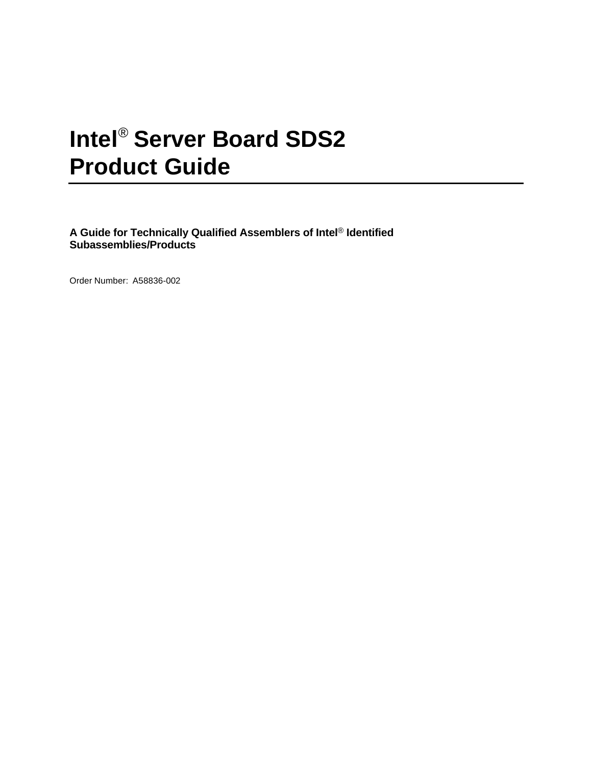# Intel® Server Board SDS2 Product Guide

---

**A Guide for Technically Qualified Assemblers of Intel® Identified Subassemblies/Products**

Order Number: A58836-002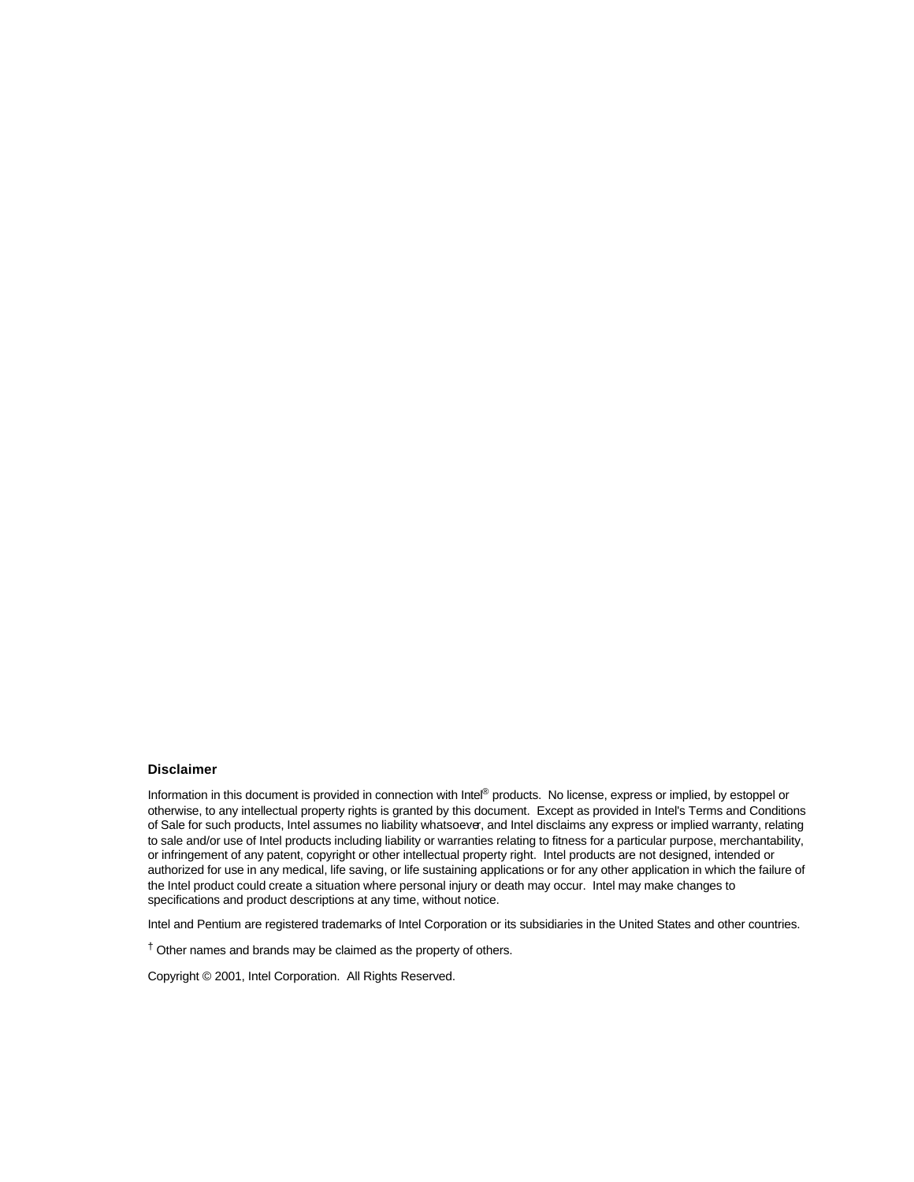### Disclaimer

Information in this document is provided in connection with Intel® products. No license, express or implied, by estoppel or otherwise, to any intellectual property rights is granted by this document. Except as provided in Intel's Terms and Conditions of Sale for such products, Intel assumes no liability whatsoever, and Intel disclaims any express or implied warranty, relating to sale and/or use of Intel products including liability or warranties relating to fitness for a particular purpose, merchantability, or infringement of any patent, copyright or other intellectual property right. Intel products are not designed, intended or authorized for use in any medical, life saving, or life sustaining applications or for any other application in which the failure of the Intel product could create a situation where personal injury or death may occur. Intel may make changes to specifications and product descriptions at any time, without notice.

Intel and Pentium are registered trademarks of Intel Corporation or its subsidiaries in the United States and other countries.

† Other names and brands may be claimed as the property of others.

Copyright © 2001, Intel Corporation. All Rights Reserved.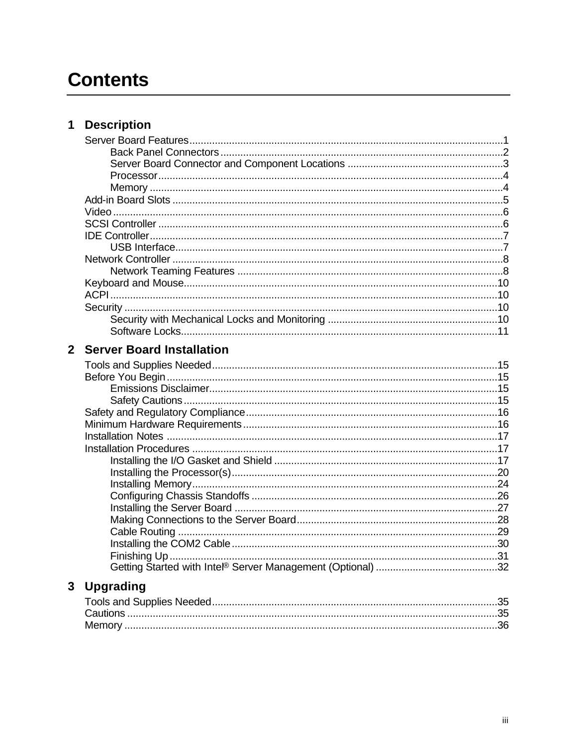# Contents

## 1 Description

Server Board Features ..... 1
- Back Panel Connectors ..... 2
- Server Board Connector and Component Locations ..... 3
- Processor ..... 4
- Memory ..... 4

Add-in Board Slots ..... 5
Video ..... 6
SCSI Controller ..... 6
IDE Controller ..... 7
- USB Interface ..... 7

Network Controller ..... 8
- Network Teaming Features ..... 8

Keyboard and Mouse ..... 10
ACPI ..... 10
Security ..... 10
- Security with Mechanical Locks and Monitoring ..... 10
- Software Locks ..... 11

## 2 Server Board Installation

Tools and Supplies Needed ..... 15
Before You Begin ..... 15
- Emissions Disclaimer ..... 15
- Safety Cautions ..... 15

Safety and Regulatory Compliance ..... 16
Minimum Hardware Requirements ..... 16
Installation Notes ..... 17
Installation Procedures ..... 17
- Installing the I/O Gasket and Shield ..... 17
- Installing the Processor(s) ..... 20
- Installing Memory ..... 24
- Configuring Chassis Standoffs ..... 26
- Installing the Server Board ..... 27
- Making Connections to the Server Board ..... 28
- Cable Routing ..... 29
- Installing the COM2 Cable ..... 30
- Finishing Up ..... 31
- Getting Started with Intel® Server Management (Optional) ..... 32

## 3 Upgrading

Tools and Supplies Needed ..... 35
Cautions ..... 35
Memory ..... 36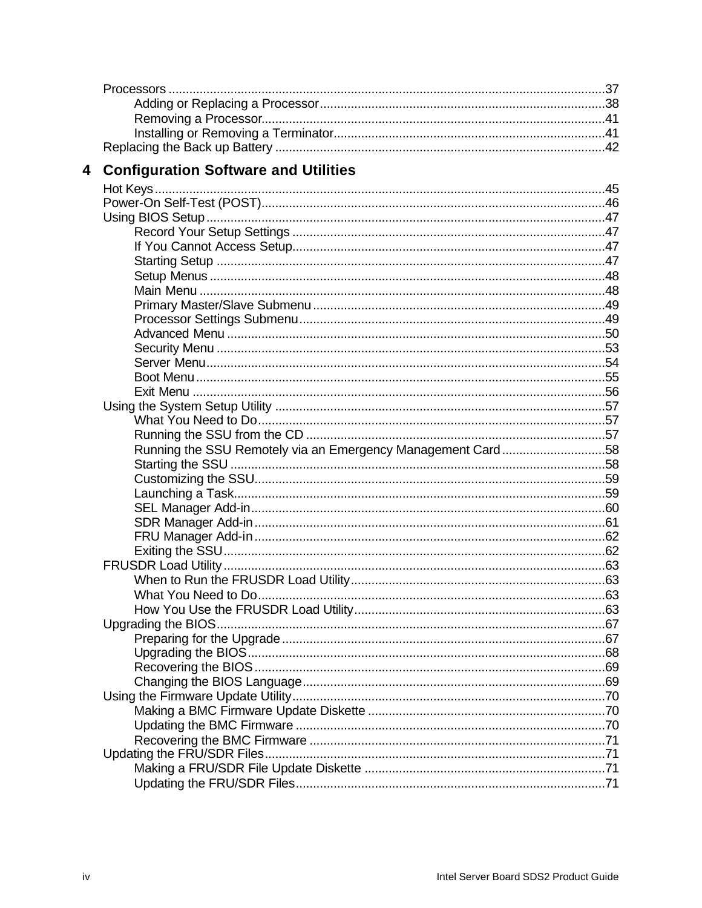Processors .....37
- Adding or Replacing a Processor .....38
- Removing a Processor .....41
- Installing or Removing a Terminator .....41

Replacing the Back up Battery .....42

## 4 Configuration Software and Utilities

Hot Keys .....45

Power-On Self-Test (POST) .....46

Using BIOS Setup .....47
- Record Your Setup Settings .....47
- If You Cannot Access Setup .....47
- Starting Setup .....47
- Setup Menus .....48
- Main Menu .....48
- Primary Master/Slave Submenu .....49
- Processor Settings Submenu .....49
- Advanced Menu .....50
- Security Menu .....53
- Server Menu .....54
- Boot Menu .....55
- Exit Menu .....56

Using the System Setup Utility .....57
- What You Need to Do .....57
- Running the SSU from the CD .....57
- Running the SSU Remotely via an Emergency Management Card .....58
- Starting the SSU .....58
- Customizing the SSU .....59
- Launching a Task .....59
- SEL Manager Add-in .....60
- SDR Manager Add-in .....61
- FRU Manager Add-in .....62
- Exiting the SSU .....62

FRUSDR Load Utility .....63
- When to Run the FRUSDR Load Utility .....63
- What You Need to Do .....63
- How You Use the FRUSDR Load Utility .....63

Upgrading the BIOS .....67
- Preparing for the Upgrade .....67
- Upgrading the BIOS .....68
- Recovering the BIOS .....69
- Changing the BIOS Language .....69

Using the Firmware Update Utility .....70
- Making a BMC Firmware Update Diskette .....70
- Updating the BMC Firmware .....70
- Recovering the BMC Firmware .....71

Updating the FRU/SDR Files .....71
- Making a FRU/SDR File Update Diskette .....71
- Updating the FRU/SDR Files .....71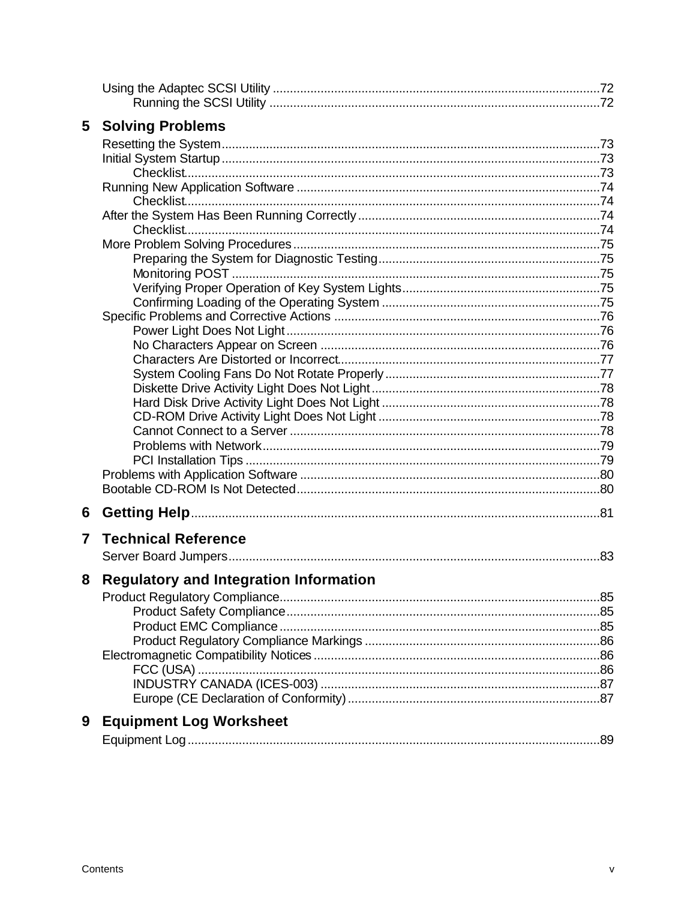Using the Adaptec SCSI Utility ....................................................................72
    Running the SCSI Utility ....................................................................72

**5 Solving Problems**

Resetting the System....................................................................73
Initial System Startup....................................................................73
    Checklist....................................................................73
Running New Application Software ....................................................................74
    Checklist....................................................................74
After the System Has Been Running Correctly....................................................................74
    Checklist....................................................................74
More Problem Solving Procedures....................................................................75
    Preparing the System for Diagnostic Testing....................................................................75
    Monitoring POST ....................................................................75
    Verifying Proper Operation of Key System Lights....................................................................75
    Confirming Loading of the Operating System ....................................................................75
Specific Problems and Corrective Actions ....................................................................76
    Power Light Does Not Light....................................................................76
    No Characters Appear on Screen ....................................................................76
    Characters Are Distorted or Incorrect....................................................................77
    System Cooling Fans Do Not Rotate Properly....................................................................77
    Diskette Drive Activity Light Does Not Light....................................................................78
    Hard Disk Drive Activity Light Does Not Light ....................................................................78
    CD-ROM Drive Activity Light Does Not Light ....................................................................78
    Cannot Connect to a Server ....................................................................78
    Problems with Network....................................................................79
    PCI Installation Tips ....................................................................79
Problems with Application Software ....................................................................80
Bootable CD-ROM Is Not Detected....................................................................80

**6 Getting Help**....................................................................81

**7 Technical Reference**

Server Board Jumpers....................................................................83

**8 Regulatory and Integration Information**

Product Regulatory Compliance....................................................................85
    Product Safety Compliance....................................................................85
    Product EMC Compliance....................................................................85
    Product Regulatory Compliance Markings ....................................................................86
Electromagnetic Compatibility Notices....................................................................86
    FCC (USA) ....................................................................86
    INDUSTRY CANADA (ICES-003) ....................................................................87
    Europe (CE Declaration of Conformity)....................................................................87

**9 Equipment Log Worksheet**

Equipment Log....................................................................89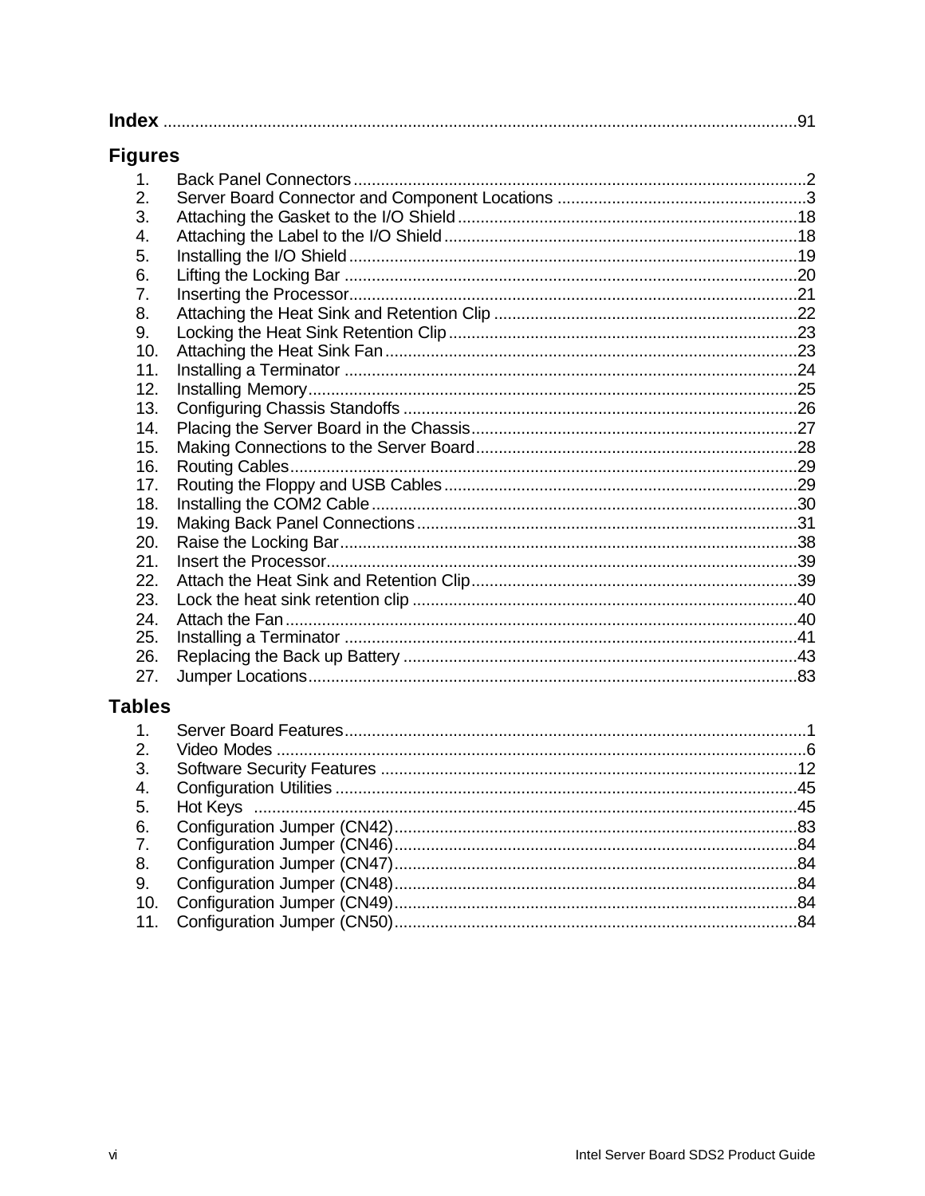**Index** ........................................................................................................................... 91

## Figures

1. Back Panel Connectors ..................................................................................................2
2. Server Board Connector and Component Locations ......................................................3
3. Attaching the Gasket to the I/O Shield ..........................................................................18
4. Attaching the Label to the I/O Shield .............................................................................18
5. Installing the I/O Shield ..................................................................................................19
6. Lifting the Locking Bar ...................................................................................................20
7. Inserting the Processor..................................................................................................21
8. Attaching the Heat Sink and Retention Clip ..................................................................22
9. Locking the Heat Sink Retention Clip ............................................................................23
10. Attaching the Heat Sink Fan ..........................................................................................23
11. Installing a Terminator ...................................................................................................24
12. Installing Memory...........................................................................................................25
13. Configuring Chassis Standoffs ......................................................................................26
14. Placing the Server Board in the Chassis........................................................................27
15. Making Connections to the Server Board......................................................................28
16. Routing Cables...............................................................................................................29
17. Routing the Floppy and USB Cables .............................................................................29
18. Installing the COM2 Cable .............................................................................................30
19. Making Back Panel Connections ...................................................................................31
20. Raise the Locking Bar....................................................................................................38
21. Insert the Processor.......................................................................................................39
22. Attach the Heat Sink and Retention Clip........................................................................39
23. Lock the heat sink retention clip ....................................................................................40
24. Attach the Fan................................................................................................................40
25. Installing a Terminator ...................................................................................................41
26. Replacing the Back up Battery ......................................................................................43
27. Jumper Locations...........................................................................................................83

## Tables

1. Server Board Features.....................................................................................................1
2. Video Modes ....................................................................................................................6
3. Software Security Features ...........................................................................................12
4. Configuration Utilities .....................................................................................................45
5. Hot Keys .......................................................................................................................45
6. Configuration Jumper (CN42)........................................................................................83
7. Configuration Jumper (CN46)........................................................................................84
8. Configuration Jumper (CN47)........................................................................................84
9. Configuration Jumper (CN48)........................................................................................84
10. Configuration Jumper (CN49)........................................................................................84
11. Configuration Jumper (CN50)........................................................................................84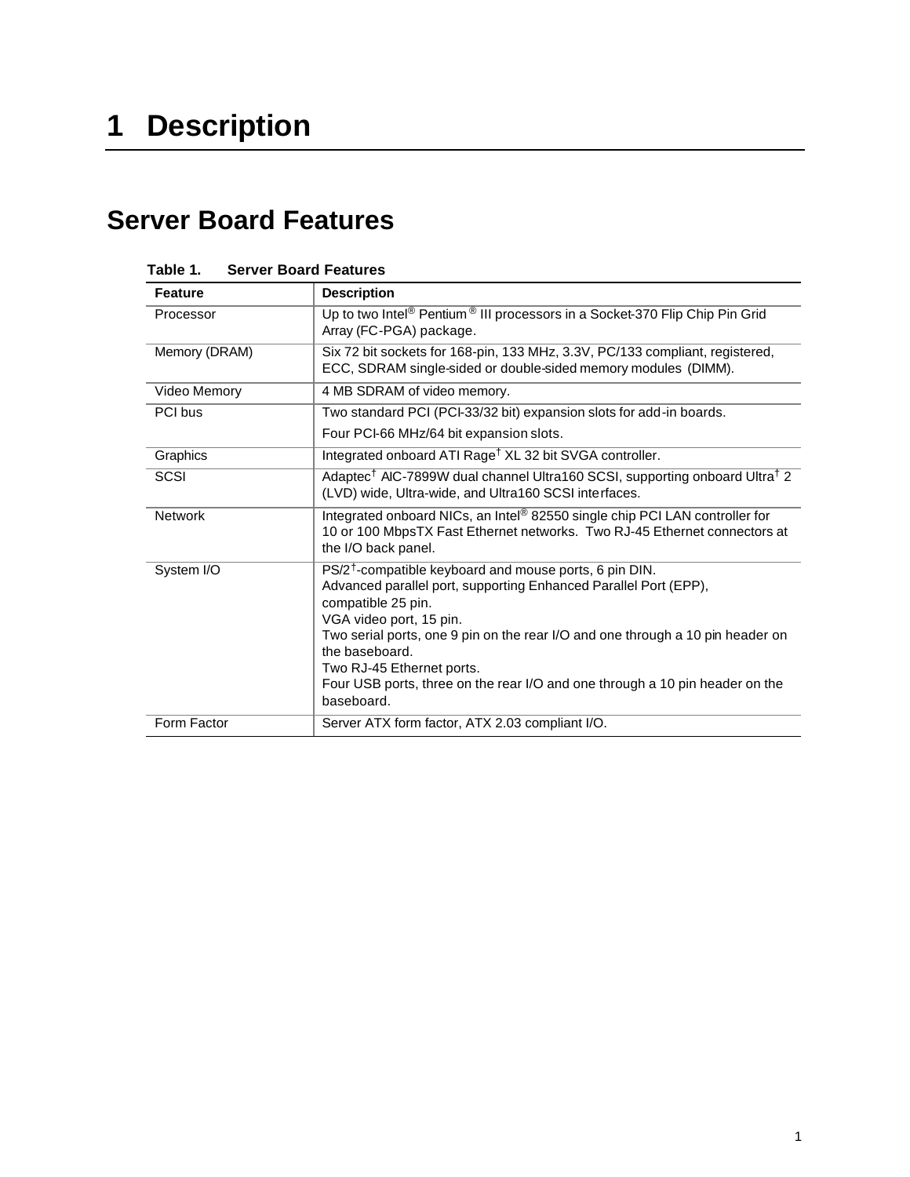# 1 Description

## Server Board Features

**Table 1. Server Board Features**

| Feature | Description |
|---|---|
| Processor | Up to two Intel® Pentium® III processors in a Socket-370 Flip Chip Pin Grid Array (FC-PGA) package. |
| Memory (DRAM) | Six 72 bit sockets for 168-pin, 133 MHz, 3.3V, PC/133 compliant, registered, ECC, SDRAM single-sided or double-sided memory modules (DIMM). |
| Video Memory | 4 MB SDRAM of video memory. |
| PCI bus | Two standard PCI (PCI-33/32 bit) expansion slots for add-in boards.<br>Four PCI-66 MHz/64 bit expansion slots. |
| Graphics | Integrated onboard ATI Rage† XL 32 bit SVGA controller. |
| SCSI | Adaptec† AIC-7899W dual channel Ultra160 SCSI, supporting onboard Ultra† 2 (LVD) wide, Ultra-wide, and Ultra160 SCSI interfaces. |
| Network | Integrated onboard NICs, an Intel® 82550 single chip PCI LAN controller for 10 or 100 MbpsTX Fast Ethernet networks. Two RJ-45 Ethernet connectors at the I/O back panel. |
| System I/O | PS/2†-compatible keyboard and mouse ports, 6 pin DIN.<br>Advanced parallel port, supporting Enhanced Parallel Port (EPP), compatible 25 pin.<br>VGA video port, 15 pin.<br>Two serial ports, one 9 pin on the rear I/O and one through a 10 pin header on the baseboard.<br>Two RJ-45 Ethernet ports.<br>Four USB ports, three on the rear I/O and one through a 10 pin header on the baseboard. |
| Form Factor | Server ATX form factor, ATX 2.03 compliant I/O. |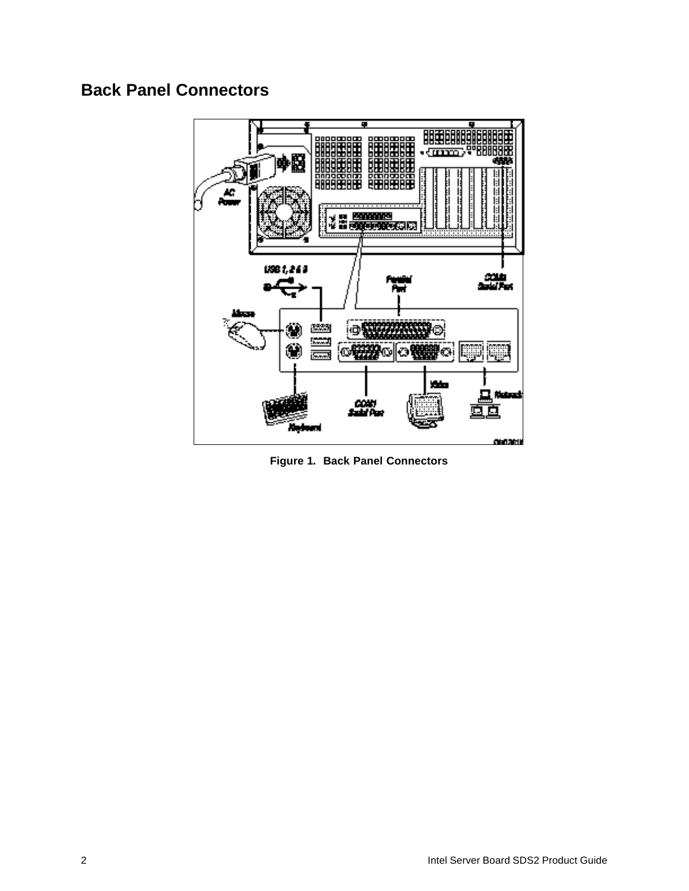# Back Panel Connectors

Figure 1. Back Panel Connectors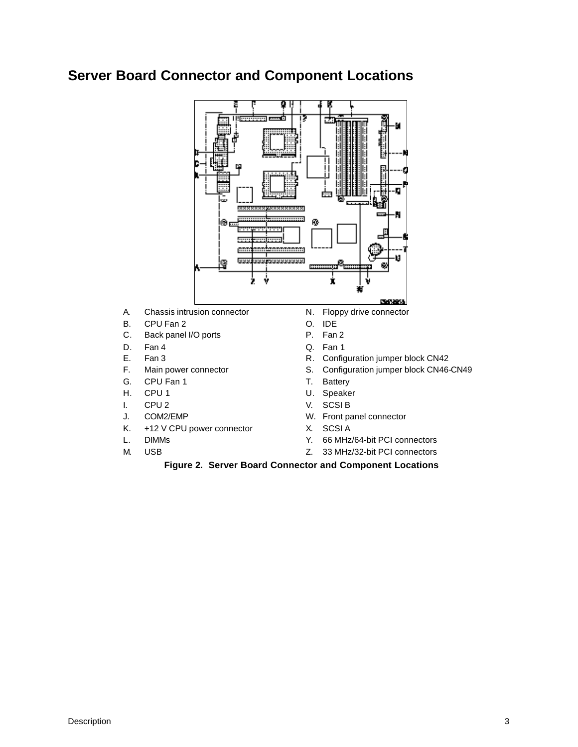## Server Board Connector and Component Locations

A. Chassis intrusion connector
B. CPU Fan 2
C. Back panel I/O ports
D. Fan 4
E. Fan 3
F. Main power connector
G. CPU Fan 1
H. CPU 1
I. CPU 2
J. COM2/EMP
K. +12 V CPU power connector
L. DIMMs
M. USB
N. Floppy drive connector
O. IDE
P. Fan 2
Q. Fan 1
R. Configuration jumper block CN42
S. Configuration jumper block CN46-CN49
T. Battery
U. Speaker
V. SCSI B
W. Front panel connector
X. SCSI A
Y. 66 MHz/64-bit PCI connectors
Z. 33 MHz/32-bit PCI connectors

**Figure 2. Server Board Connector and Component Locations**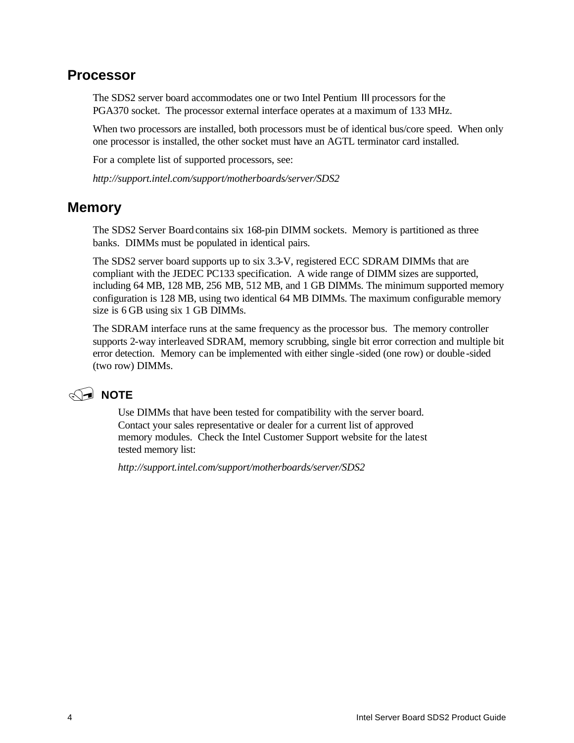## Processor

The SDS2 server board accommodates one or two Intel Pentium III processors for the PGA370 socket. The processor external interface operates at a maximum of 133 MHz.

When two processors are installed, both processors must be of identical bus/core speed. When only one processor is installed, the other socket must have an AGTL terminator card installed.

For a complete list of supported processors, see:

*http://support.intel.com/support/motherboards/server/SDS2*

## Memory

The SDS2 Server Board contains six 168-pin DIMM sockets. Memory is partitioned as three banks. DIMMs must be populated in identical pairs.

The SDS2 server board supports up to six 3.3-V, registered ECC SDRAM DIMMs that are compliant with the JEDEC PC133 specification. A wide range of DIMM sizes are supported, including 64 MB, 128 MB, 256 MB, 512 MB, and 1 GB DIMMs. The minimum supported memory configuration is 128 MB, using two identical 64 MB DIMMs. The maximum configurable memory size is 6 GB using six 1 GB DIMMs.

The SDRAM interface runs at the same frequency as the processor bus. The memory controller supports 2-way interleaved SDRAM, memory scrubbing, single bit error correction and multiple bit error detection. Memory can be implemented with either single-sided (one row) or double-sided (two row) DIMMs.

**NOTE**

Use DIMMs that have been tested for compatibility with the server board. Contact your sales representative or dealer for a current list of approved memory modules. Check the Intel Customer Support website for the latest tested memory list:

*http://support.intel.com/support/motherboards/server/SDS2*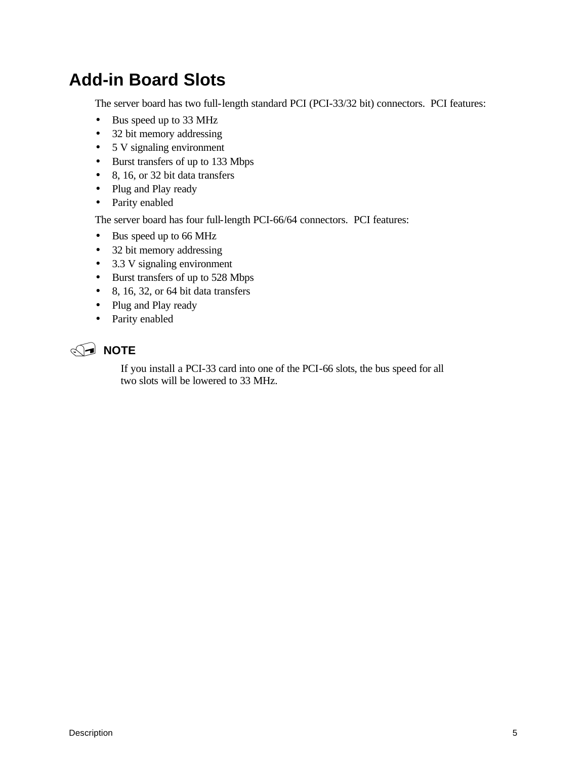# Add-in Board Slots

The server board has two full-length standard PCI (PCI-33/32 bit) connectors. PCI features:

- Bus speed up to 33 MHz
- 32 bit memory addressing
- 5 V signaling environment
- Burst transfers of up to 133 Mbps
- 8, 16, or 32 bit data transfers
- Plug and Play ready
- Parity enabled

The server board has four full-length PCI-66/64 connectors. PCI features:

- Bus speed up to 66 MHz
- 32 bit memory addressing
- 3.3 V signaling environment
- Burst transfers of up to 528 Mbps
- 8, 16, 32, or 64 bit data transfers
- Plug and Play ready
- Parity enabled

**NOTE**

If you install a PCI-33 card into one of the PCI-66 slots, the bus speed for all two slots will be lowered to 33 MHz.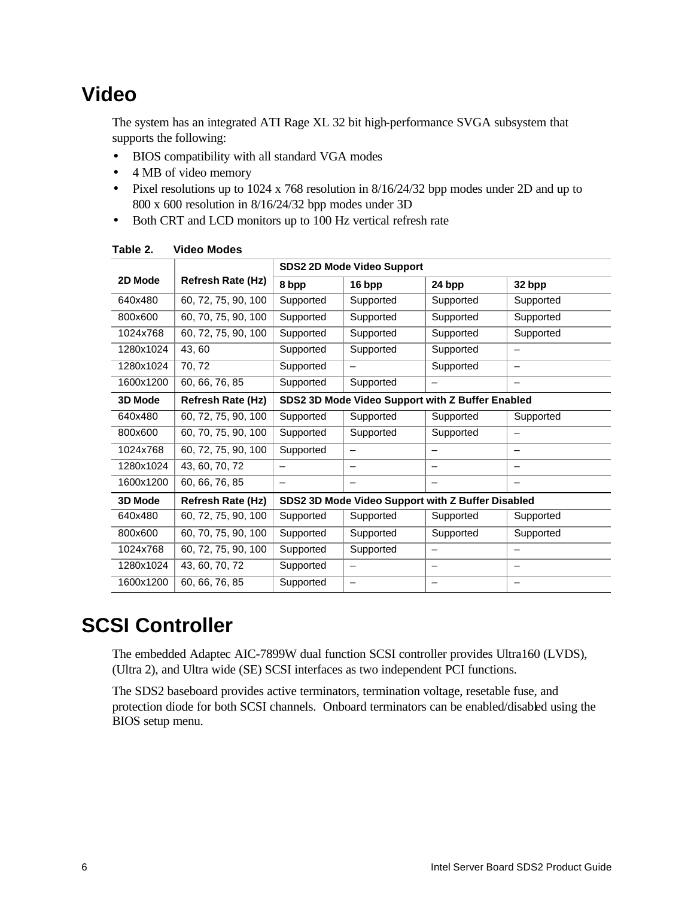## Video

The system has an integrated ATI Rage XL 32 bit high-performance SVGA subsystem that supports the following:

- BIOS compatibility with all standard VGA modes
- 4 MB of video memory
- Pixel resolutions up to 1024 x 768 resolution in 8/16/24/32 bpp modes under 2D and up to 800 x 600 resolution in 8/16/24/32 bpp modes under 3D
- Both CRT and LCD monitors up to 100 Hz vertical refresh rate

**Table 2. Video Modes**

| 2D Mode | Refresh Rate (Hz) | SDS2 2D Mode Video Support | | | |
|---|---|---|---|---|---|
| | | **8 bpp** | **16 bpp** | **24 bpp** | **32 bpp** |
| 640x480 | 60, 72, 75, 90, 100 | Supported | Supported | Supported | Supported |
| 800x600 | 60, 70, 75, 90, 100 | Supported | Supported | Supported | Supported |
| 1024x768 | 60, 72, 75, 90, 100 | Supported | Supported | Supported | Supported |
| 1280x1024 | 43, 60 | Supported | Supported | Supported | – |
| 1280x1024 | 70, 72 | Supported | – | Supported | – |
| 1600x1200 | 60, 66, 76, 85 | Supported | Supported | – | – |
| **3D Mode** | **Refresh Rate (Hz)** | **SDS2 3D Mode Video Support with Z Buffer Enabled** | | | |
| 640x480 | 60, 72, 75, 90, 100 | Supported | Supported | Supported | Supported |
| 800x600 | 60, 70, 75, 90, 100 | Supported | Supported | Supported | – |
| 1024x768 | 60, 72, 75, 90, 100 | Supported | – | – | – |
| 1280x1024 | 43, 60, 70, 72 | – | – | – | – |
| 1600x1200 | 60, 66, 76, 85 | – | – | – | – |
| **3D Mode** | **Refresh Rate (Hz)** | **SDS2 3D Mode Video Support with Z Buffer Disabled** | | | |
| 640x480 | 60, 72, 75, 90, 100 | Supported | Supported | Supported | Supported |
| 800x600 | 60, 70, 75, 90, 100 | Supported | Supported | Supported | Supported |
| 1024x768 | 60, 72, 75, 90, 100 | Supported | Supported | – | – |
| 1280x1024 | 43, 60, 70, 72 | Supported | – | – | – |
| 1600x1200 | 60, 66, 76, 85 | Supported | – | – | – |

## SCSI Controller

The embedded Adaptec AIC-7899W dual function SCSI controller provides Ultra160 (LVDS), (Ultra 2), and Ultra wide (SE) SCSI interfaces as two independent PCI functions.

The SDS2 baseboard provides active terminators, termination voltage, resetable fuse, and protection diode for both SCSI channels. Onboard terminators can be enabled/disabled using the BIOS setup menu.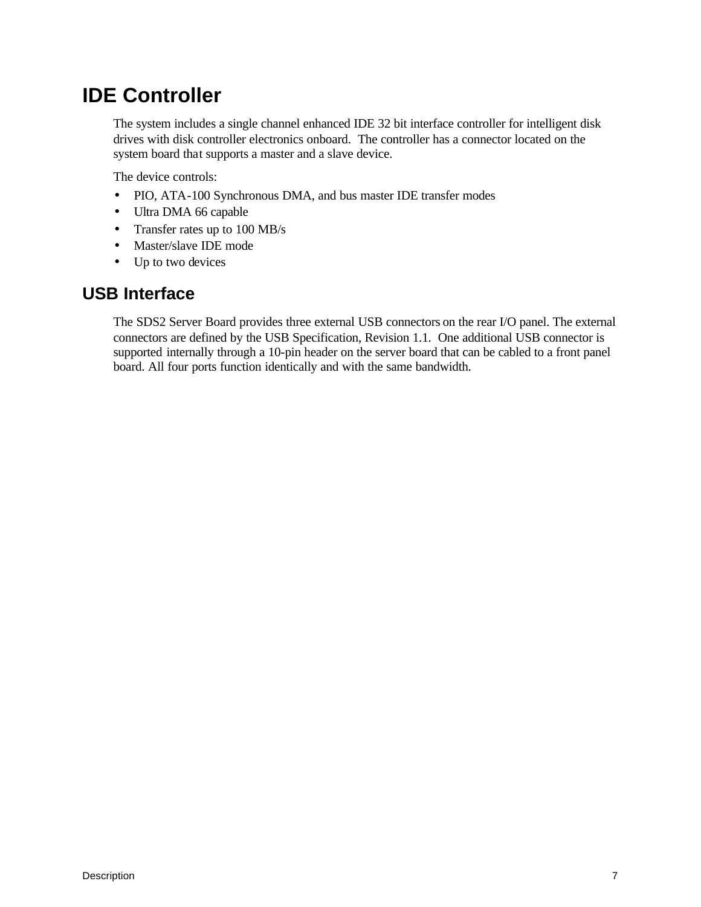## IDE Controller

The system includes a single channel enhanced IDE 32 bit interface controller for intelligent disk drives with disk controller electronics onboard. The controller has a connector located on the system board that supports a master and a slave device.

The device controls:

- PIO, ATA-100 Synchronous DMA, and bus master IDE transfer modes
- Ultra DMA 66 capable
- Transfer rates up to 100 MB/s
- Master/slave IDE mode
- Up to two devices

## USB Interface

The SDS2 Server Board provides three external USB connectors on the rear I/O panel. The external connectors are defined by the USB Specification, Revision 1.1. One additional USB connector is supported internally through a 10-pin header on the server board that can be cabled to a front panel board. All four ports function identically and with the same bandwidth.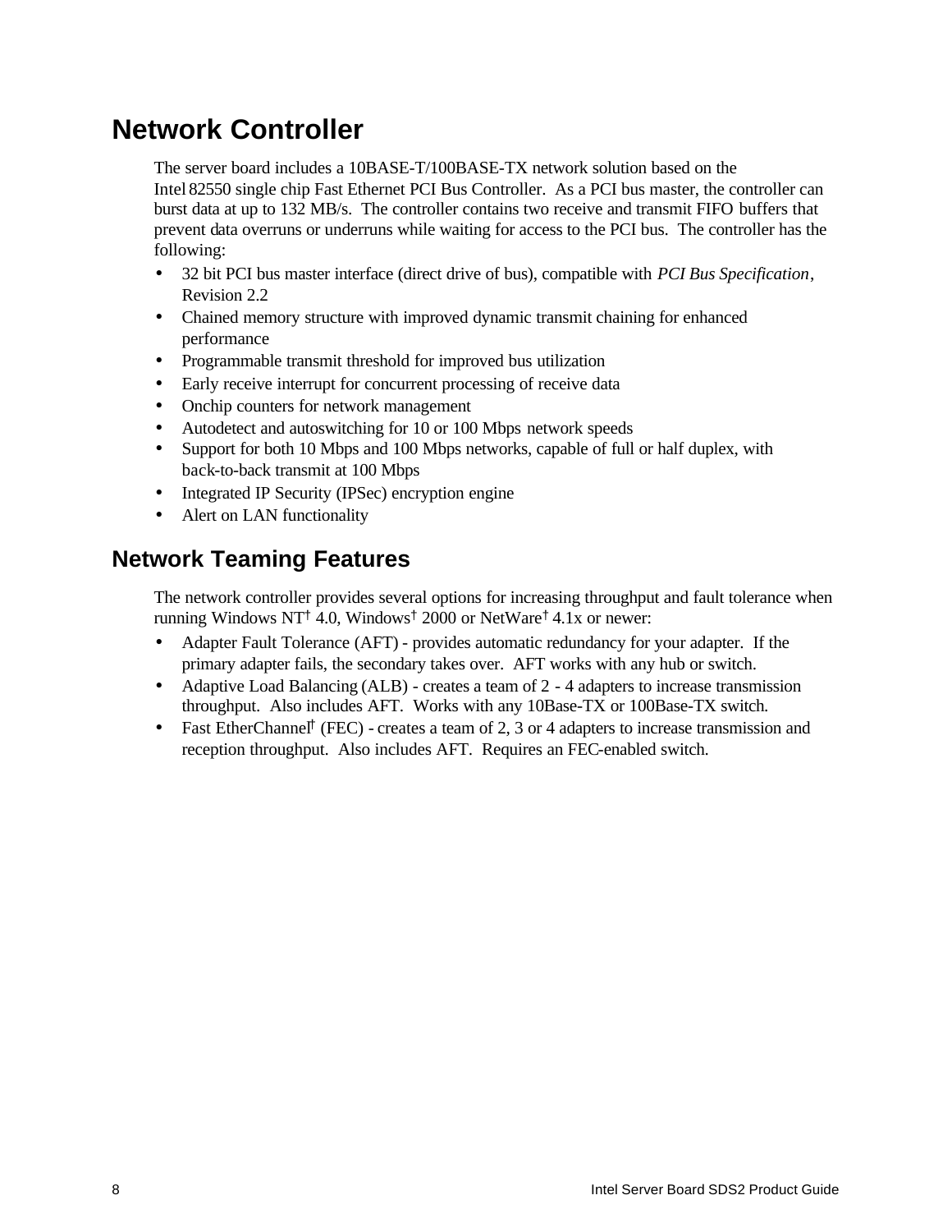# Network Controller

The server board includes a 10BASE-T/100BASE-TX network solution based on the Intel 82550 single chip Fast Ethernet PCI Bus Controller. As a PCI bus master, the controller can burst data at up to 132 MB/s. The controller contains two receive and transmit FIFO buffers that prevent data overruns or underruns while waiting for access to the PCI bus. The controller has the following:

- 32 bit PCI bus master interface (direct drive of bus), compatible with *PCI Bus Specification*, Revision 2.2
- Chained memory structure with improved dynamic transmit chaining for enhanced performance
- Programmable transmit threshold for improved bus utilization
- Early receive interrupt for concurrent processing of receive data
- Onchip counters for network management
- Autodetect and autoswitching for 10 or 100 Mbps network speeds
- Support for both 10 Mbps and 100 Mbps networks, capable of full or half duplex, with back-to-back transmit at 100 Mbps
- Integrated IP Security (IPSec) encryption engine
- Alert on LAN functionality

## Network Teaming Features

The network controller provides several options for increasing throughput and fault tolerance when running Windows NT† 4.0, Windows† 2000 or NetWare† 4.1x or newer:

- Adapter Fault Tolerance (AFT) - provides automatic redundancy for your adapter. If the primary adapter fails, the secondary takes over. AFT works with any hub or switch.
- Adaptive Load Balancing (ALB) - creates a team of 2 - 4 adapters to increase transmission throughput. Also includes AFT. Works with any 10Base-TX or 100Base-TX switch.
- Fast EtherChannel† (FEC) - creates a team of 2, 3 or 4 adapters to increase transmission and reception throughput. Also includes AFT. Requires an FEC-enabled switch.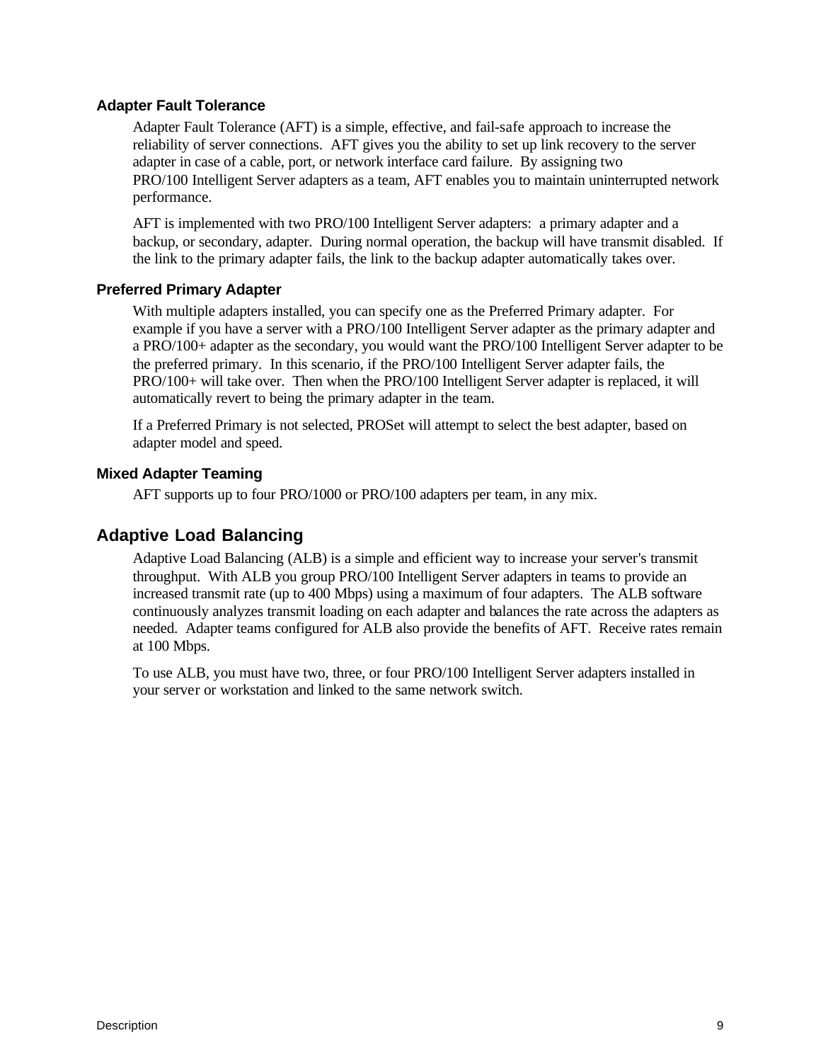### Adapter Fault Tolerance

Adapter Fault Tolerance (AFT) is a simple, effective, and fail-safe approach to increase the reliability of server connections. AFT gives you the ability to set up link recovery to the server adapter in case of a cable, port, or network interface card failure. By assigning two PRO/100 Intelligent Server adapters as a team, AFT enables you to maintain uninterrupted network performance.

AFT is implemented with two PRO/100 Intelligent Server adapters: a primary adapter and a backup, or secondary, adapter. During normal operation, the backup will have transmit disabled. If the link to the primary adapter fails, the link to the backup adapter automatically takes over.

### Preferred Primary Adapter

With multiple adapters installed, you can specify one as the Preferred Primary adapter. For example if you have a server with a PRO/100 Intelligent Server adapter as the primary adapter and a PRO/100+ adapter as the secondary, you would want the PRO/100 Intelligent Server adapter to be the preferred primary. In this scenario, if the PRO/100 Intelligent Server adapter fails, the PRO/100+ will take over. Then when the PRO/100 Intelligent Server adapter is replaced, it will automatically revert to being the primary adapter in the team.

If a Preferred Primary is not selected, PROSet will attempt to select the best adapter, based on adapter model and speed.

### Mixed Adapter Teaming

AFT supports up to four PRO/1000 or PRO/100 adapters per team, in any mix.

## Adaptive Load Balancing

Adaptive Load Balancing (ALB) is a simple and efficient way to increase your server's transmit throughput. With ALB you group PRO/100 Intelligent Server adapters in teams to provide an increased transmit rate (up to 400 Mbps) using a maximum of four adapters. The ALB software continuously analyzes transmit loading on each adapter and balances the rate across the adapters as needed. Adapter teams configured for ALB also provide the benefits of AFT. Receive rates remain at 100 Mbps.

To use ALB, you must have two, three, or four PRO/100 Intelligent Server adapters installed in your server or workstation and linked to the same network switch.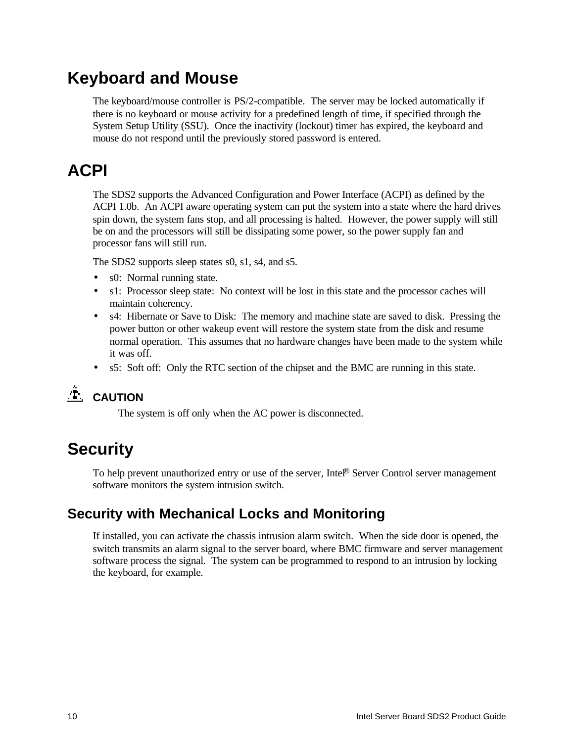# Keyboard and Mouse

The keyboard/mouse controller is PS/2-compatible. The server may be locked automatically if there is no keyboard or mouse activity for a predefined length of time, if specified through the System Setup Utility (SSU). Once the inactivity (lockout) timer has expired, the keyboard and mouse do not respond until the previously stored password is entered.

# ACPI

The SDS2 supports the Advanced Configuration and Power Interface (ACPI) as defined by the ACPI 1.0b. An ACPI aware operating system can put the system into a state where the hard drives spin down, the system fans stop, and all processing is halted. However, the power supply will still be on and the processors will still be dissipating some power, so the power supply fan and processor fans will still run.

The SDS2 supports sleep states s0, s1, s4, and s5.

- s0: Normal running state.
- s1: Processor sleep state: No context will be lost in this state and the processor caches will maintain coherency.
- s4: Hibernate or Save to Disk: The memory and machine state are saved to disk. Pressing the power button or other wakeup event will restore the system state from the disk and resume normal operation. This assumes that no hardware changes have been made to the system while it was off.
- s5: Soft off: Only the RTC section of the chipset and the BMC are running in this state.

**CAUTION**

The system is off only when the AC power is disconnected.

# Security

To help prevent unauthorized entry or use of the server, Intel® Server Control server management software monitors the system intrusion switch.

## Security with Mechanical Locks and Monitoring

If installed, you can activate the chassis intrusion alarm switch. When the side door is opened, the switch transmits an alarm signal to the server board, where BMC firmware and server management software process the signal. The system can be programmed to respond to an intrusion by locking the keyboard, for example.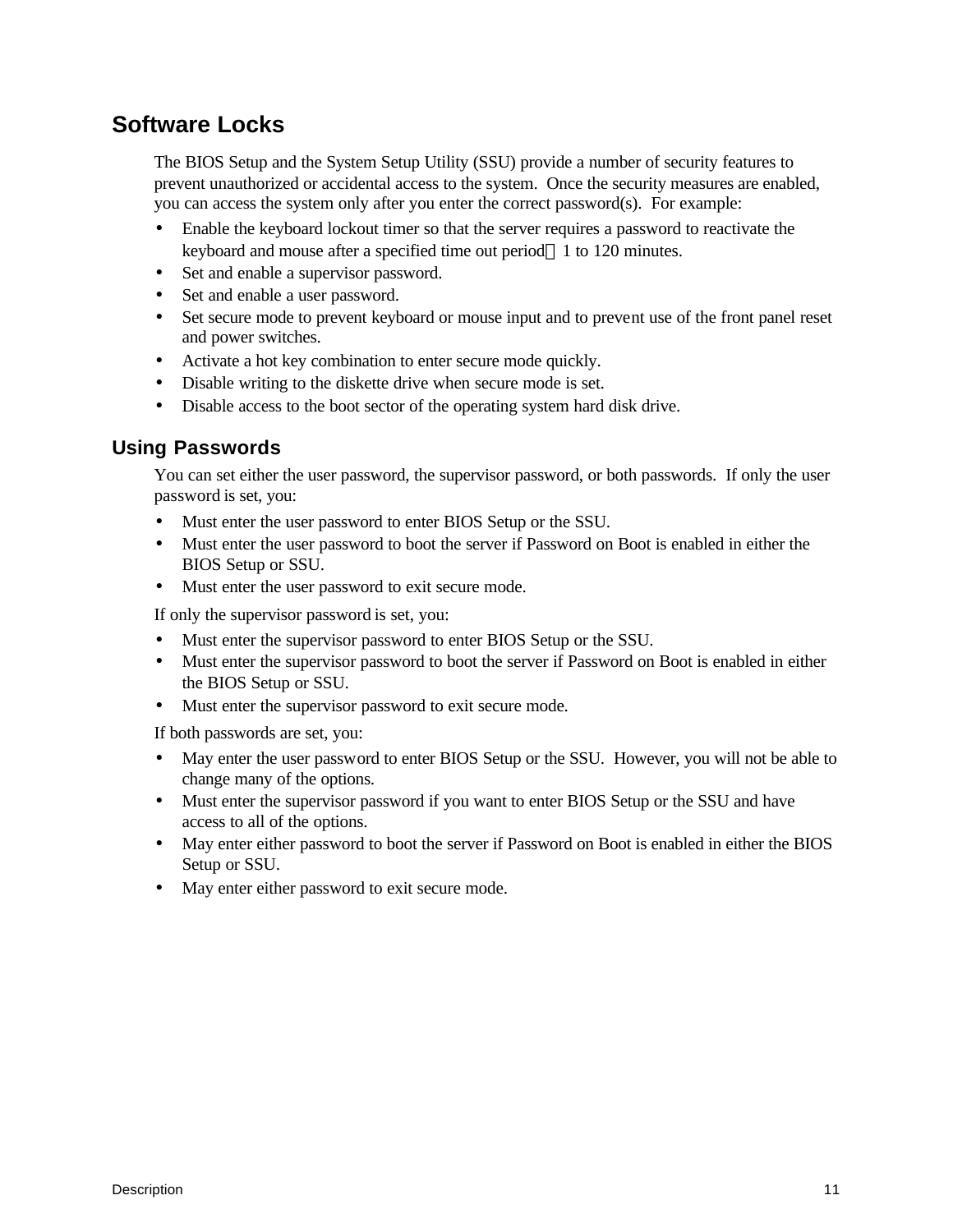## Software Locks

The BIOS Setup and the System Setup Utility (SSU) provide a number of security features to prevent unauthorized or accidental access to the system. Once the security measures are enabled, you can access the system only after you enter the correct password(s). For example:

- Enable the keyboard lockout timer so that the server requires a password to reactivate the keyboard and mouse after a specified time out period—1 to 120 minutes.
- Set and enable a supervisor password.
- Set and enable a user password.
- Set secure mode to prevent keyboard or mouse input and to prevent use of the front panel reset and power switches.
- Activate a hot key combination to enter secure mode quickly.
- Disable writing to the diskette drive when secure mode is set.
- Disable access to the boot sector of the operating system hard disk drive.

### Using Passwords

You can set either the user password, the supervisor password, or both passwords. If only the user password is set, you:

- Must enter the user password to enter BIOS Setup or the SSU.
- Must enter the user password to boot the server if Password on Boot is enabled in either the BIOS Setup or SSU.
- Must enter the user password to exit secure mode.

If only the supervisor password is set, you:

- Must enter the supervisor password to enter BIOS Setup or the SSU.
- Must enter the supervisor password to boot the server if Password on Boot is enabled in either the BIOS Setup or SSU.
- Must enter the supervisor password to exit secure mode.

If both passwords are set, you:

- May enter the user password to enter BIOS Setup or the SSU. However, you will not be able to change many of the options.
- Must enter the supervisor password if you want to enter BIOS Setup or the SSU and have access to all of the options.
- May enter either password to boot the server if Password on Boot is enabled in either the BIOS Setup or SSU.
- May enter either password to exit secure mode.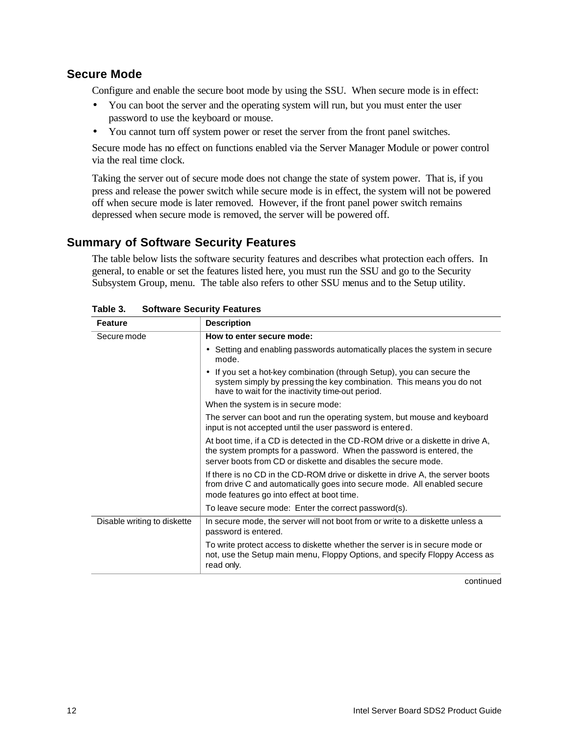## Secure Mode

Configure and enable the secure boot mode by using the SSU. When secure mode is in effect:

- You can boot the server and the operating system will run, but you must enter the user password to use the keyboard or mouse.
- You cannot turn off system power or reset the server from the front panel switches.

Secure mode has no effect on functions enabled via the Server Manager Module or power control via the real time clock.

Taking the server out of secure mode does not change the state of system power. That is, if you press and release the power switch while secure mode is in effect, the system will not be powered off when secure mode is later removed. However, if the front panel power switch remains depressed when secure mode is removed, the server will be powered off.

## Summary of Software Security Features

The table below lists the software security features and describes what protection each offers. In general, to enable or set the features listed here, you must run the SSU and go to the Security Subsystem Group, menu. The table also refers to other SSU menus and to the Setup utility.

**Table 3. Software Security Features**

| Feature | Description |
|---|---|
| Secure mode | **How to enter secure mode:**<br>• Setting and enabling passwords automatically places the system in secure mode.<br>• If you set a hot-key combination (through Setup), you can secure the system simply by pressing the key combination. This means you do not have to wait for the inactivity time-out period.<br>When the system is in secure mode:<br>The server can boot and run the operating system, but mouse and keyboard input is not accepted until the user password is entered.<br>At boot time, if a CD is detected in the CD-ROM drive or a diskette in drive A, the system prompts for a password. When the password is entered, the server boots from CD or diskette and disables the secure mode.<br>If there is no CD in the CD-ROM drive or diskette in drive A, the server boots from drive C and automatically goes into secure mode. All enabled secure mode features go into effect at boot time.<br>To leave secure mode: Enter the correct password(s). |
| Disable writing to diskette | In secure mode, the server will not boot from or write to a diskette unless a password is entered.<br>To write protect access to diskette whether the server is in secure mode or not, use the Setup main menu, Floppy Options, and specify Floppy Access as read only. |

continued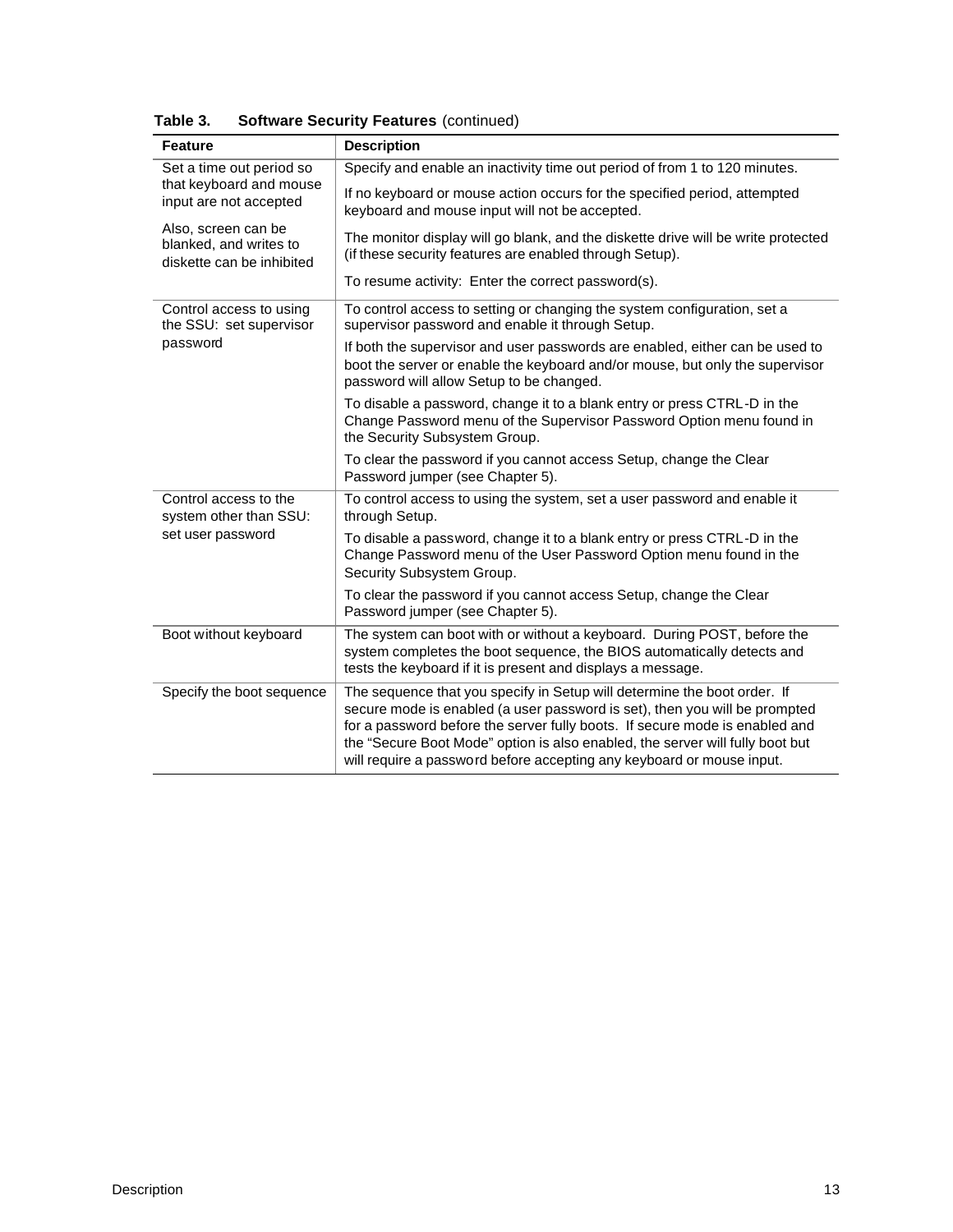**Table 3. Software Security Features** (continued)

| Feature | Description |
|---|---|
| Set a time out period so that keyboard and mouse input are not accepted<br><br>Also, screen can be blanked, and writes to diskette can be inhibited | Specify and enable an inactivity time out period of from 1 to 120 minutes.<br><br>If no keyboard or mouse action occurs for the specified period, attempted keyboard and mouse input will not be accepted.<br><br>The monitor display will go blank, and the diskette drive will be write protected (if these security features are enabled through Setup).<br><br>To resume activity: Enter the correct password(s). |
| Control access to using the SSU: set supervisor password | To control access to setting or changing the system configuration, set a supervisor password and enable it through Setup.<br><br>If both the supervisor and user passwords are enabled, either can be used to boot the server or enable the keyboard and/or mouse, but only the supervisor password will allow Setup to be changed.<br><br>To disable a password, change it to a blank entry or press CTRL-D in the Change Password menu of the Supervisor Password Option menu found in the Security Subsystem Group.<br><br>To clear the password if you cannot access Setup, change the Clear Password jumper (see Chapter 5). |
| Control access to the system other than SSU: set user password | To control access to using the system, set a user password and enable it through Setup.<br><br>To disable a password, change it to a blank entry or press CTRL-D in the Change Password menu of the User Password Option menu found in the Security Subsystem Group.<br><br>To clear the password if you cannot access Setup, change the Clear Password jumper (see Chapter 5). |
| Boot without keyboard | The system can boot with or without a keyboard. During POST, before the system completes the boot sequence, the BIOS automatically detects and tests the keyboard if it is present and displays a message. |
| Specify the boot sequence | The sequence that you specify in Setup will determine the boot order. If secure mode is enabled (a user password is set), then you will be prompted for a password before the server fully boots. If secure mode is enabled and the "Secure Boot Mode" option is also enabled, the server will fully boot but will require a password before accepting any keyboard or mouse input. |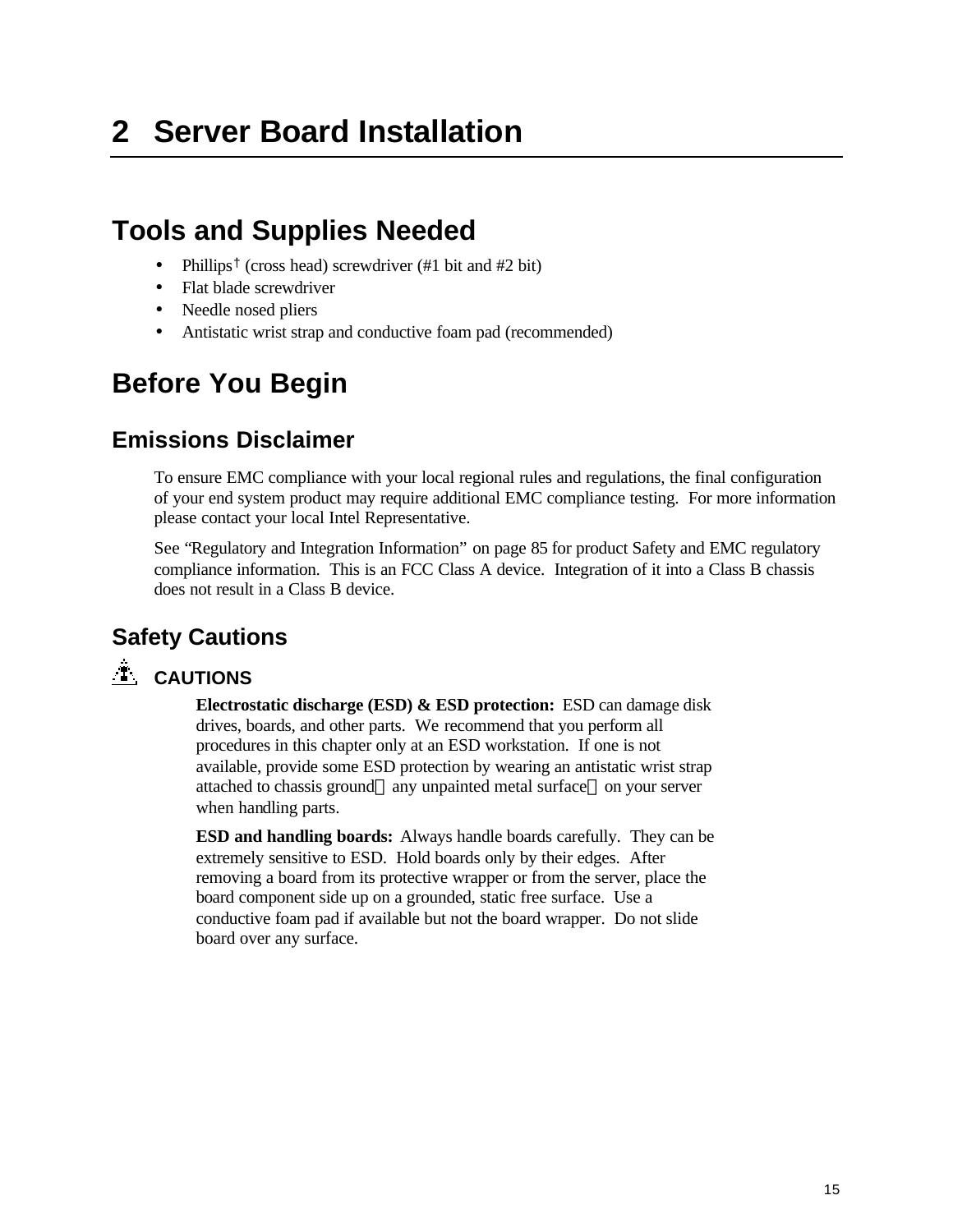# 2 Server Board Installation

## Tools and Supplies Needed

- Phillips† (cross head) screwdriver (#1 bit and #2 bit)
- Flat blade screwdriver
- Needle nosed pliers
- Antistatic wrist strap and conductive foam pad (recommended)

## Before You Begin

### Emissions Disclaimer

To ensure EMC compliance with your local regional rules and regulations, the final configuration of your end system product may require additional EMC compliance testing. For more information please contact your local Intel Representative.

See "Regulatory and Integration Information" on page 85 for product Safety and EMC regulatory compliance information. This is an FCC Class A device. Integration of it into a Class B chassis does not result in a Class B device.

### Safety Cautions

**CAUTIONS**

**Electrostatic discharge (ESD) & ESD protection:** ESD can damage disk drives, boards, and other parts. We recommend that you perform all procedures in this chapter only at an ESD workstation. If one is not available, provide some ESD protection by wearing an antistatic wrist strap attached to chassis ground—any unpainted metal surface—on your server when handling parts.

**ESD and handling boards:** Always handle boards carefully. They can be extremely sensitive to ESD. Hold boards only by their edges. After removing a board from its protective wrapper or from the server, place the board component side up on a grounded, static free surface. Use a conductive foam pad if available but not the board wrapper. Do not slide board over any surface.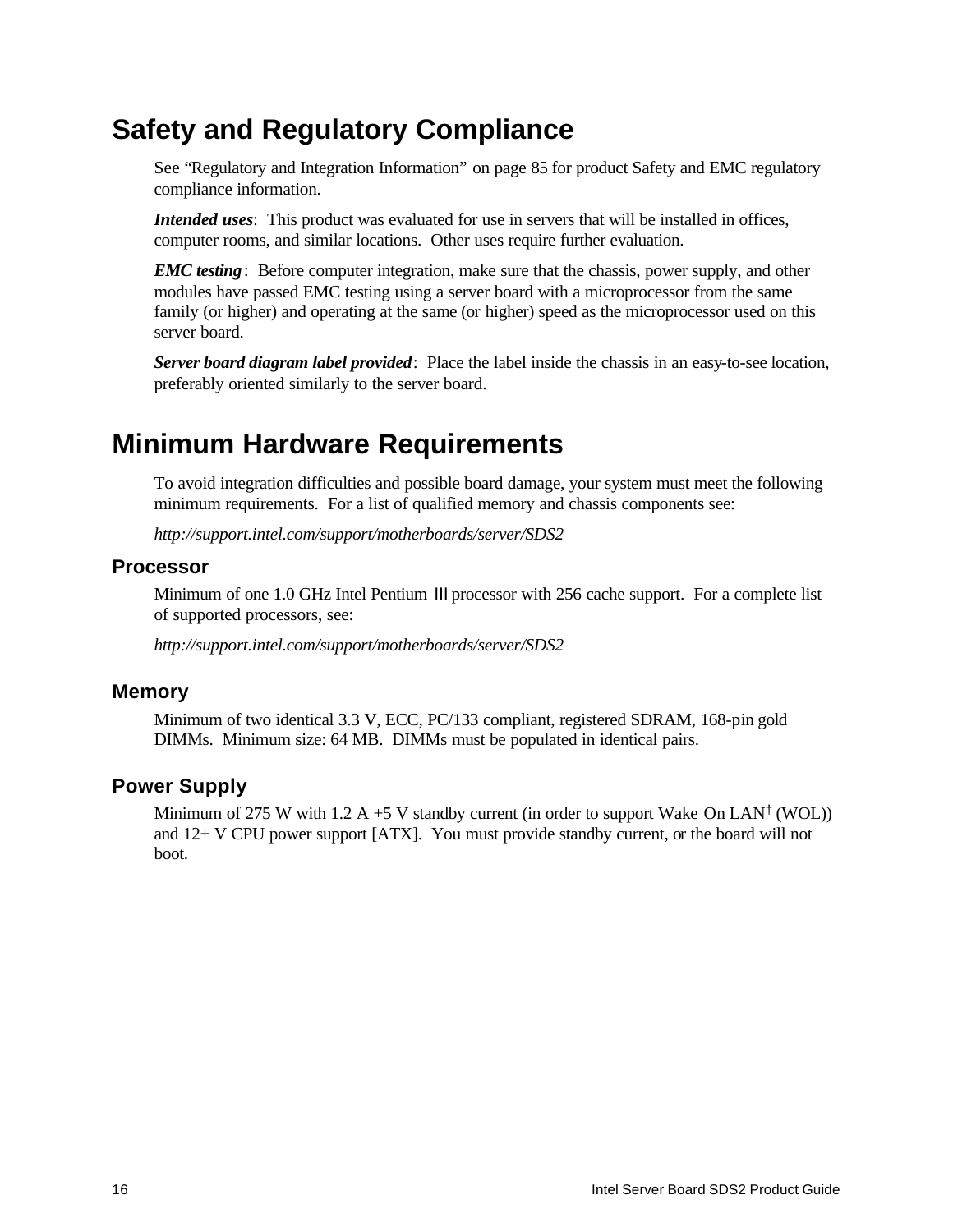# Safety and Regulatory Compliance

See "Regulatory and Integration Information" on page 85 for product Safety and EMC regulatory compliance information.

***Intended uses***: This product was evaluated for use in servers that will be installed in offices, computer rooms, and similar locations. Other uses require further evaluation.

***EMC testing***: Before computer integration, make sure that the chassis, power supply, and other modules have passed EMC testing using a server board with a microprocessor from the same family (or higher) and operating at the same (or higher) speed as the microprocessor used on this server board.

***Server board diagram label provided***: Place the label inside the chassis in an easy-to-see location, preferably oriented similarly to the server board.

# Minimum Hardware Requirements

To avoid integration difficulties and possible board damage, your system must meet the following minimum requirements. For a list of qualified memory and chassis components see:

*http://support.intel.com/support/motherboards/server/SDS2*

## Processor

Minimum of one 1.0 GHz Intel Pentium III processor with 256 cache support. For a complete list of supported processors, see:

*http://support.intel.com/support/motherboards/server/SDS2*

## Memory

Minimum of two identical 3.3 V, ECC, PC/133 compliant, registered SDRAM, 168-pin gold DIMMs. Minimum size: 64 MB. DIMMs must be populated in identical pairs.

## Power Supply

Minimum of 275 W with 1.2 A +5 V standby current (in order to support Wake On LAN† (WOL)) and 12+ V CPU power support [ATX]. You must provide standby current, or the board will not boot.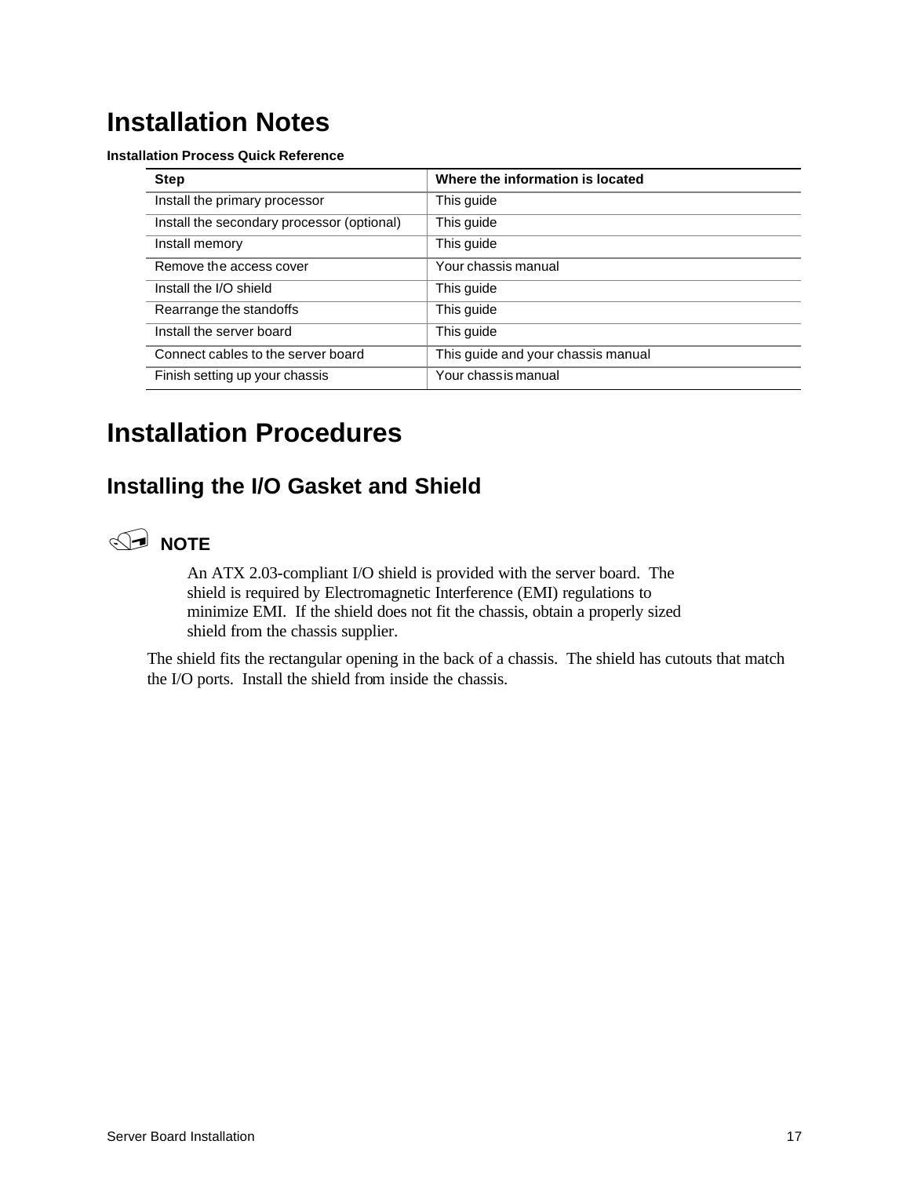# Installation Notes

**Installation Process Quick Reference**

| Step | Where the information is located |
| --- | --- |
| Install the primary processor | This guide |
| Install the secondary processor (optional) | This guide |
| Install memory | This guide |
| Remove the access cover | Your chassis manual |
| Install the I/O shield | This guide |
| Rearrange the standoffs | This guide |
| Install the server board | This guide |
| Connect cables to the server board | This guide and your chassis manual |
| Finish setting up your chassis | Your chassis manual |

# Installation Procedures

## Installing the I/O Gasket and Shield

**NOTE**

An ATX 2.03-compliant I/O shield is provided with the server board. The shield is required by Electromagnetic Interference (EMI) regulations to minimize EMI. If the shield does not fit the chassis, obtain a properly sized shield from the chassis supplier.

The shield fits the rectangular opening in the back of a chassis. The shield has cutouts that match the I/O ports. Install the shield from inside the chassis.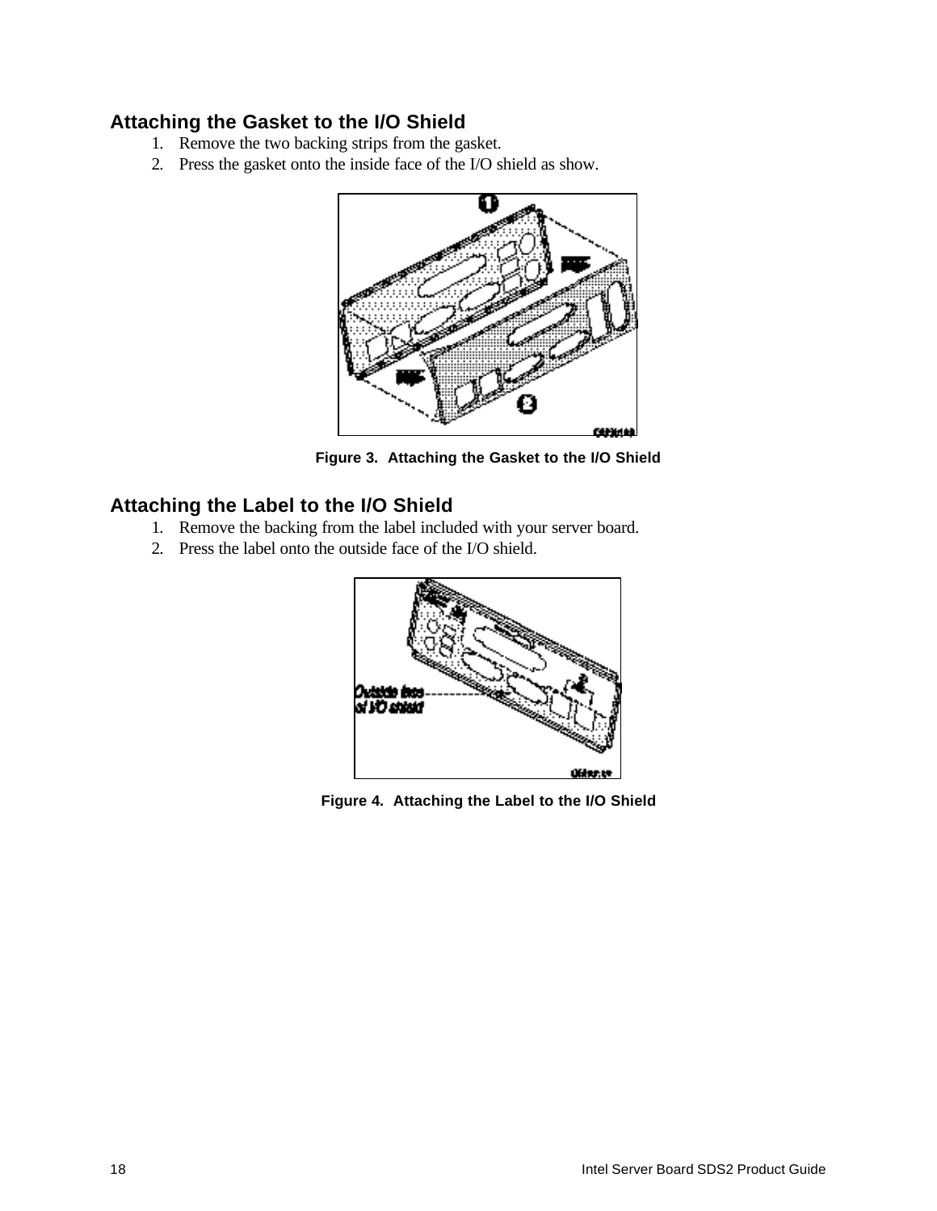### Attaching the Gasket to the I/O Shield

1. Remove the two backing strips from the gasket.
2. Press the gasket onto the inside face of the I/O shield as show.

**Figure 3. Attaching the Gasket to the I/O Shield**

### Attaching the Label to the I/O Shield

1. Remove the backing from the label included with your server board.
2. Press the label onto the outside face of the I/O shield.

**Figure 4. Attaching the Label to the I/O Shield**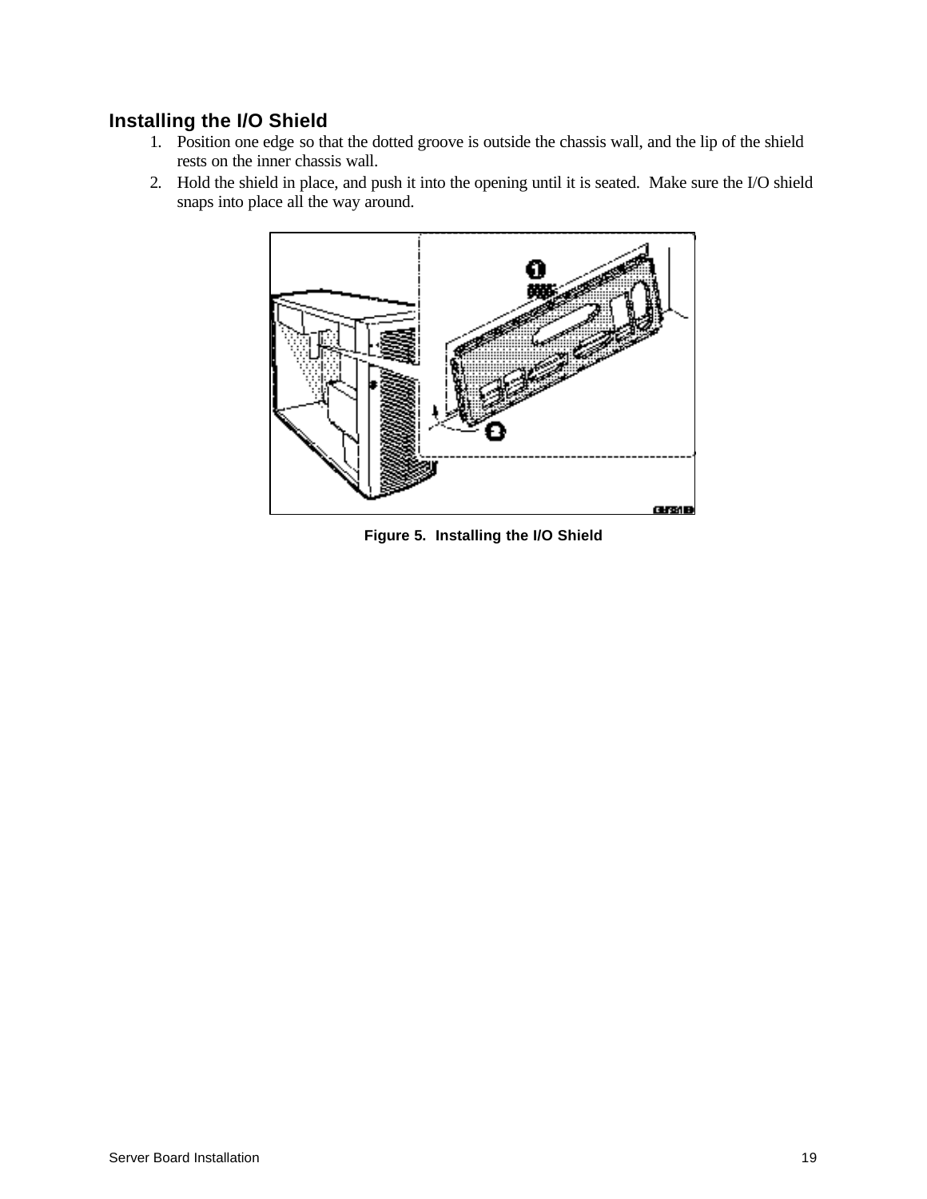### Installing the I/O Shield

1. Position one edge so that the dotted groove is outside the chassis wall, and the lip of the shield rests on the inner chassis wall.
2. Hold the shield in place, and push it into the opening until it is seated.  Make sure the I/O shield snaps into place all the way around.

**Figure 5.  Installing the I/O Shield**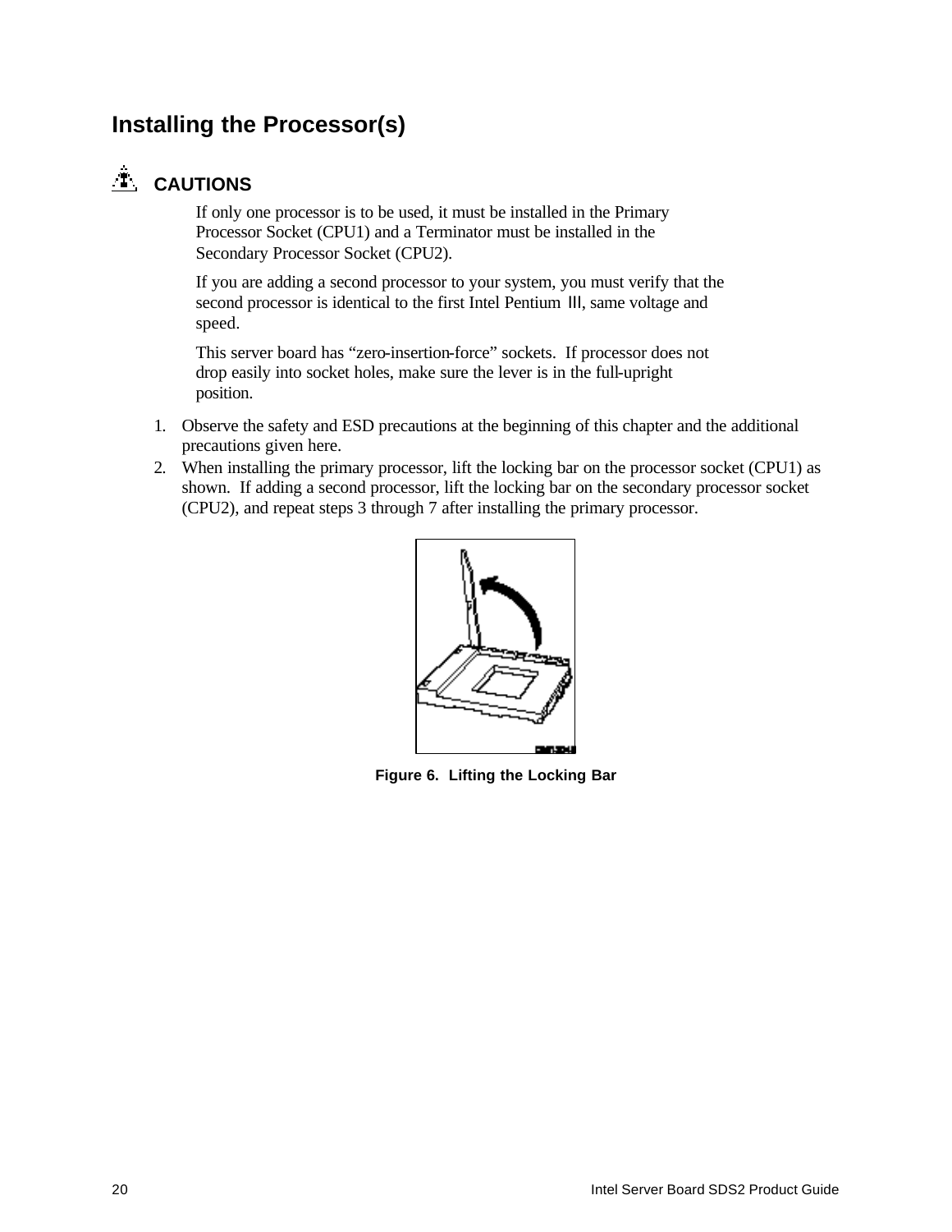## Installing the Processor(s)

**CAUTIONS**

If only one processor is to be used, it must be installed in the Primary Processor Socket (CPU1) and a Terminator must be installed in the Secondary Processor Socket (CPU2).

If you are adding a second processor to your system, you must verify that the second processor is identical to the first Intel Pentium III, same voltage and speed.

This server board has "zero-insertion-force" sockets. If processor does not drop easily into socket holes, make sure the lever is in the full-upright position.

1. Observe the safety and ESD precautions at the beginning of this chapter and the additional precautions given here.
2. When installing the primary processor, lift the locking bar on the processor socket (CPU1) as shown. If adding a second processor, lift the locking bar on the secondary processor socket (CPU2), and repeat steps 3 through 7 after installing the primary processor.

**Figure 6. Lifting the Locking Bar**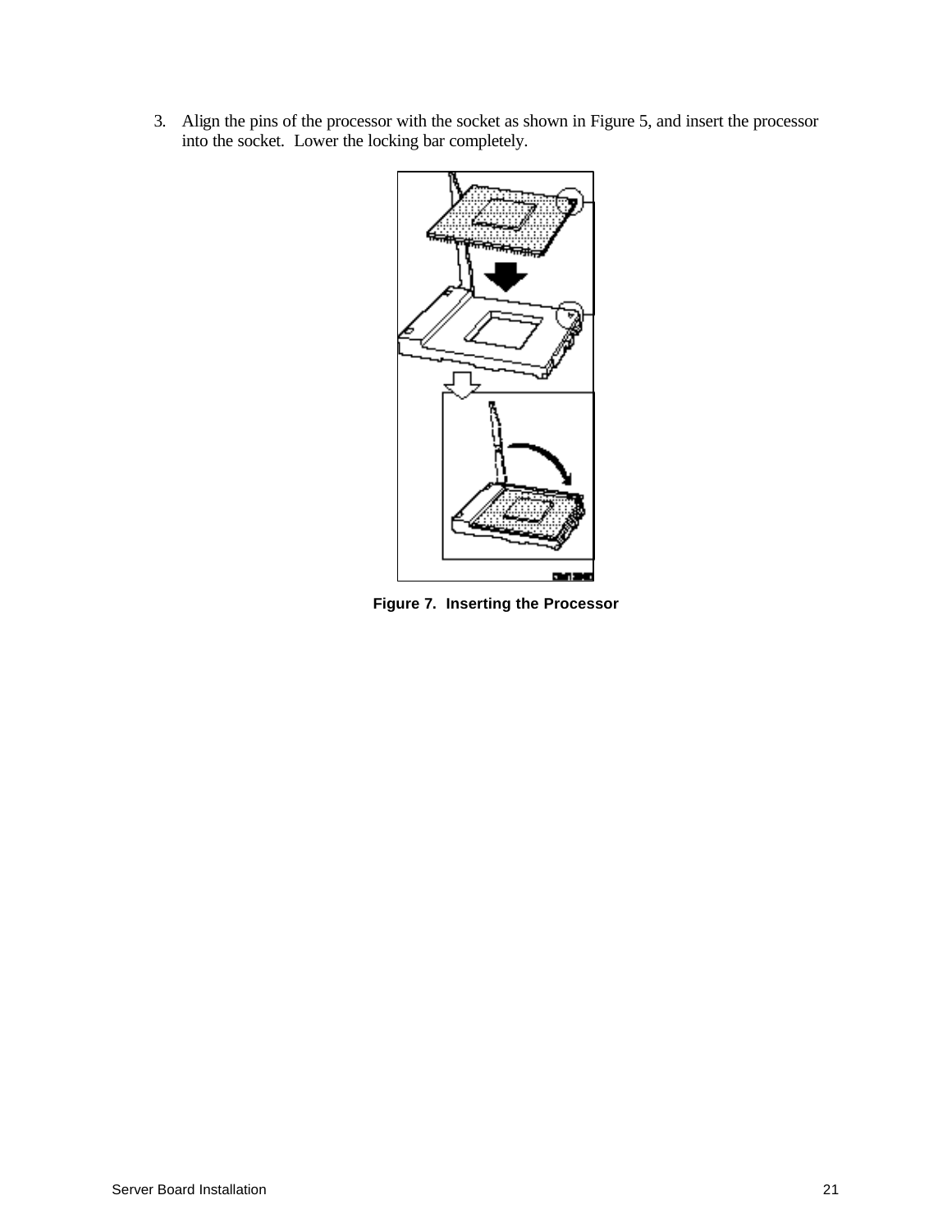3. Align the pins of the processor with the socket as shown in Figure 5, and insert the processor into the socket. Lower the locking bar completely.

**Figure 7. Inserting the Processor**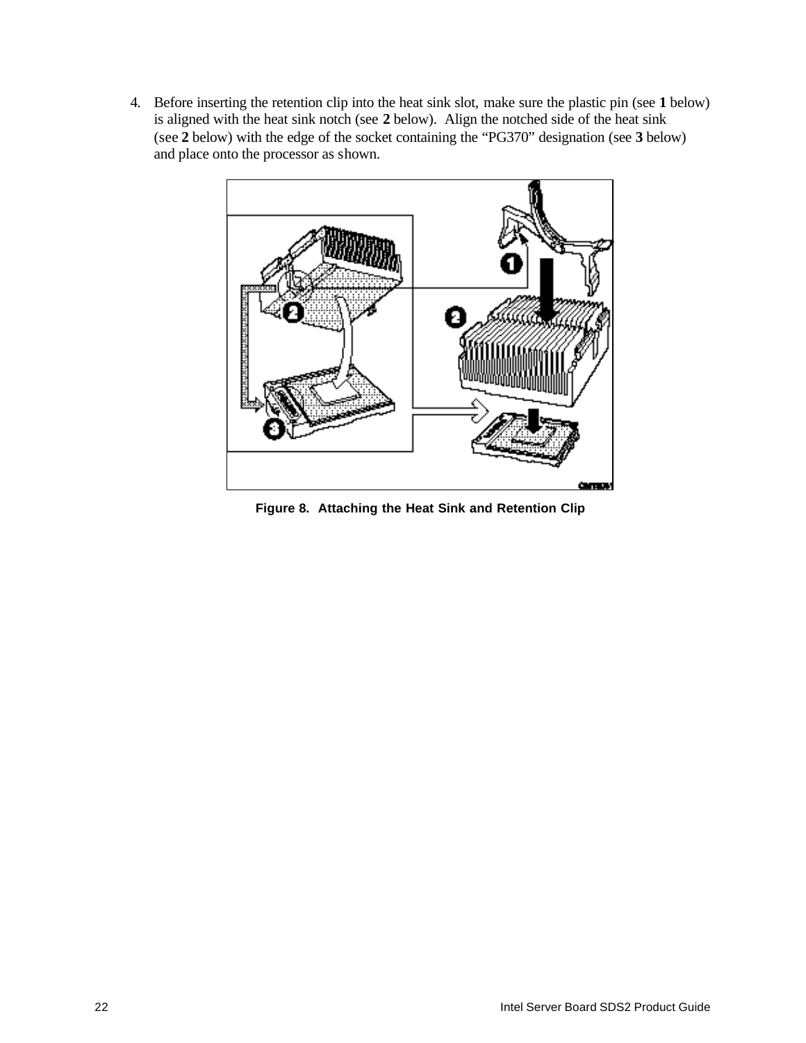4. Before inserting the retention clip into the heat sink slot, make sure the plastic pin (see **1** below) is aligned with the heat sink notch (see **2** below). Align the notched side of the heat sink (see **2** below) with the edge of the socket containing the "PG370" designation (see **3** below) and place onto the processor as shown.

**Figure 8. Attaching the Heat Sink and Retention Clip**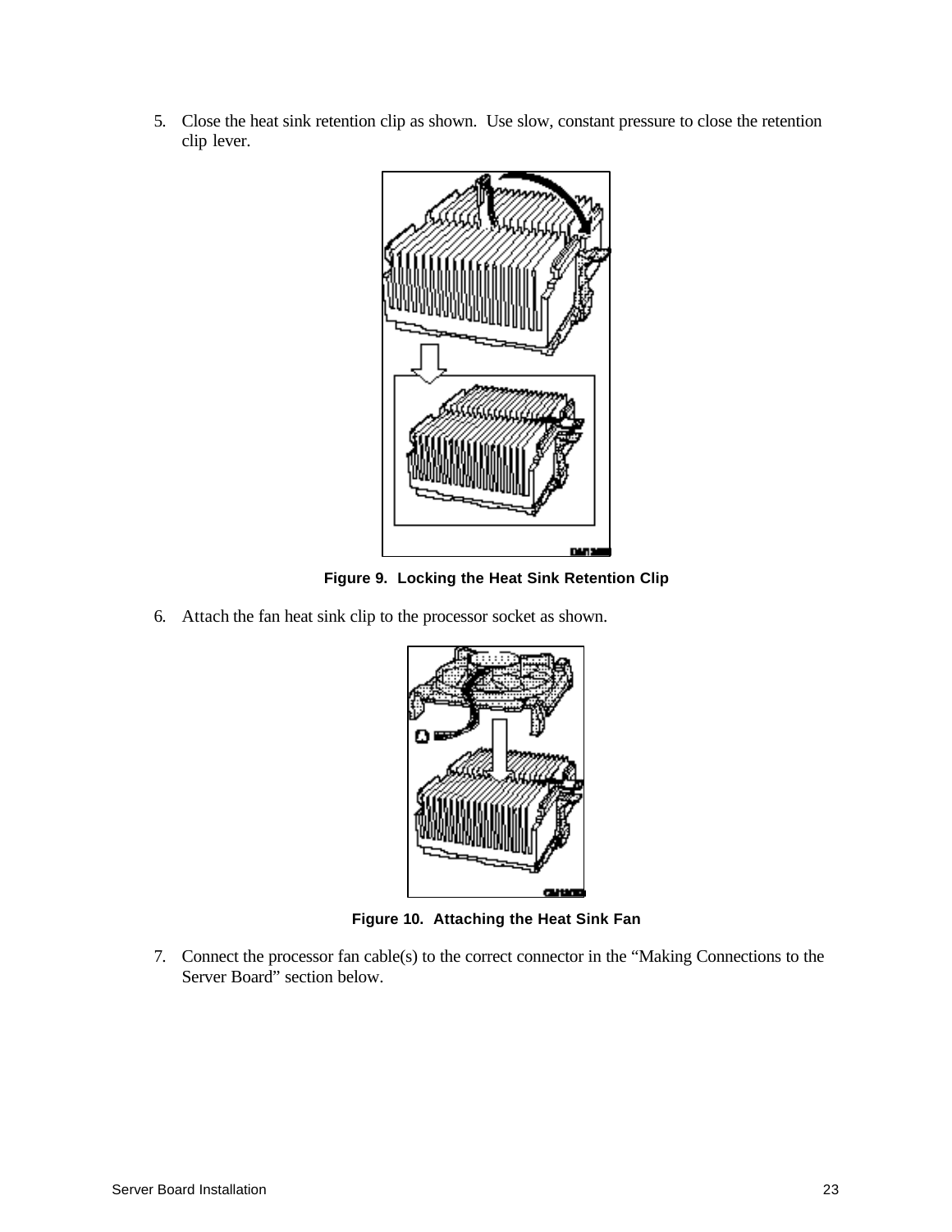5. Close the heat sink retention clip as shown. Use slow, constant pressure to close the retention clip lever.

Figure 9. Locking the Heat Sink Retention Clip

6. Attach the fan heat sink clip to the processor socket as shown.

Figure 10. Attaching the Heat Sink Fan

7. Connect the processor fan cable(s) to the correct connector in the “Making Connections to the Server Board” section below.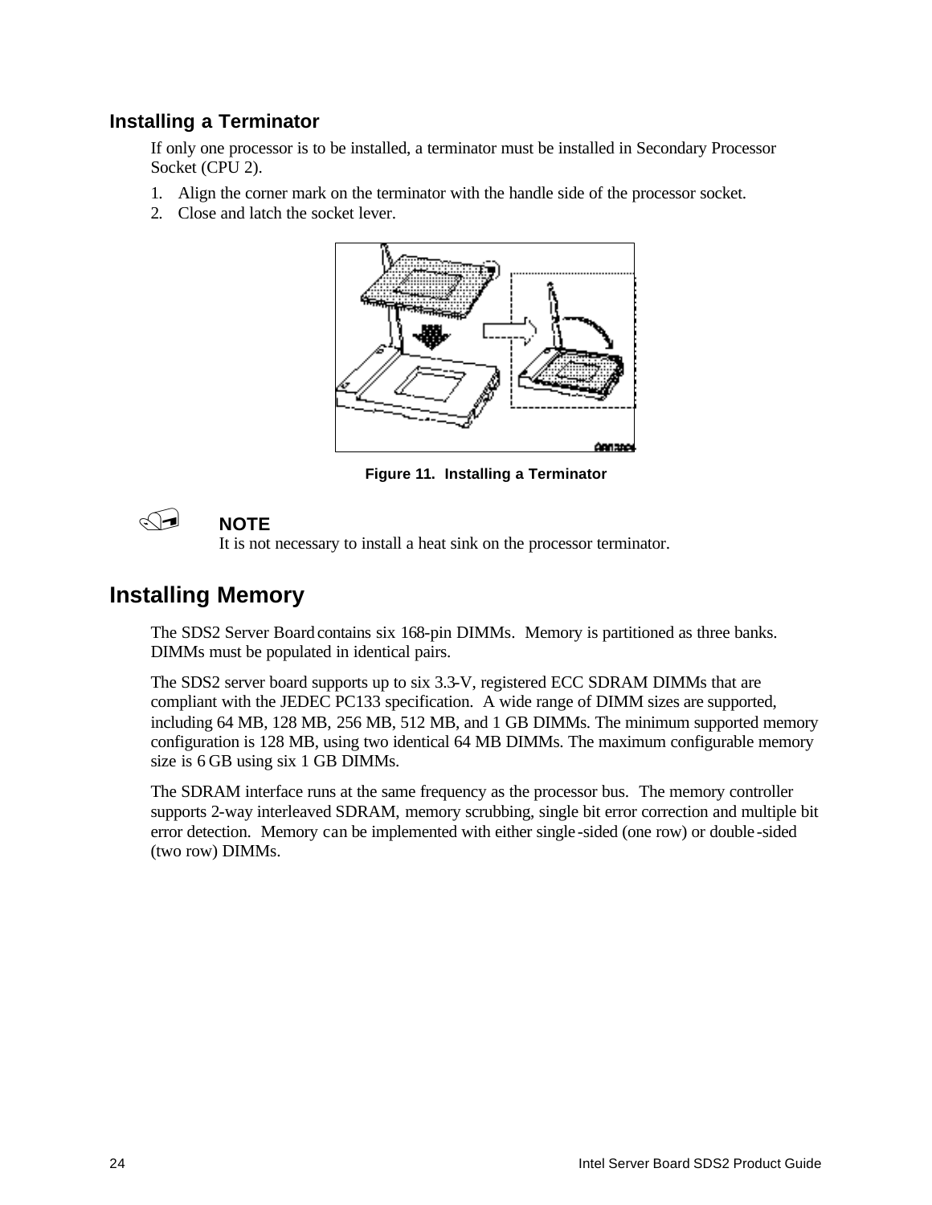### Installing a Terminator

If only one processor is to be installed, a terminator must be installed in Secondary Processor Socket (CPU 2).

1. Align the corner mark on the terminator with the handle side of the processor socket.
2. Close and latch the socket lever.

**Figure 11. Installing a Terminator**

**NOTE**
It is not necessary to install a heat sink on the processor terminator.

## Installing Memory

The SDS2 Server Board contains six 168-pin DIMMs. Memory is partitioned as three banks. DIMMs must be populated in identical pairs.

The SDS2 server board supports up to six 3.3-V, registered ECC SDRAM DIMMs that are compliant with the JEDEC PC133 specification. A wide range of DIMM sizes are supported, including 64 MB, 128 MB, 256 MB, 512 MB, and 1 GB DIMMs. The minimum supported memory configuration is 128 MB, using two identical 64 MB DIMMs. The maximum configurable memory size is 6 GB using six 1 GB DIMMs.

The SDRAM interface runs at the same frequency as the processor bus. The memory controller supports 2-way interleaved SDRAM, memory scrubbing, single bit error correction and multiple bit error detection. Memory can be implemented with either single-sided (one row) or double-sided (two row) DIMMs.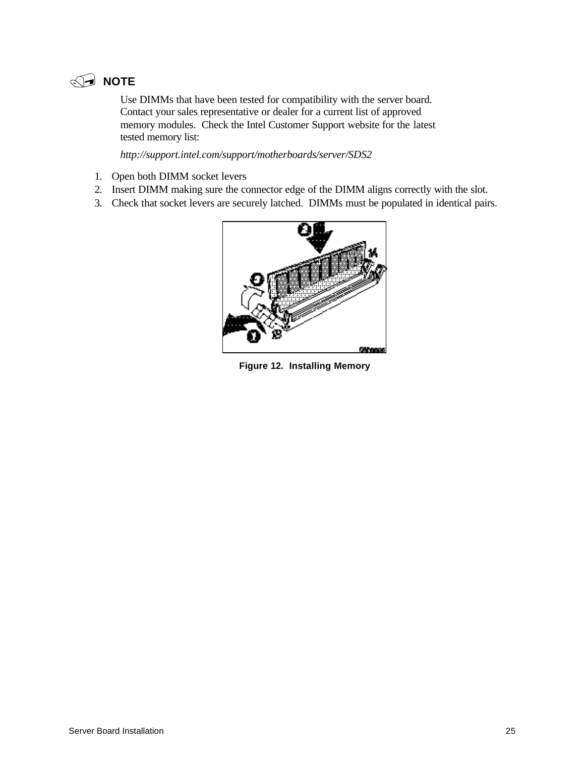**NOTE**

Use DIMMs that have been tested for compatibility with the server board. Contact your sales representative or dealer for a current list of approved memory modules. Check the Intel Customer Support website for the latest tested memory list:

*http://support.intel.com/support/motherboards/server/SDS2*

1. Open both DIMM socket levers
2. Insert DIMM making sure the connector edge of the DIMM aligns correctly with the slot.
3. Check that socket levers are securely latched. DIMMs must be populated in identical pairs.

**Figure 12. Installing Memory**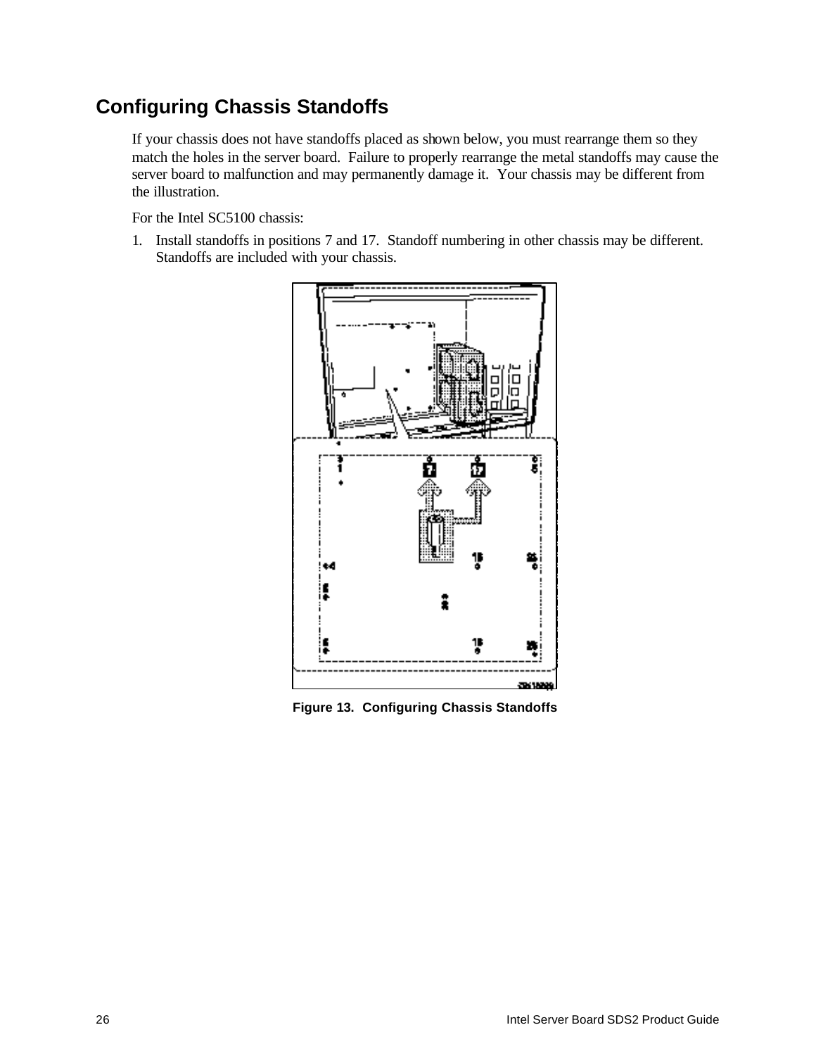## Configuring Chassis Standoffs

If your chassis does not have standoffs placed as shown below, you must rearrange them so they match the holes in the server board. Failure to properly rearrange the metal standoffs may cause the server board to malfunction and may permanently damage it. Your chassis may be different from the illustration.

For the Intel SC5100 chassis:

1. Install standoffs in positions 7 and 17. Standoff numbering in other chassis may be different. Standoffs are included with your chassis.

Figure 13. Configuring Chassis Standoffs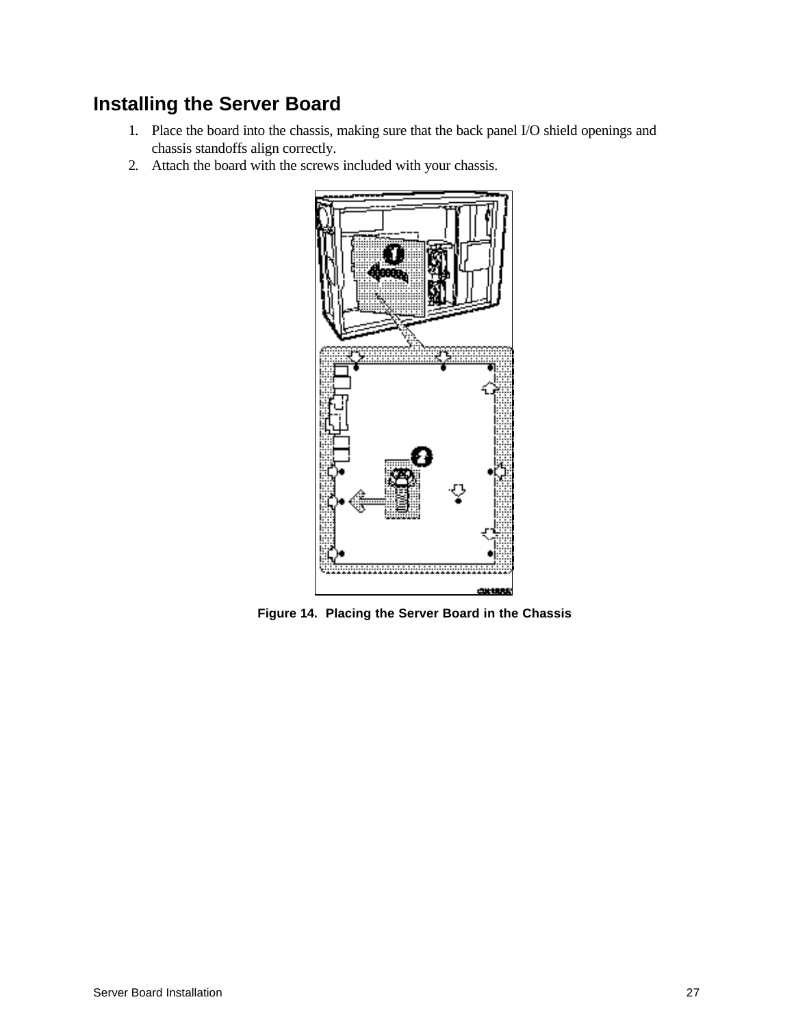## Installing the Server Board

1. Place the board into the chassis, making sure that the back panel I/O shield openings and chassis standoffs align correctly.
2. Attach the board with the screws included with your chassis.

**Figure 14. Placing the Server Board in the Chassis**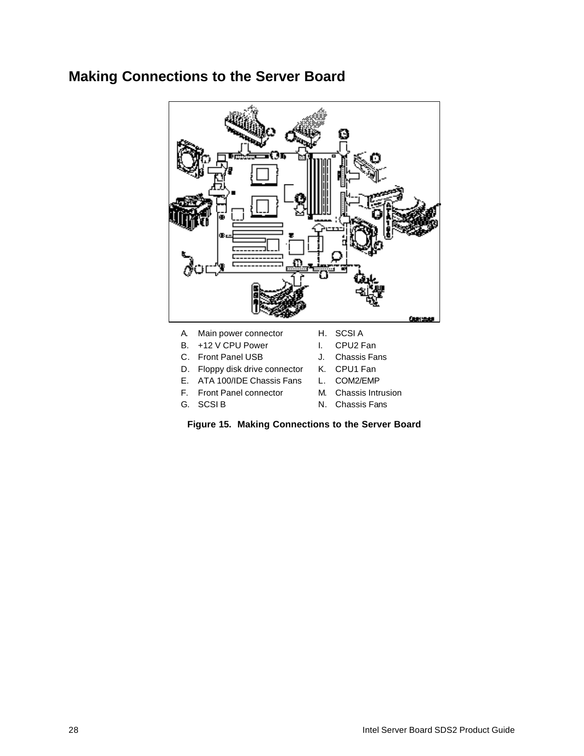## Making Connections to the Server Board

A. Main power connector
B. +12 V CPU Power
C. Front Panel USB
D. Floppy disk drive connector
E. ATA 100/IDE Chassis Fans
F. Front Panel connector
G. SCSI B
H. SCSI A
I. CPU2 Fan
J. Chassis Fans
K. CPU1 Fan
L. COM2/EMP
M. Chassis Intrusion
N. Chassis Fans

**Figure 15. Making Connections to the Server Board**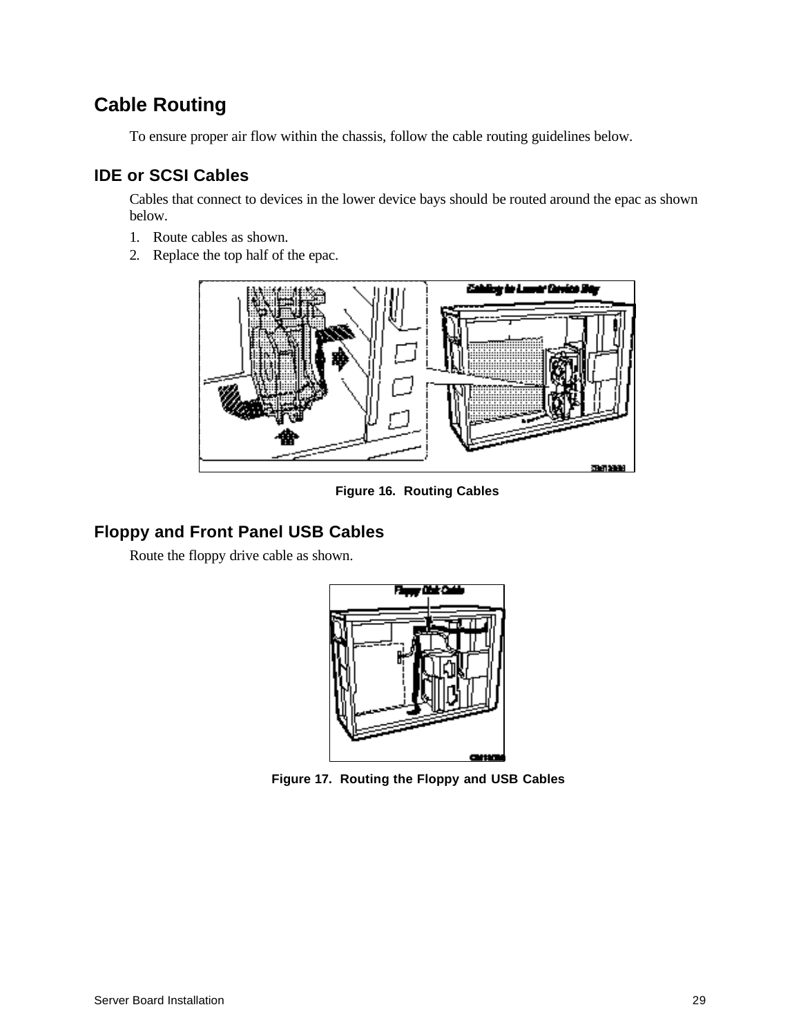## Cable Routing

To ensure proper air flow within the chassis, follow the cable routing guidelines below.

### IDE or SCSI Cables

Cables that connect to devices in the lower device bays should be routed around the epac as shown below.

1. Route cables as shown.
2. Replace the top half of the epac.

**Figure 16. Routing Cables**

### Floppy and Front Panel USB Cables

Route the floppy drive cable as shown.

**Figure 17. Routing the Floppy and USB Cables**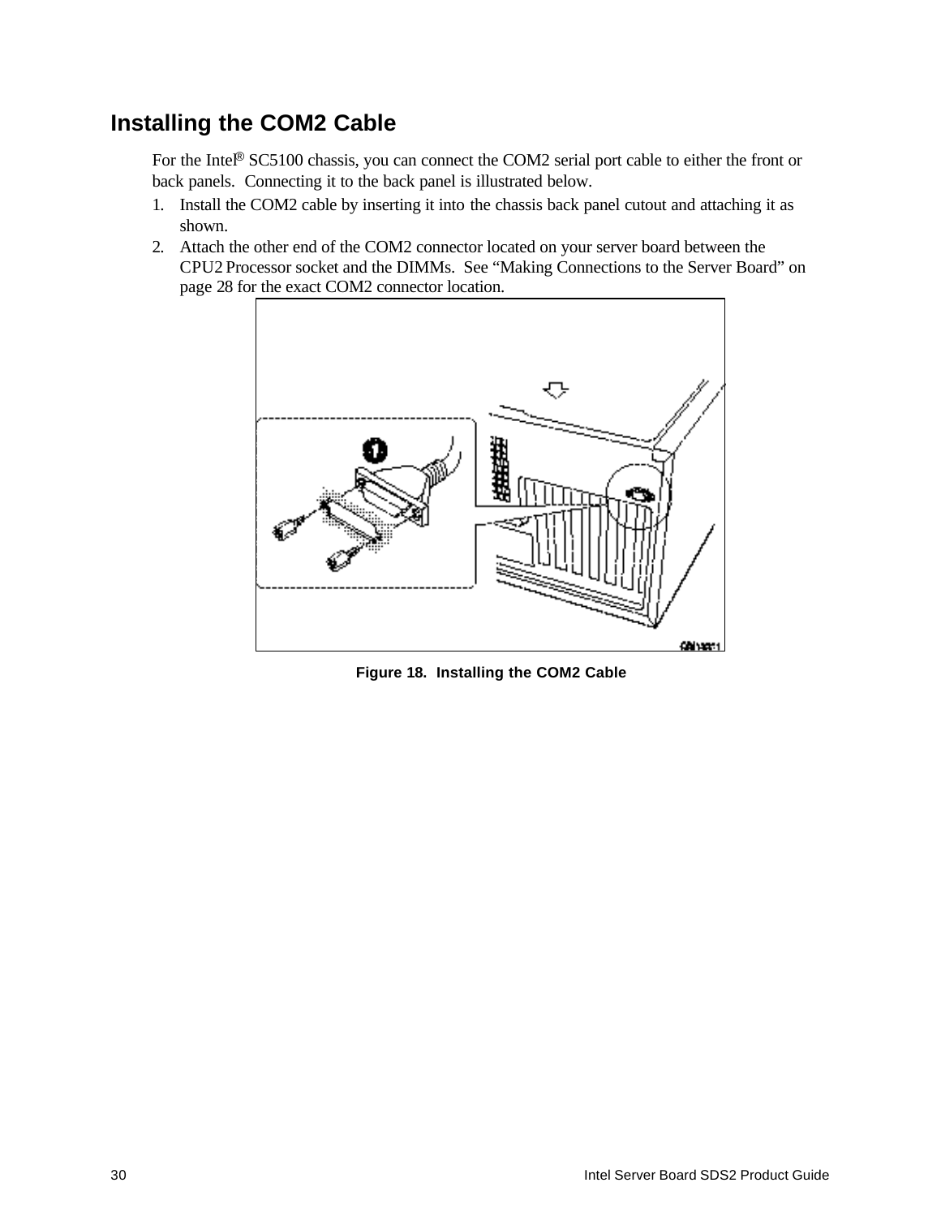## Installing the COM2 Cable

For the Intel® SC5100 chassis, you can connect the COM2 serial port cable to either the front or back panels. Connecting it to the back panel is illustrated below.

1. Install the COM2 cable by inserting it into the chassis back panel cutout and attaching it as shown.
2. Attach the other end of the COM2 connector located on your server board between the CPU2 Processor socket and the DIMMs. See "Making Connections to the Server Board" on page 28 for the exact COM2 connector location.

**Figure 18. Installing the COM2 Cable**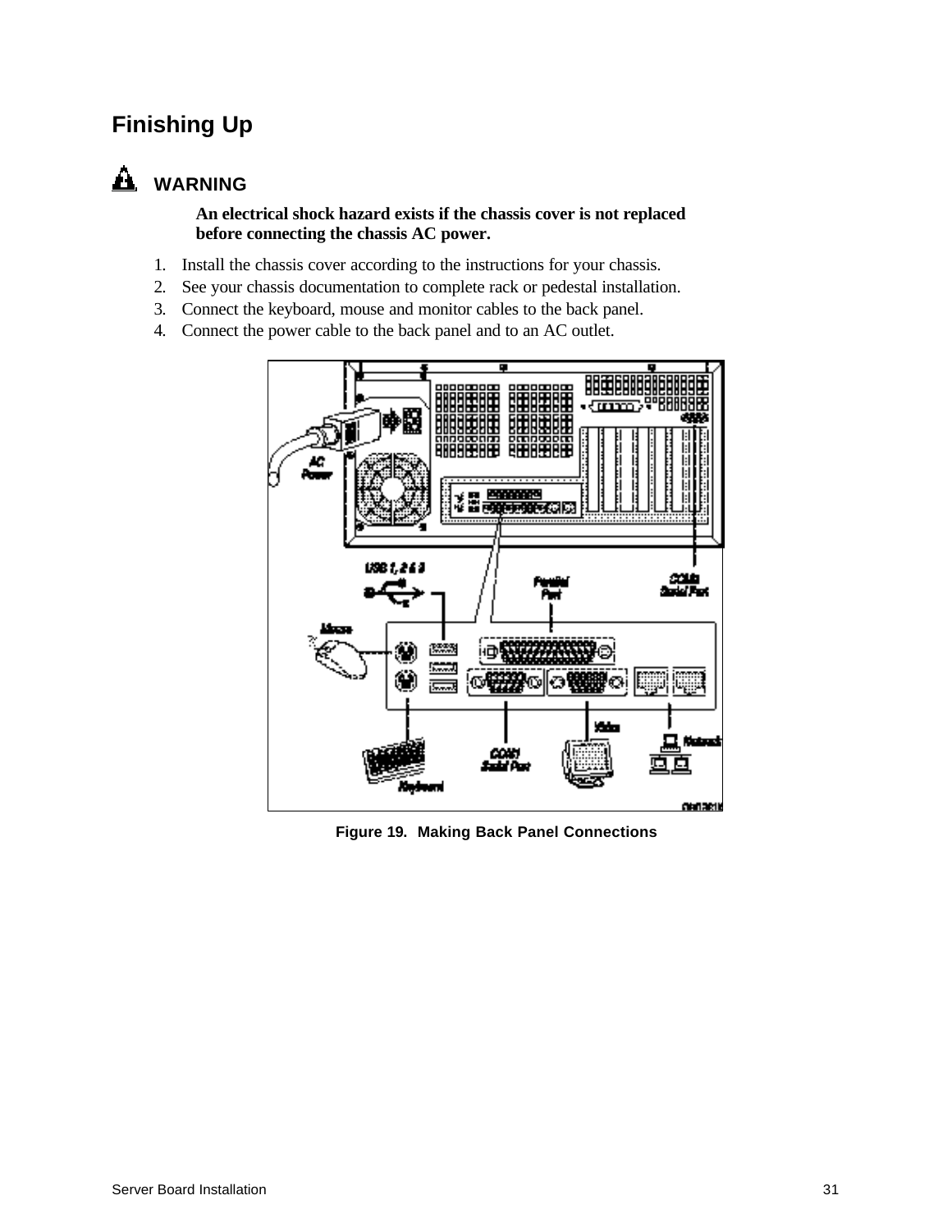# Finishing Up

**WARNING**

**An electrical shock hazard exists if the chassis cover is not replaced before connecting the chassis AC power.**

1. Install the chassis cover according to the instructions for your chassis.
2. See your chassis documentation to complete rack or pedestal installation.
3. Connect the keyboard, mouse and monitor cables to the back panel.
4. Connect the power cable to the back panel and to an AC outlet.

**Figure 19. Making Back Panel Connections**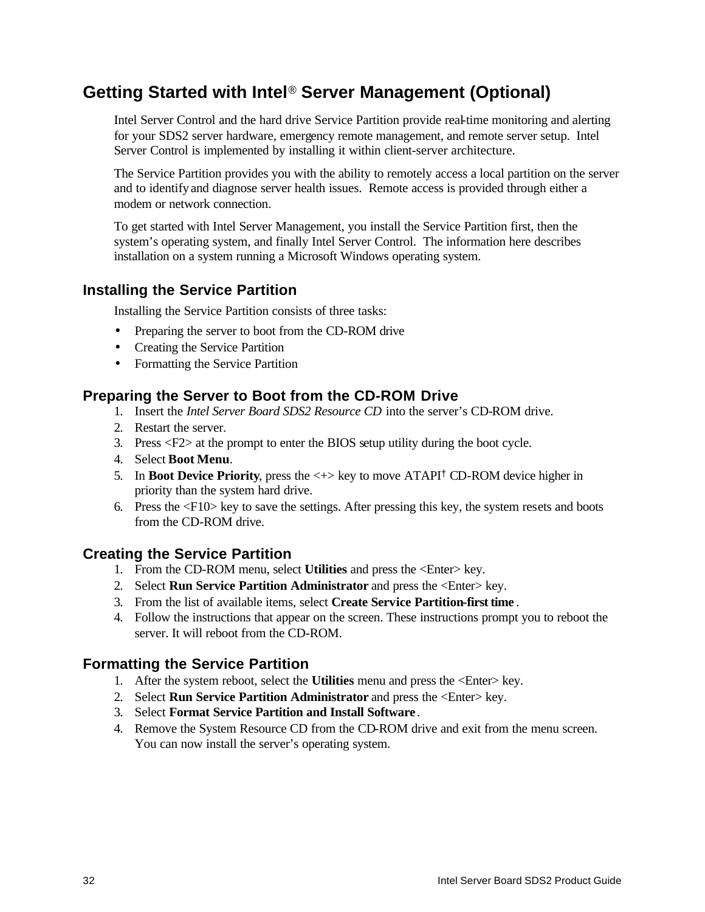## Getting Started with Intel® Server Management (Optional)

Intel Server Control and the hard drive Service Partition provide real-time monitoring and alerting for your SDS2 server hardware, emergency remote management, and remote server setup. Intel Server Control is implemented by installing it within client-server architecture.

The Service Partition provides you with the ability to remotely access a local partition on the server and to identify and diagnose server health issues. Remote access is provided through either a modem or network connection.

To get started with Intel Server Management, you install the Service Partition first, then the system's operating system, and finally Intel Server Control. The information here describes installation on a system running a Microsoft Windows operating system.

### Installing the Service Partition

Installing the Service Partition consists of three tasks:

- Preparing the server to boot from the CD-ROM drive
- Creating the Service Partition
- Formatting the Service Partition

### Preparing the Server to Boot from the CD-ROM Drive

1. Insert the *Intel Server Board SDS2 Resource CD* into the server's CD-ROM drive.
2. Restart the server.
3. Press <F2> at the prompt to enter the BIOS setup utility during the boot cycle.
4. Select **Boot Menu**.
5. In **Boot Device Priority**, press the <+> key to move ATAPI† CD-ROM device higher in priority than the system hard drive.
6. Press the <F10> key to save the settings. After pressing this key, the system resets and boots from the CD-ROM drive.

### Creating the Service Partition

1. From the CD-ROM menu, select **Utilities** and press the <Enter> key.
2. Select **Run Service Partition Administrator** and press the <Enter> key.
3. From the list of available items, select **Create Service Partition-first time**.
4. Follow the instructions that appear on the screen. These instructions prompt you to reboot the server. It will reboot from the CD-ROM.

### Formatting the Service Partition

1. After the system reboot, select the **Utilities** menu and press the <Enter> key.
2. Select **Run Service Partition Administrator** and press the <Enter> key.
3. Select **Format Service Partition and Install Software**.
4. Remove the System Resource CD from the CD-ROM drive and exit from the menu screen. You can now install the server's operating system.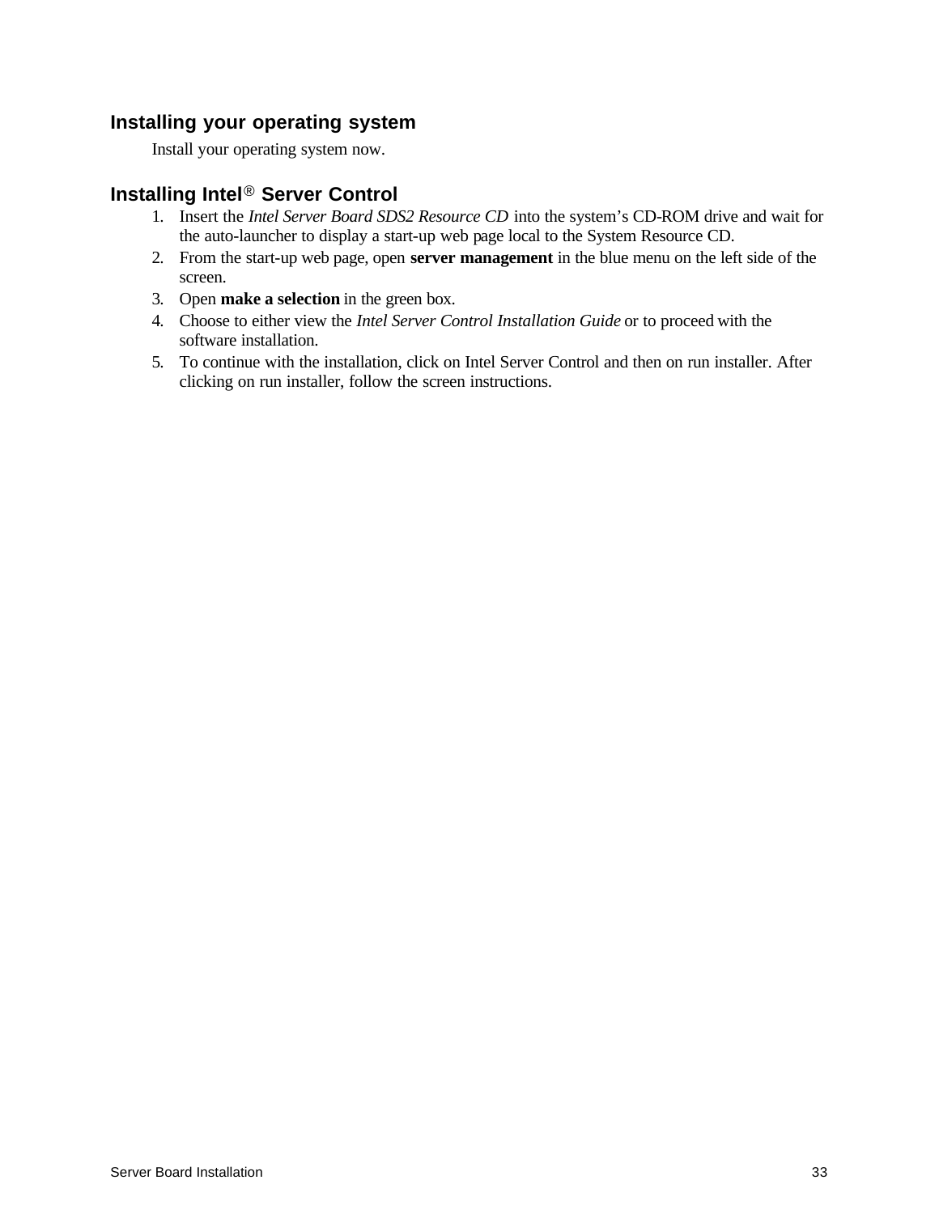## Installing your operating system

Install your operating system now.

## Installing Intel® Server Control

1. Insert the *Intel Server Board SDS2 Resource CD* into the system's CD-ROM drive and wait for the auto-launcher to display a start-up web page local to the System Resource CD.
2. From the start-up web page, open **server management** in the blue menu on the left side of the screen.
3. Open **make a selection** in the green box.
4. Choose to either view the *Intel Server Control Installation Guide* or to proceed with the software installation.
5. To continue with the installation, click on Intel Server Control and then on run installer. After clicking on run installer, follow the screen instructions.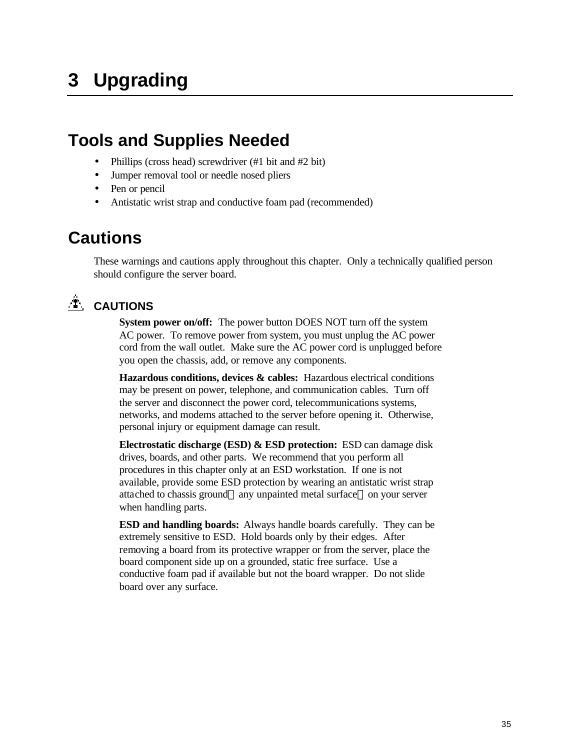# 3 Upgrading

## Tools and Supplies Needed

- Phillips (cross head) screwdriver (#1 bit and #2 bit)
- Jumper removal tool or needle nosed pliers
- Pen or pencil
- Antistatic wrist strap and conductive foam pad (recommended)

## Cautions

These warnings and cautions apply throughout this chapter. Only a technically qualified person should configure the server board.

### CAUTIONS

**System power on/off:** The power button DOES NOT turn off the system AC power. To remove power from system, you must unplug the AC power cord from the wall outlet. Make sure the AC power cord is unplugged before you open the chassis, add, or remove any components.

**Hazardous conditions, devices & cables:** Hazardous electrical conditions may be present on power, telephone, and communication cables. Turn off the server and disconnect the power cord, telecommunications systems, networks, and modems attached to the server before opening it. Otherwise, personal injury or equipment damage can result.

**Electrostatic discharge (ESD) & ESD protection:** ESD can damage disk drives, boards, and other parts. We recommend that you perform all procedures in this chapter only at an ESD workstation. If one is not available, provide some ESD protection by wearing an antistatic wrist strap attached to chassis ground—any unpainted metal surface—on your server when handling parts.

**ESD and handling boards:** Always handle boards carefully. They can be extremely sensitive to ESD. Hold boards only by their edges. After removing a board from its protective wrapper or from the server, place the board component side up on a grounded, static free surface. Use a conductive foam pad if available but not the board wrapper. Do not slide board over any surface.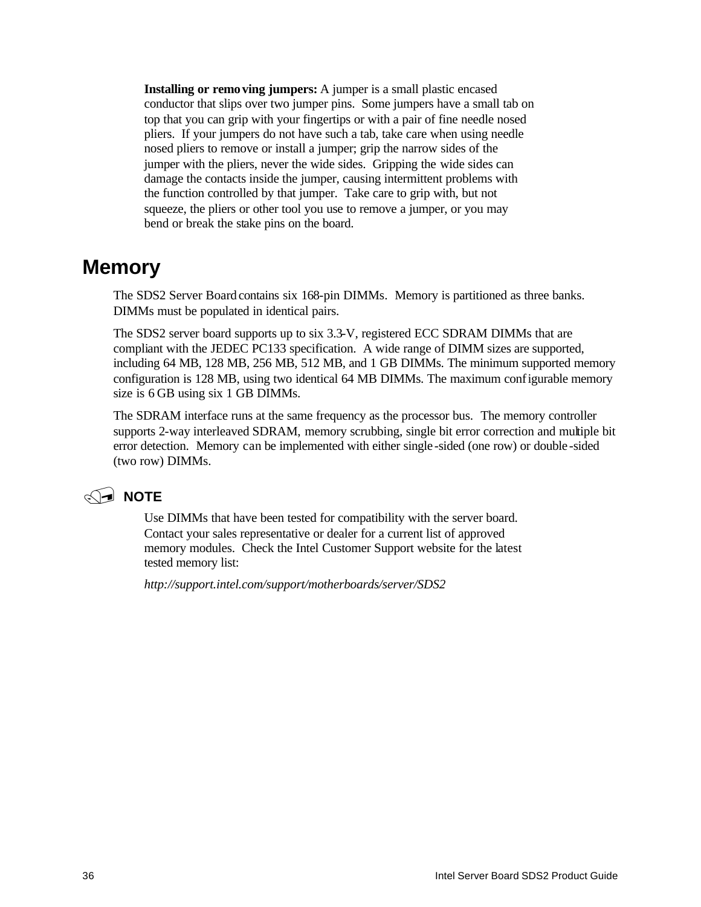**Installing or removing jumpers:** A jumper is a small plastic encased conductor that slips over two jumper pins. Some jumpers have a small tab on top that you can grip with your fingertips or with a pair of fine needle nosed pliers. If your jumpers do not have such a tab, take care when using needle nosed pliers to remove or install a jumper; grip the narrow sides of the jumper with the pliers, never the wide sides. Gripping the wide sides can damage the contacts inside the jumper, causing intermittent problems with the function controlled by that jumper. Take care to grip with, but not squeeze, the pliers or other tool you use to remove a jumper, or you may bend or break the stake pins on the board.

## Memory

The SDS2 Server Board contains six 168-pin DIMMs. Memory is partitioned as three banks. DIMMs must be populated in identical pairs.

The SDS2 server board supports up to six 3.3-V, registered ECC SDRAM DIMMs that are compliant with the JEDEC PC133 specification. A wide range of DIMM sizes are supported, including 64 MB, 128 MB, 256 MB, 512 MB, and 1 GB DIMMs. The minimum supported memory configuration is 128 MB, using two identical 64 MB DIMMs. The maximum configurable memory size is 6 GB using six 1 GB DIMMs.

The SDRAM interface runs at the same frequency as the processor bus. The memory controller supports 2-way interleaved SDRAM, memory scrubbing, single bit error correction and multiple bit error detection. Memory can be implemented with either single-sided (one row) or double-sided (two row) DIMMs.

**NOTE**

Use DIMMs that have been tested for compatibility with the server board. Contact your sales representative or dealer for a current list of approved memory modules. Check the Intel Customer Support website for the latest tested memory list:

*http://support.intel.com/support/motherboards/server/SDS2*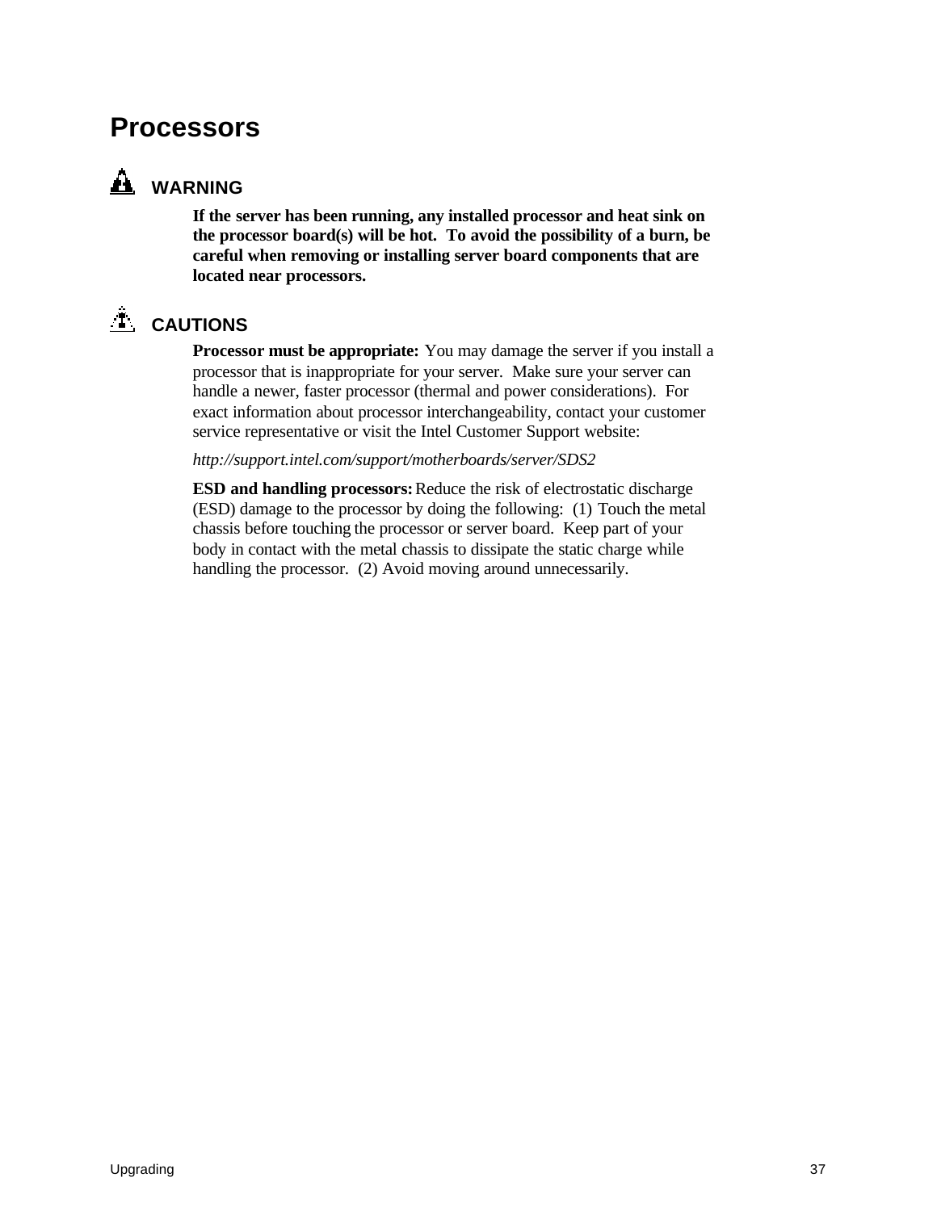# Processors

## WARNING

**If the server has been running, any installed processor and heat sink on the processor board(s) will be hot. To avoid the possibility of a burn, be careful when removing or installing server board components that are located near processors.**

## CAUTIONS

**Processor must be appropriate:** You may damage the server if you install a processor that is inappropriate for your server. Make sure your server can handle a newer, faster processor (thermal and power considerations). For exact information about processor interchangeability, contact your customer service representative or visit the Intel Customer Support website:

*http://support.intel.com/support/motherboards/server/SDS2*

**ESD and handling processors:** Reduce the risk of electrostatic discharge (ESD) damage to the processor by doing the following: (1) Touch the metal chassis before touching the processor or server board. Keep part of your body in contact with the metal chassis to dissipate the static charge while handling the processor. (2) Avoid moving around unnecessarily.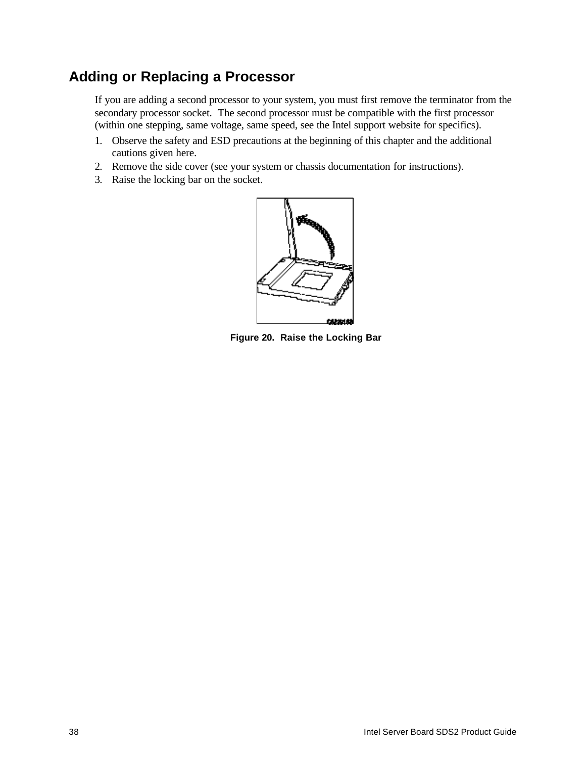## Adding or Replacing a Processor

If you are adding a second processor to your system, you must first remove the terminator from the secondary processor socket. The second processor must be compatible with the first processor (within one stepping, same voltage, same speed, see the Intel support website for specifics).

1. Observe the safety and ESD precautions at the beginning of this chapter and the additional cautions given here.
2. Remove the side cover (see your system or chassis documentation for instructions).
3. Raise the locking bar on the socket.

**Figure 20. Raise the Locking Bar**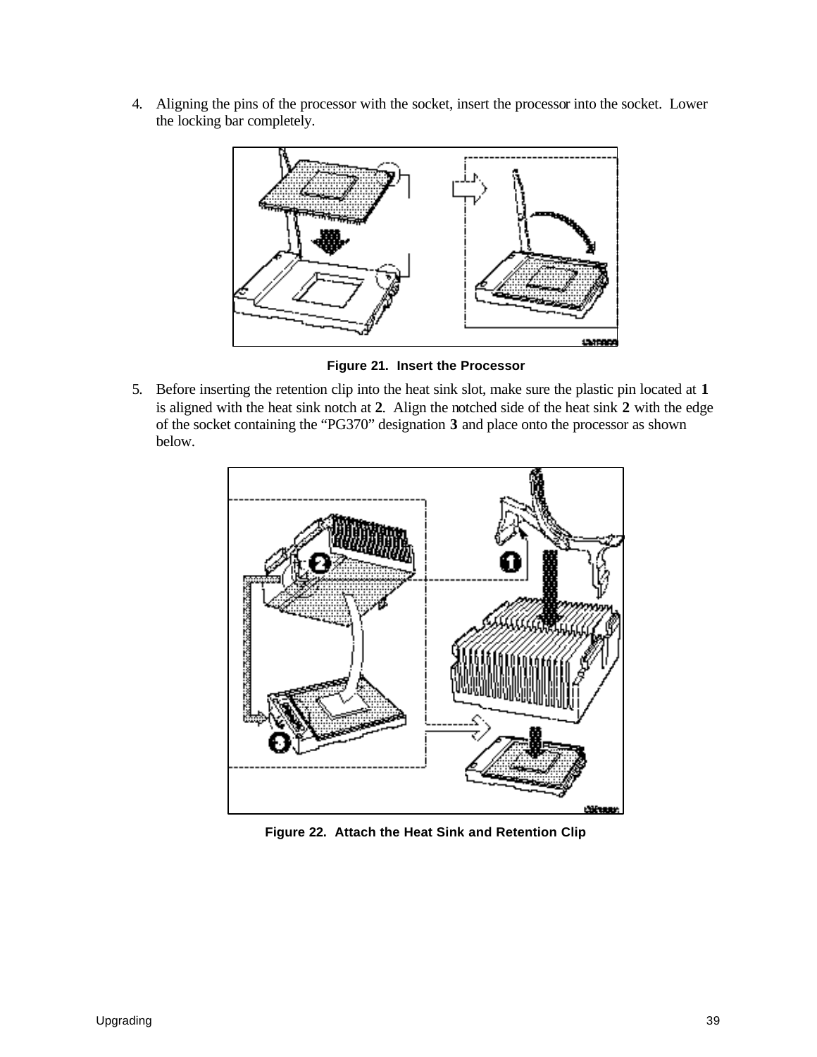4. Aligning the pins of the processor with the socket, insert the processor into the socket. Lower the locking bar completely.

**Figure 21. Insert the Processor**

5. Before inserting the retention clip into the heat sink slot, make sure the plastic pin located at **1** is aligned with the heat sink notch at **2**. Align the notched side of the heat sink **2** with the edge of the socket containing the "PG370" designation **3** and place onto the processor as shown below.

**Figure 22. Attach the Heat Sink and Retention Clip**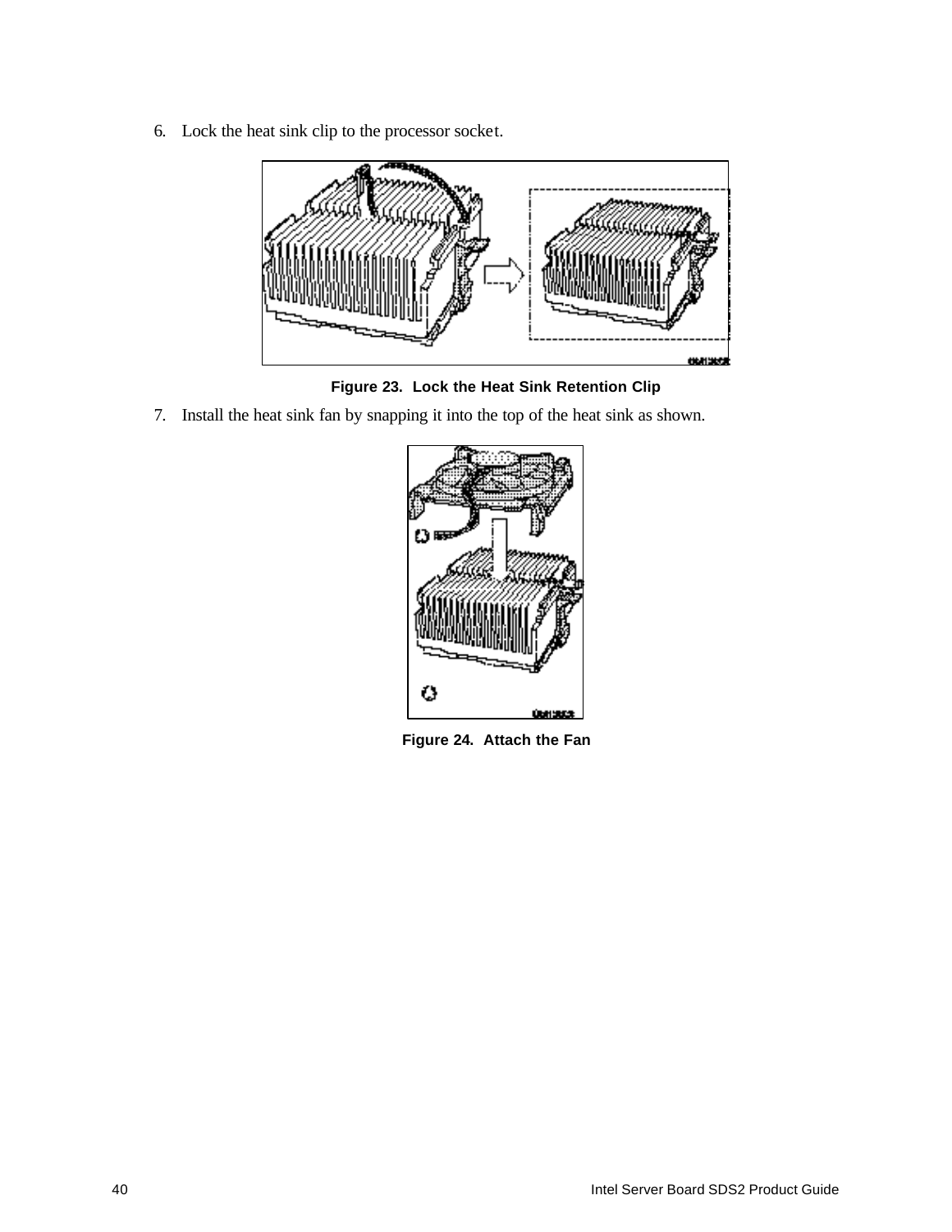6. Lock the heat sink clip to the processor socket.

Figure 23. Lock the Heat Sink Retention Clip

7. Install the heat sink fan by snapping it into the top of the heat sink as shown.

Figure 24. Attach the Fan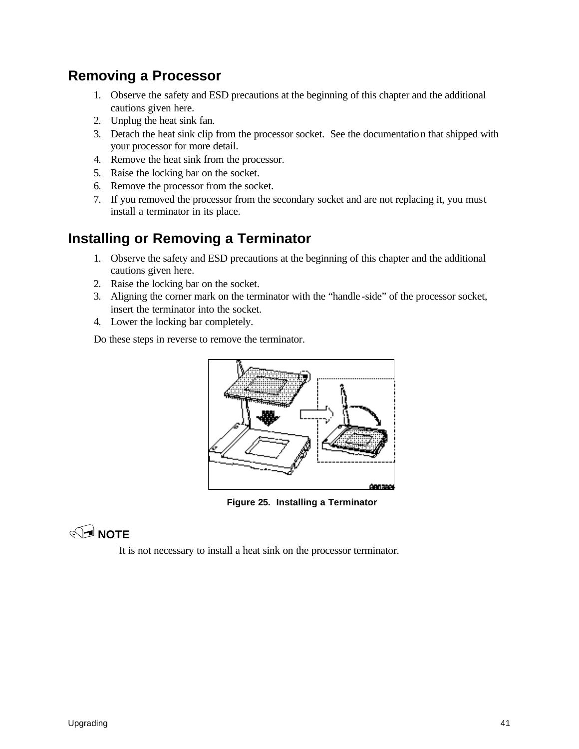## Removing a Processor

1. Observe the safety and ESD precautions at the beginning of this chapter and the additional cautions given here.
2. Unplug the heat sink fan.
3. Detach the heat sink clip from the processor socket. See the documentation that shipped with your processor for more detail.
4. Remove the heat sink from the processor.
5. Raise the locking bar on the socket.
6. Remove the processor from the socket.
7. If you removed the processor from the secondary socket and are not replacing it, you must install a terminator in its place.

## Installing or Removing a Terminator

1. Observe the safety and ESD precautions at the beginning of this chapter and the additional cautions given here.
2. Raise the locking bar on the socket.
3. Aligning the corner mark on the terminator with the “handle-side” of the processor socket, insert the terminator into the socket.
4. Lower the locking bar completely.

Do these steps in reverse to remove the terminator.

**Figure 25. Installing a Terminator**

**NOTE**

It is not necessary to install a heat sink on the processor terminator.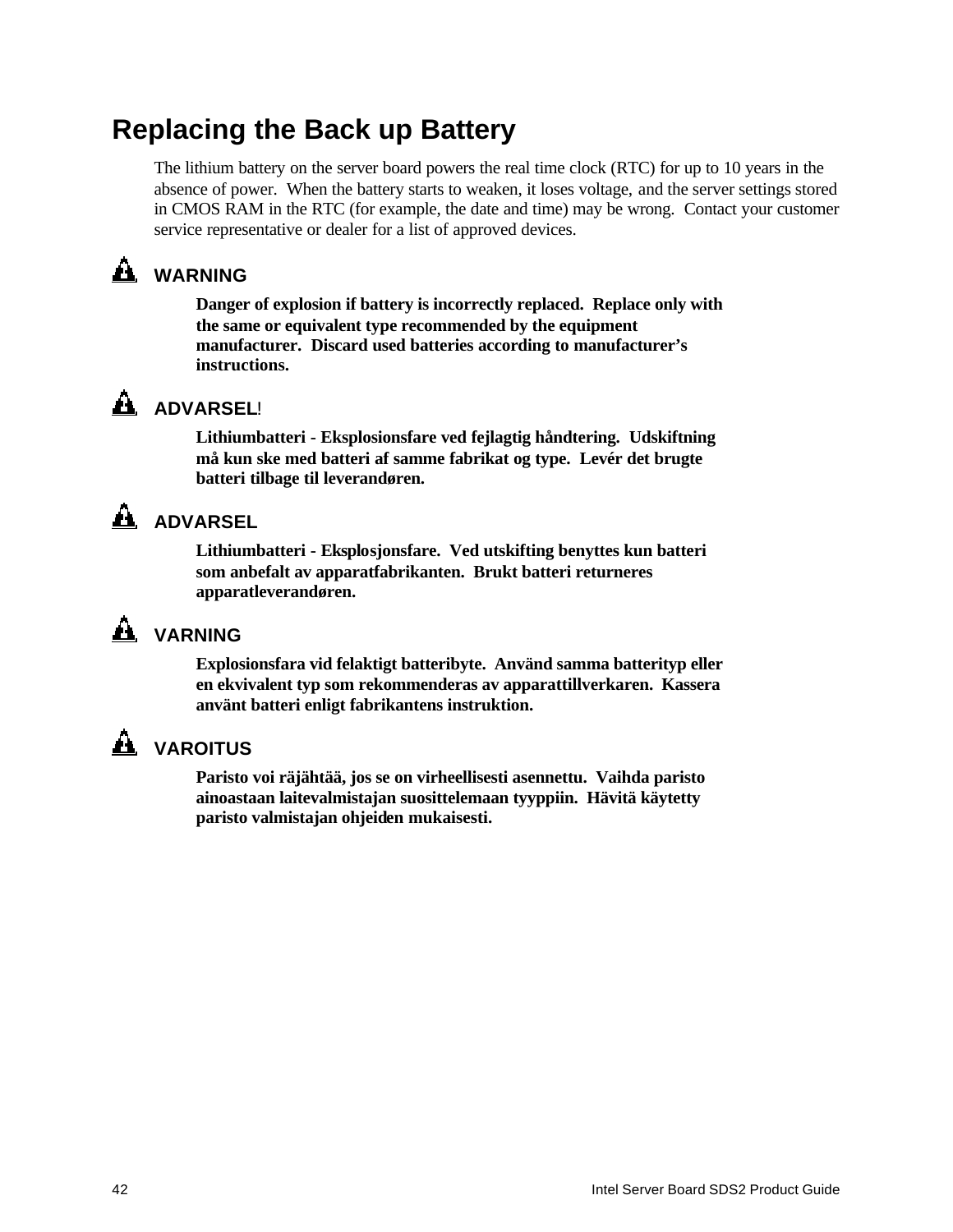## Replacing the Back up Battery

The lithium battery on the server board powers the real time clock (RTC) for up to 10 years in the absence of power. When the battery starts to weaken, it loses voltage, and the server settings stored in CMOS RAM in the RTC (for example, the date and time) may be wrong. Contact your customer service representative or dealer for a list of approved devices.

**WARNING**

**Danger of explosion if battery is incorrectly replaced. Replace only with the same or equivalent type recommended by the equipment manufacturer. Discard used batteries according to manufacturer's instructions.**

**ADVARSEL!**

**Lithiumbatteri - Eksplosionsfare ved fejlagtig håndtering. Udskiftning må kun ske med batteri af samme fabrikat og type. Levér det brugte batteri tilbage til leverandøren.**

**ADVARSEL**

**Lithiumbatteri - Eksplosjonsfare. Ved utskifting benyttes kun batteri som anbefalt av apparatfabrikanten. Brukt batteri returneres apparatleverandøren.**

**VARNING**

**Explosionsfara vid felaktigt batteribyte. Använd samma batterityp eller en ekvivalent typ som rekommenderas av apparattillverkaren. Kassera använt batteri enligt fabrikantens instruktion.**

**VAROITUS**

**Paristo voi räjähtää, jos se on virheellisesti asennettu. Vaihda paristo ainoastaan laitevalmistajan suosittelemaan tyyppiin. Hävitä käytetty paristo valmistajan ohjeiden mukaisesti.**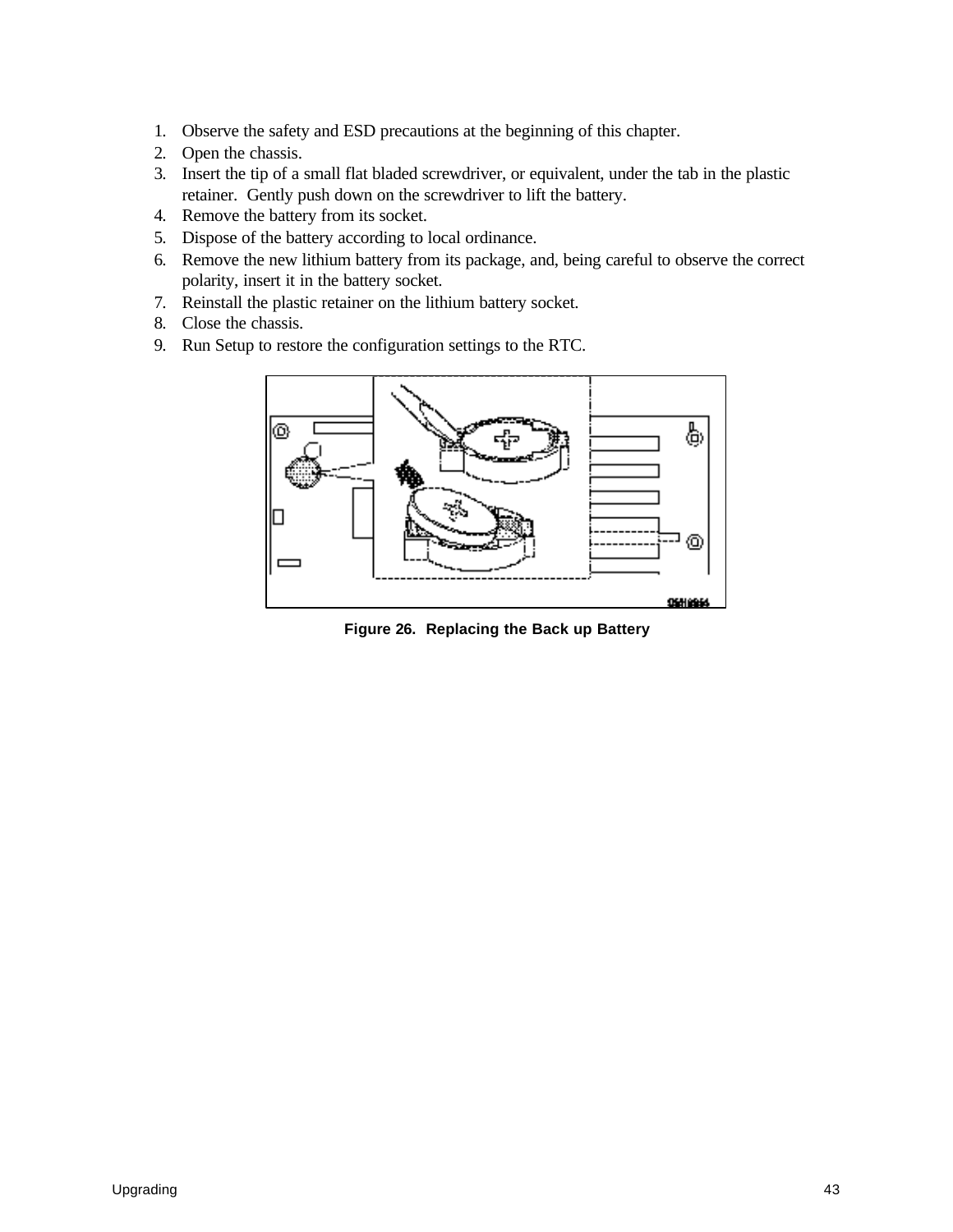1. Observe the safety and ESD precautions at the beginning of this chapter.
2. Open the chassis.
3. Insert the tip of a small flat bladed screwdriver, or equivalent, under the tab in the plastic retainer. Gently push down on the screwdriver to lift the battery.
4. Remove the battery from its socket.
5. Dispose of the battery according to local ordinance.
6. Remove the new lithium battery from its package, and, being careful to observe the correct polarity, insert it in the battery socket.
7. Reinstall the plastic retainer on the lithium battery socket.
8. Close the chassis.
9. Run Setup to restore the configuration settings to the RTC.

**Figure 26. Replacing the Back up Battery**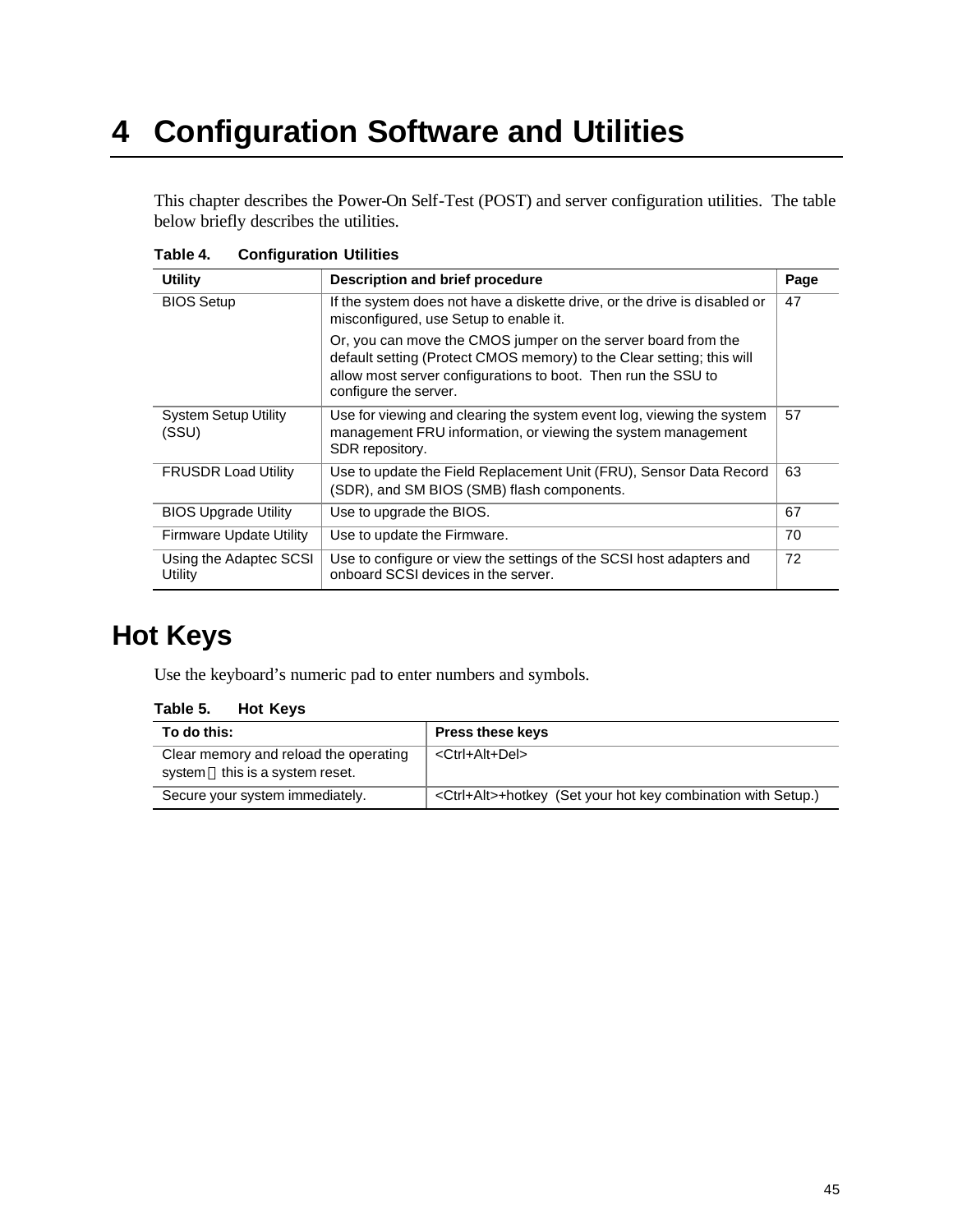# 4 Configuration Software and Utilities

This chapter describes the Power-On Self-Test (POST) and server configuration utilities. The table below briefly describes the utilities.

**Table 4. Configuration Utilities**

| Utility | Description and brief procedure | Page |
|---|---|---|
| BIOS Setup | If the system does not have a diskette drive, or the drive is disabled or misconfigured, use Setup to enable it.<br><br>Or, you can move the CMOS jumper on the server board from the default setting (Protect CMOS memory) to the Clear setting; this will allow most server configurations to boot. Then run the SSU to configure the server. | 47 |
| System Setup Utility (SSU) | Use for viewing and clearing the system event log, viewing the system management FRU information, or viewing the system management SDR repository. | 57 |
| FRUSDR Load Utility | Use to update the Field Replacement Unit (FRU), Sensor Data Record (SDR), and SM BIOS (SMB) flash components. | 63 |
| BIOS Upgrade Utility | Use to upgrade the BIOS. | 67 |
| Firmware Update Utility | Use to update the Firmware. | 70 |
| Using the Adaptec SCSI Utility | Use to configure or view the settings of the SCSI host adapters and onboard SCSI devices in the server. | 72 |

## Hot Keys

Use the keyboard’s numeric pad to enter numbers and symbols.

**Table 5. Hot Keys**

| To do this: | Press these keys |
|---|---|
| Clear memory and reload the operating system — this is a system reset. | <Ctrl+Alt+Del> |
| Secure your system immediately. | <Ctrl+Alt>+hotkey (Set your hot key combination with Setup.) |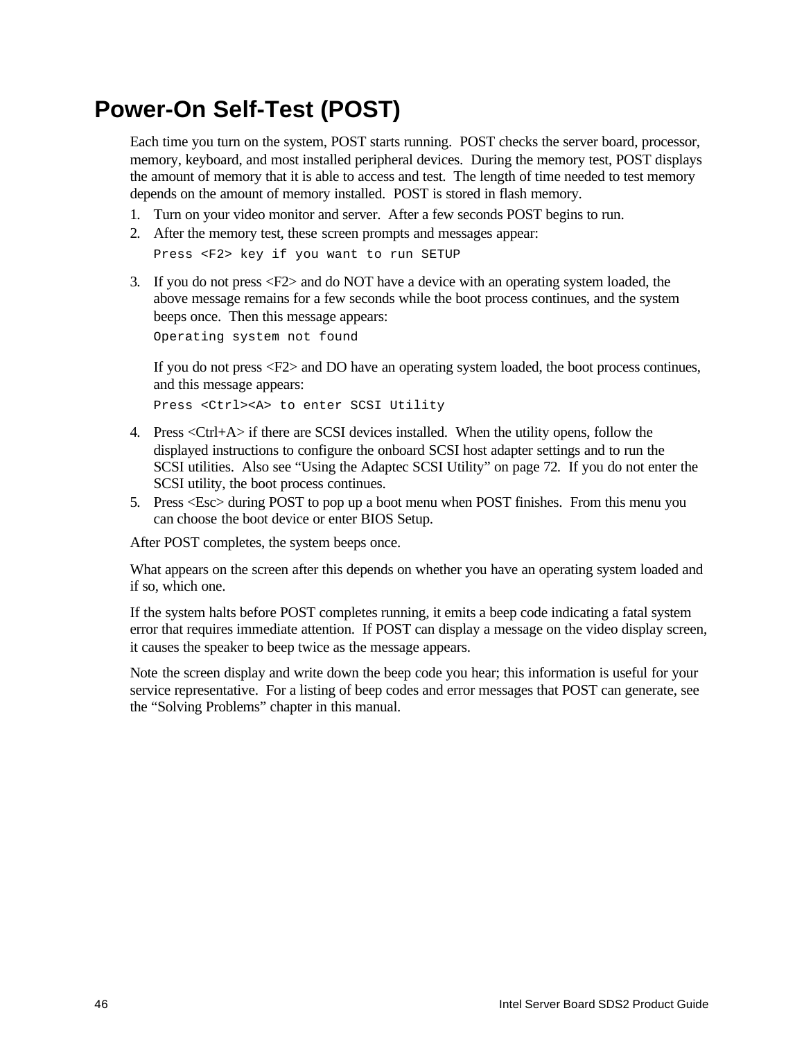# Power-On Self-Test (POST)

Each time you turn on the system, POST starts running. POST checks the server board, processor, memory, keyboard, and most installed peripheral devices. During the memory test, POST displays the amount of memory that it is able to access and test. The length of time needed to test memory depends on the amount of memory installed. POST is stored in flash memory.

1. Turn on your video monitor and server. After a few seconds POST begins to run.
2. After the memory test, these screen prompts and messages appear:

   ```
   Press <F2> key if you want to run SETUP
   ```

3. If you do not press <F2> and do NOT have a device with an operating system loaded, the above message remains for a few seconds while the boot process continues, and the system beeps once. Then this message appears:

   ```
   Operating system not found
   ```

   If you do not press <F2> and DO have an operating system loaded, the boot process continues, and this message appears:

   ```
   Press <Ctrl><A> to enter SCSI Utility
   ```

4. Press <Ctrl+A> if there are SCSI devices installed. When the utility opens, follow the displayed instructions to configure the onboard SCSI host adapter settings and to run the SCSI utilities. Also see “Using the Adaptec SCSI Utility” on page 72. If you do not enter the SCSI utility, the boot process continues.
5. Press <Esc> during POST to pop up a boot menu when POST finishes. From this menu you can choose the boot device or enter BIOS Setup.

After POST completes, the system beeps once.

What appears on the screen after this depends on whether you have an operating system loaded and if so, which one.

If the system halts before POST completes running, it emits a beep code indicating a fatal system error that requires immediate attention. If POST can display a message on the video display screen, it causes the speaker to beep twice as the message appears.

Note the screen display and write down the beep code you hear; this information is useful for your service representative. For a listing of beep codes and error messages that POST can generate, see the “Solving Problems” chapter in this manual.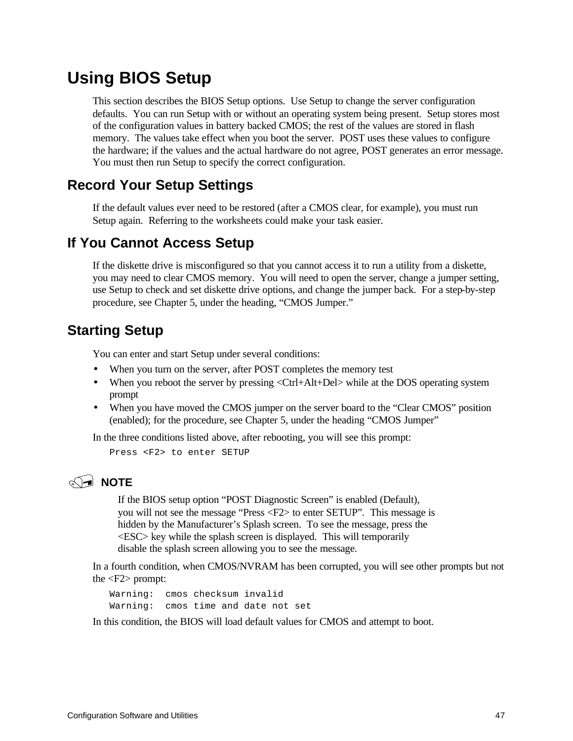# Using BIOS Setup

This section describes the BIOS Setup options. Use Setup to change the server configuration defaults. You can run Setup with or without an operating system being present. Setup stores most of the configuration values in battery backed CMOS; the rest of the values are stored in flash memory. The values take effect when you boot the server. POST uses these values to configure the hardware; if the values and the actual hardware do not agree, POST generates an error message. You must then run Setup to specify the correct configuration.

## Record Your Setup Settings

If the default values ever need to be restored (after a CMOS clear, for example), you must run Setup again. Referring to the worksheets could make your task easier.

## If You Cannot Access Setup

If the diskette drive is misconfigured so that you cannot access it to run a utility from a diskette, you may need to clear CMOS memory. You will need to open the server, change a jumper setting, use Setup to check and set diskette drive options, and change the jumper back. For a step-by-step procedure, see Chapter 5, under the heading, "CMOS Jumper."

## Starting Setup

You can enter and start Setup under several conditions:

- When you turn on the server, after POST completes the memory test
- When you reboot the server by pressing <Ctrl+Alt+Del> while at the DOS operating system prompt
- When you have moved the CMOS jumper on the server board to the "Clear CMOS" position (enabled); for the procedure, see Chapter 5, under the heading "CMOS Jumper"

In the three conditions listed above, after rebooting, you will see this prompt:

```
Press <F2> to enter SETUP
```

**NOTE**

If the BIOS setup option "POST Diagnostic Screen" is enabled (Default), you will not see the message "Press <F2> to enter SETUP". This message is hidden by the Manufacturer's Splash screen. To see the message, press the <ESC> key while the splash screen is displayed. This will temporarily disable the splash screen allowing you to see the message.

In a fourth condition, when CMOS/NVRAM has been corrupted, you will see other prompts but not the <F2> prompt:

```
Warning:  cmos checksum invalid
Warning:  cmos time and date not set
```

In this condition, the BIOS will load default values for CMOS and attempt to boot.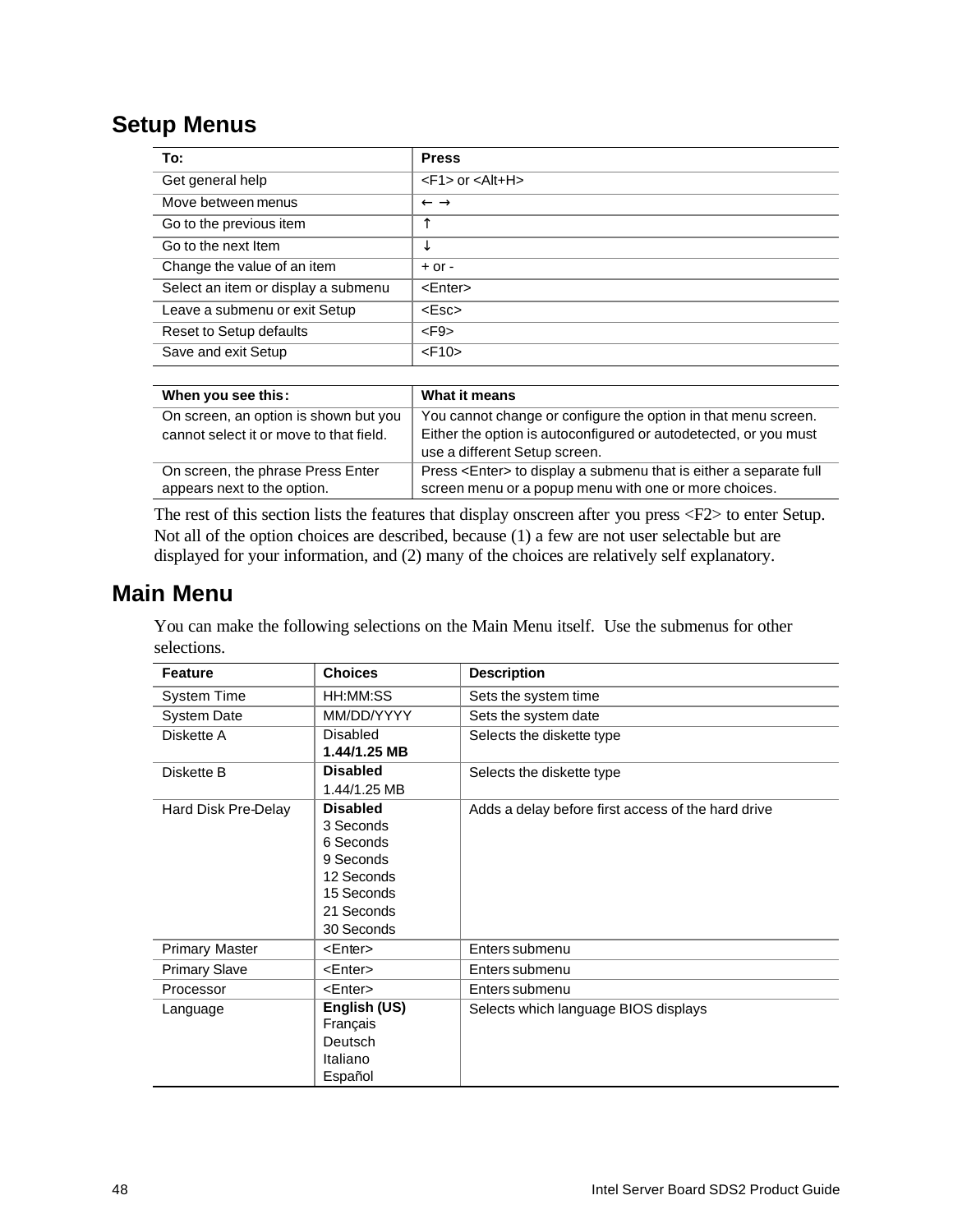## Setup Menus

| To: | Press |
|---|---|
| Get general help | <F1> or <Alt+H> |
| Move between menus | ← → |
| Go to the previous item | ↑ |
| Go to the next Item | ↓ |
| Change the value of an item | + or - |
| Select an item or display a submenu | <Enter> |
| Leave a submenu or exit Setup | <Esc> |
| Reset to Setup defaults | <F9> |
| Save and exit Setup | <F10> |

| When you see this: | What it means |
|---|---|
| On screen, an option is shown but you cannot select it or move to that field. | You cannot change or configure the option in that menu screen. Either the option is autoconfigured or autodetected, or you must use a different Setup screen. |
| On screen, the phrase Press Enter appears next to the option. | Press <Enter> to display a submenu that is either a separate full screen menu or a popup menu with one or more choices. |

The rest of this section lists the features that display onscreen after you press <F2> to enter Setup. Not all of the option choices are described, because (1) a few are not user selectable but are displayed for your information, and (2) many of the choices are relatively self explanatory.

## Main Menu

You can make the following selections on the Main Menu itself. Use the submenus for other selections.

| Feature | Choices | Description |
|---|---|---|
| System Time | HH:MM:SS | Sets the system time |
| System Date | MM/DD/YYYY | Sets the system date |
| Diskette A | Disabled<br>**1.44/1.25 MB** | Selects the diskette type |
| Diskette B | **Disabled**<br>1.44/1.25 MB | Selects the diskette type |
| Hard Disk Pre-Delay | **Disabled**<br>3 Seconds<br>6 Seconds<br>9 Seconds<br>12 Seconds<br>15 Seconds<br>21 Seconds<br>30 Seconds | Adds a delay before first access of the hard drive |
| Primary Master | <Enter> | Enters submenu |
| Primary Slave | <Enter> | Enters submenu |
| Processor | <Enter> | Enters submenu |
| Language | **English (US)**<br>Français<br>Deutsch<br>Italiano<br>Español | Selects which language BIOS displays |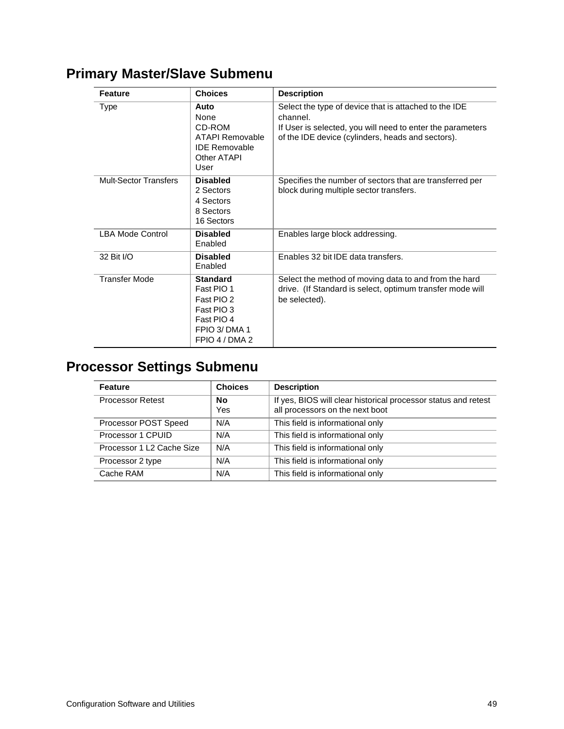## Primary Master/Slave Submenu

| Feature | Choices | Description |
| --- | --- | --- |
| Type | **Auto**<br>None<br>CD-ROM<br>ATAPI Removable<br>IDE Removable<br>Other ATAPI<br>User | Select the type of device that is attached to the IDE channel.<br>If User is selected, you will need to enter the parameters of the IDE device (cylinders, heads and sectors). |
| Mult-Sector Transfers | **Disabled**<br>2 Sectors<br>4 Sectors<br>8 Sectors<br>16 Sectors | Specifies the number of sectors that are transferred per block during multiple sector transfers. |
| LBA Mode Control | **Disabled**<br>Enabled | Enables large block addressing. |
| 32 Bit I/O | **Disabled**<br>Enabled | Enables 32 bit IDE data transfers. |
| Transfer Mode | **Standard**<br>Fast PIO 1<br>Fast PIO 2<br>Fast PIO 3<br>Fast PIO 4<br>FPIO 3/ DMA 1<br>FPIO 4 / DMA 2 | Select the method of moving data to and from the hard drive. (If Standard is select, optimum transfer mode will be selected). |

## Processor Settings Submenu

| Feature | Choices | Description |
| --- | --- | --- |
| Processor Retest | **No**<br>Yes | If yes, BIOS will clear historical processor status and retest all processors on the next boot |
| Processor POST Speed | N/A | This field is informational only |
| Processor 1 CPUID | N/A | This field is informational only |
| Processor 1 L2 Cache Size | N/A | This field is informational only |
| Processor 2 type | N/A | This field is informational only |
| Cache RAM | N/A | This field is informational only |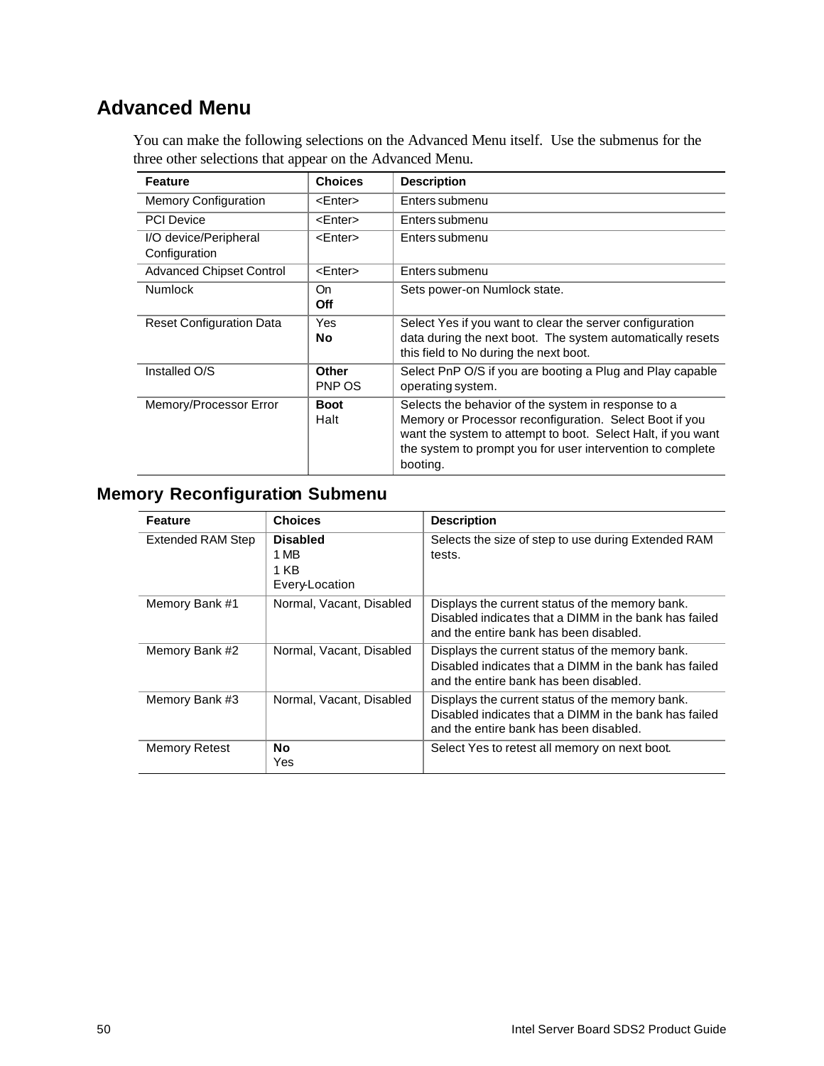## Advanced Menu

You can make the following selections on the Advanced Menu itself. Use the submenus for the three other selections that appear on the Advanced Menu.

| Feature | Choices | Description |
|---|---|---|
| Memory Configuration | <Enter> | Enters submenu |
| PCI Device | <Enter> | Enters submenu |
| I/O device/Peripheral Configuration | <Enter> | Enters submenu |
| Advanced Chipset Control | <Enter> | Enters submenu |
| Numlock | On<br>**Off** | Sets power-on Numlock state. |
| Reset Configuration Data | Yes<br>**No** | Select Yes if you want to clear the server configuration data during the next boot. The system automatically resets this field to No during the next boot. |
| Installed O/S | **Other**<br>PNP OS | Select PnP O/S if you are booting a Plug and Play capable operating system. |
| Memory/Processor Error | **Boot**<br>Halt | Selects the behavior of the system in response to a Memory or Processor reconfiguration. Select Boot if you want the system to attempt to boot. Select Halt, if you want the system to prompt you for user intervention to complete booting. |

## Memory Reconfiguration Submenu

| Feature | Choices | Description |
|---|---|---|
| Extended RAM Step | **Disabled**<br>1 MB<br>1 KB<br>Every-Location | Selects the size of step to use during Extended RAM tests. |
| Memory Bank #1 | Normal, Vacant, Disabled | Displays the current status of the memory bank. Disabled indicates that a DIMM in the bank has failed and the entire bank has been disabled. |
| Memory Bank #2 | Normal, Vacant, Disabled | Displays the current status of the memory bank. Disabled indicates that a DIMM in the bank has failed and the entire bank has been disabled. |
| Memory Bank #3 | Normal, Vacant, Disabled | Displays the current status of the memory bank. Disabled indicates that a DIMM in the bank has failed and the entire bank has been disabled. |
| Memory Retest | **No**<br>Yes | Select Yes to retest all memory on next boot. |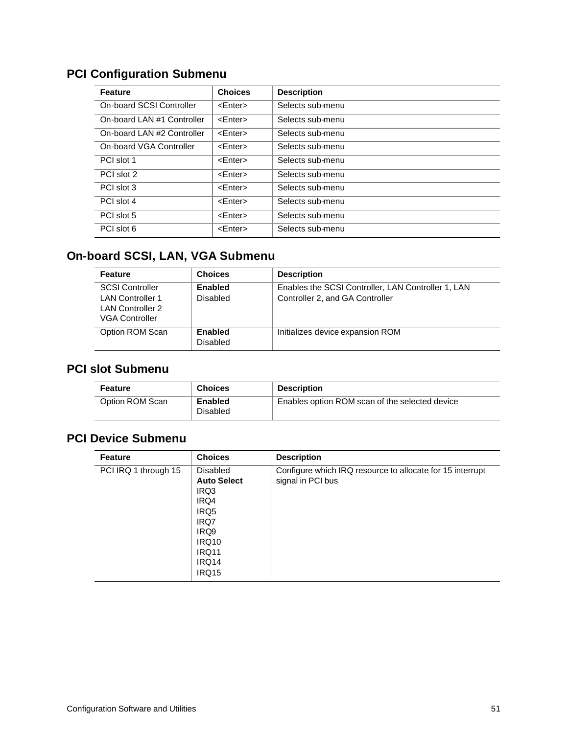## PCI Configuration Submenu

| Feature | Choices | Description |
|---|---|---|
| On-board SCSI Controller | <Enter> | Selects sub-menu |
| On-board LAN #1 Controller | <Enter> | Selects sub-menu |
| On-board LAN #2 Controller | <Enter> | Selects sub-menu |
| On-board VGA Controller | <Enter> | Selects sub-menu |
| PCI slot 1 | <Enter> | Selects sub-menu |
| PCI slot 2 | <Enter> | Selects sub-menu |
| PCI slot 3 | <Enter> | Selects sub-menu |
| PCI slot 4 | <Enter> | Selects sub-menu |
| PCI slot 5 | <Enter> | Selects sub-menu |
| PCI slot 6 | <Enter> | Selects sub-menu |

## On-board SCSI, LAN, VGA Submenu

| Feature | Choices | Description |
|---|---|---|
| SCSI Controller<br>LAN Controller 1<br>LAN Controller 2<br>VGA Controller | **Enabled**<br>Disabled | Enables the SCSI Controller, LAN Controller 1, LAN Controller 2, and GA Controller |
| Option ROM Scan | **Enabled**<br>Disabled | Initializes device expansion ROM |

## PCI slot Submenu

| Feature | Choices | Description |
|---|---|---|
| Option ROM Scan | **Enabled**<br>Disabled | Enables option ROM scan of the selected device |

## PCI Device Submenu

| Feature | Choices | Description |
|---|---|---|
| PCI IRQ 1 through 15 | Disabled<br>**Auto Select**<br>IRQ3<br>IRQ4<br>IRQ5<br>IRQ7<br>IRQ9<br>IRQ10<br>IRQ11<br>IRQ14<br>IRQ15 | Configure which IRQ resource to allocate for 15 interrupt signal in PCI bus |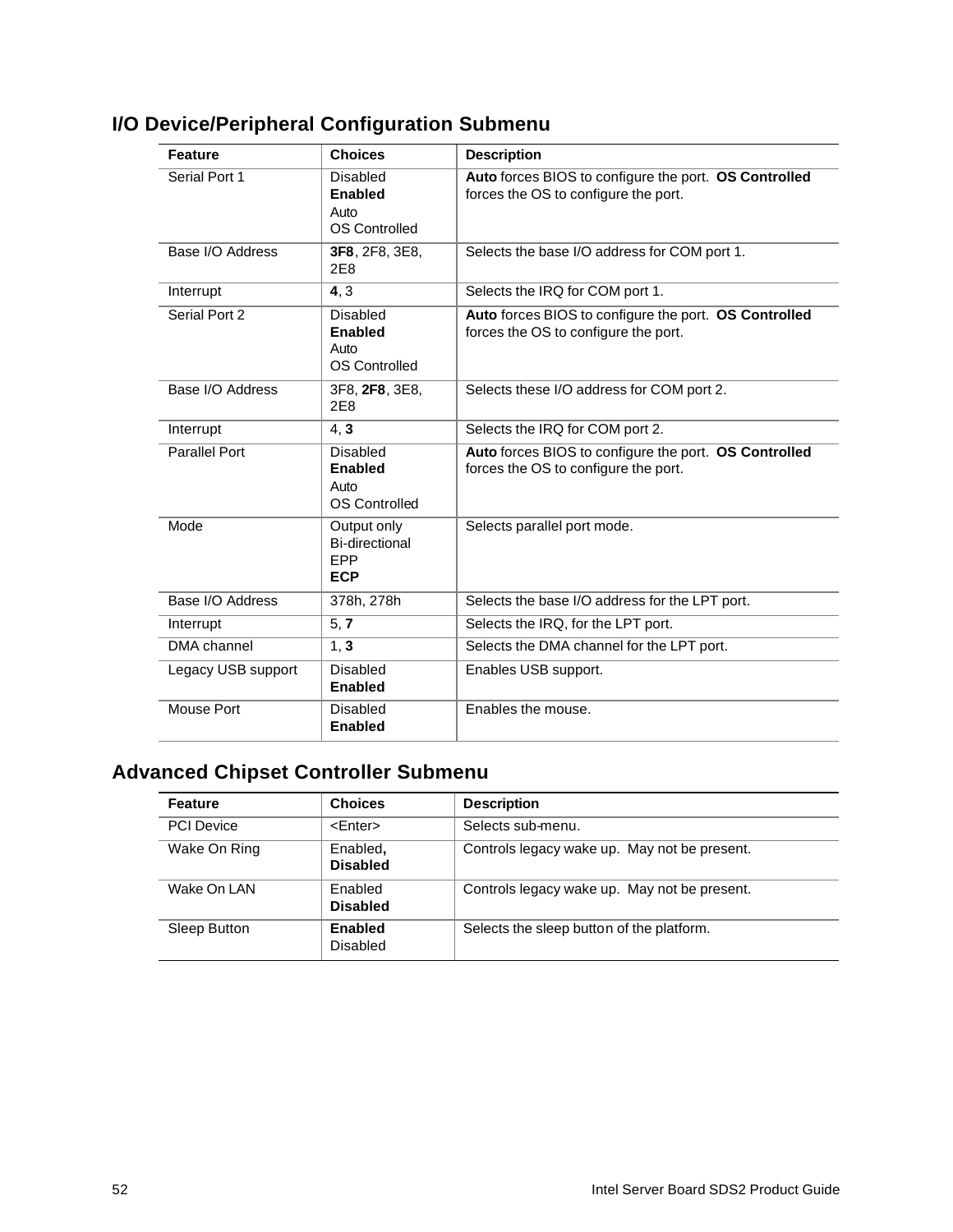## I/O Device/Peripheral Configuration Submenu

| Feature | Choices | Description |
|---|---|---|
| Serial Port 1 | Disabled<br>**Enabled**<br>Auto<br>OS Controlled | **Auto** forces BIOS to configure the port. **OS Controlled** forces the OS to configure the port. |
| Base I/O Address | **3F8**, 2F8, 3E8, 2E8 | Selects the base I/O address for COM port 1. |
| Interrupt | **4**, 3 | Selects the IRQ for COM port 1. |
| Serial Port 2 | Disabled<br>**Enabled**<br>Auto<br>OS Controlled | **Auto** forces BIOS to configure the port. **OS Controlled** forces the OS to configure the port. |
| Base I/O Address | 3F8, **2F8**, 3E8, 2E8 | Selects these I/O address for COM port 2. |
| Interrupt | 4, **3** | Selects the IRQ for COM port 2. |
| Parallel Port | Disabled<br>**Enabled**<br>Auto<br>OS Controlled | **Auto** forces BIOS to configure the port. **OS Controlled** forces the OS to configure the port. |
| Mode | Output only<br>Bi-directional<br>EPP<br>**ECP** | Selects parallel port mode. |
| Base I/O Address | 378h, 278h | Selects the base I/O address for the LPT port. |
| Interrupt | 5, **7** | Selects the IRQ, for the LPT port. |
| DMA channel | 1, **3** | Selects the DMA channel for the LPT port. |
| Legacy USB support | Disabled<br>**Enabled** | Enables USB support. |
| Mouse Port | Disabled<br>**Enabled** | Enables the mouse. |

## Advanced Chipset Controller Submenu

| Feature | Choices | Description |
|---|---|---|
| PCI Device | <Enter> | Selects sub-menu. |
| Wake On Ring | Enabled,<br>**Disabled** | Controls legacy wake up. May not be present. |
| Wake On LAN | Enabled<br>**Disabled** | Controls legacy wake up. May not be present. |
| Sleep Button | **Enabled**<br>Disabled | Selects the sleep button of the platform. |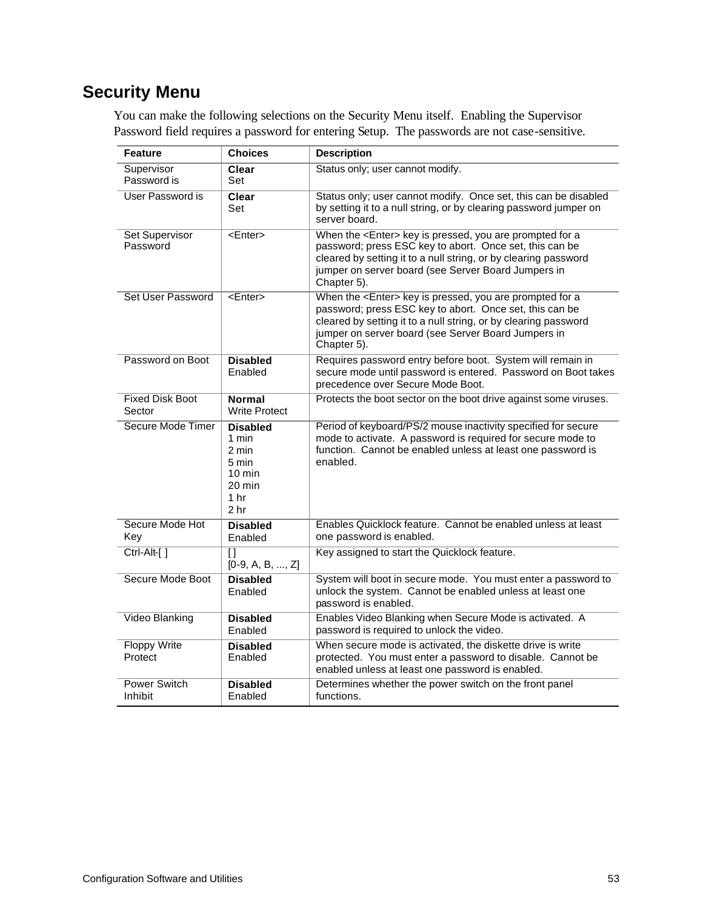## Security Menu

You can make the following selections on the Security Menu itself. Enabling the Supervisor Password field requires a password for entering Setup. The passwords are not case-sensitive.

| Feature | Choices | Description |
|---|---|---|
| Supervisor Password is | **Clear**<br>Set | Status only; user cannot modify. |
| User Password is | **Clear**<br>Set | Status only; user cannot modify. Once set, this can be disabled by setting it to a null string, or by clearing password jumper on server board. |
| Set Supervisor Password | <Enter> | When the <Enter> key is pressed, you are prompted for a password; press ESC key to abort. Once set, this can be cleared by setting it to a null string, or by clearing password jumper on server board (see Server Board Jumpers in Chapter 5). |
| Set User Password | <Enter> | When the <Enter> key is pressed, you are prompted for a password; press ESC key to abort. Once set, this can be cleared by setting it to a null string, or by clearing password jumper on server board (see Server Board Jumpers in Chapter 5). |
| Password on Boot | **Disabled**<br>Enabled | Requires password entry before boot. System will remain in secure mode until password is entered. Password on Boot takes precedence over Secure Mode Boot. |
| Fixed Disk Boot Sector | **Normal**<br>Write Protect | Protects the boot sector on the boot drive against some viruses. |
| Secure Mode Timer | **Disabled**<br>1 min<br>2 min<br>5 min<br>10 min<br>20 min<br>1 hr<br>2 hr | Period of keyboard/PS/2 mouse inactivity specified for secure mode to activate. A password is required for secure mode to function. Cannot be enabled unless at least one password is enabled. |
| Secure Mode Hot Key | **Disabled**<br>Enabled | Enables Quicklock feature. Cannot be enabled unless at least one password is enabled. |
| Ctrl-Alt-[ ] | [ ]<br>[0-9, A, B, ..., Z] | Key assigned to start the Quicklock feature. |
| Secure Mode Boot | **Disabled**<br>Enabled | System will boot in secure mode. You must enter a password to unlock the system. Cannot be enabled unless at least one password is enabled. |
| Video Blanking | **Disabled**<br>Enabled | Enables Video Blanking when Secure Mode is activated. A password is required to unlock the video. |
| Floppy Write Protect | **Disabled**<br>Enabled | When secure mode is activated, the diskette drive is write protected. You must enter a password to disable. Cannot be enabled unless at least one password is enabled. |
| Power Switch Inhibit | **Disabled**<br>Enabled | Determines whether the power switch on the front panel functions. |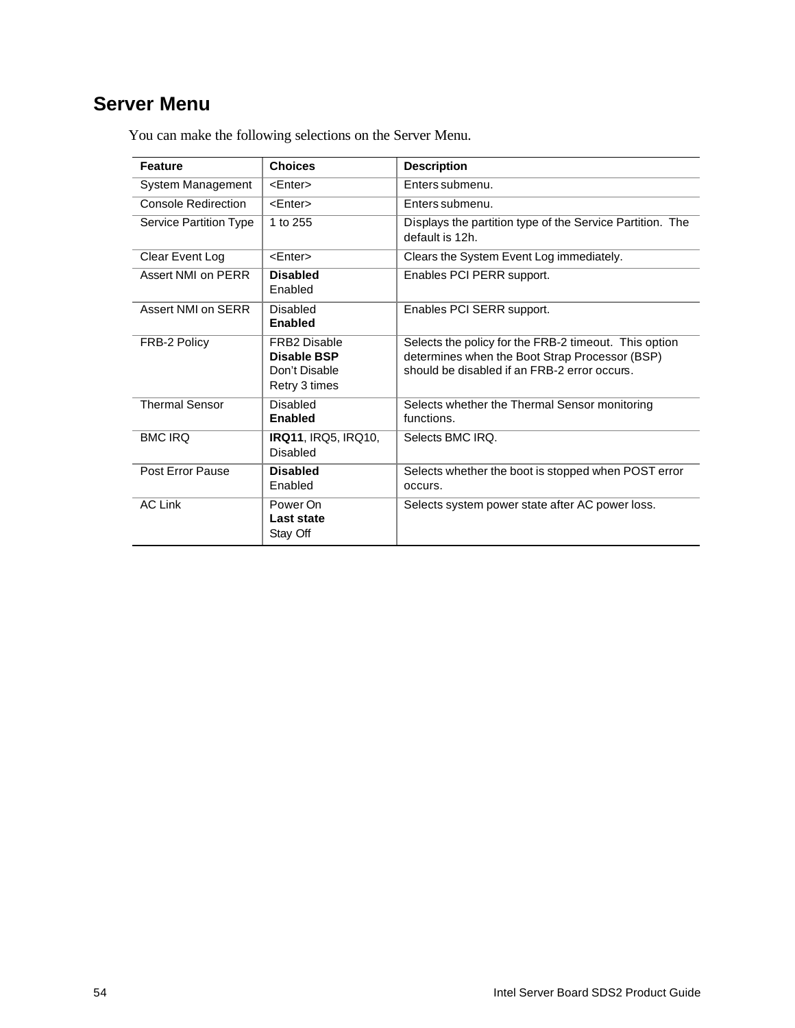## Server Menu

You can make the following selections on the Server Menu.

| Feature | Choices | Description |
|---|---|---|
| System Management | <Enter> | Enters submenu. |
| Console Redirection | <Enter> | Enters submenu. |
| Service Partition Type | 1 to 255 | Displays the partition type of the Service Partition.  The default is 12h. |
| Clear Event Log | <Enter> | Clears the System Event Log immediately. |
| Assert NMI on PERR | **Disabled**<br>Enabled | Enables PCI PERR support. |
| Assert NMI on SERR | Disabled<br>**Enabled** | Enables PCI SERR support. |
| FRB-2 Policy | FRB2 Disable<br>**Disable BSP**<br>Don't Disable<br>Retry 3 times | Selects the policy for the FRB-2 timeout.  This option determines when the Boot Strap Processor (BSP) should be disabled if an FRB-2 error occurs. |
| Thermal Sensor | Disabled<br>**Enabled** | Selects whether the Thermal Sensor monitoring functions. |
| BMC IRQ | **IRQ11**, IRQ5, IRQ10, Disabled | Selects BMC IRQ. |
| Post Error Pause | **Disabled**<br>Enabled | Selects whether the boot is stopped when POST error occurs. |
| AC Link | Power On<br>**Last state**<br>Stay Off | Selects system power state after AC power loss. |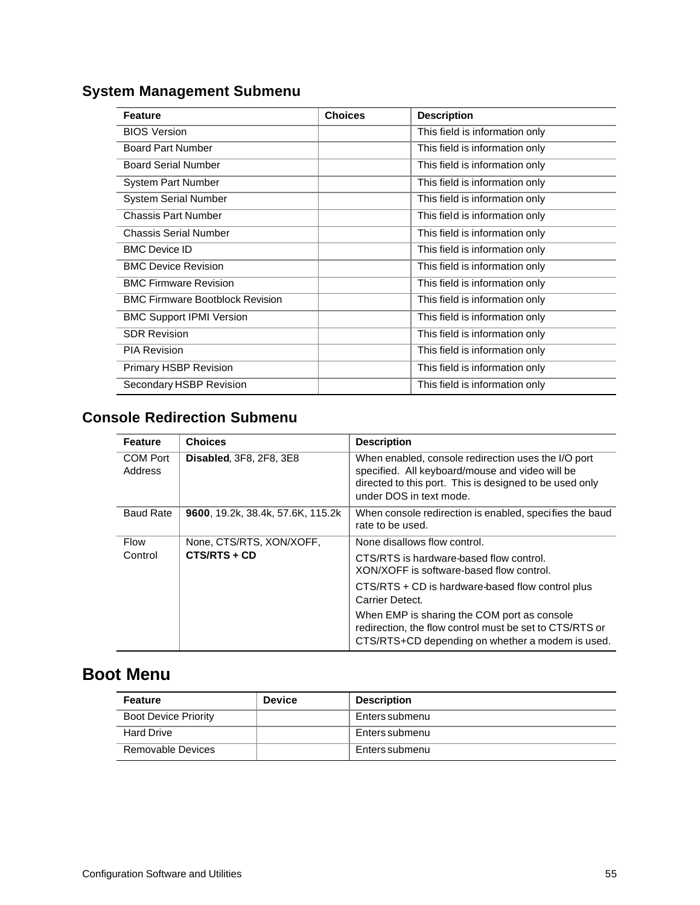### System Management Submenu

| Feature | Choices | Description |
|---|---|---|
| BIOS Version | | This field is information only |
| Board Part Number | | This field is information only |
| Board Serial Number | | This field is information only |
| System Part Number | | This field is information only |
| System Serial Number | | This field is information only |
| Chassis Part Number | | This field is information only |
| Chassis Serial Number | | This field is information only |
| BMC Device ID | | This field is information only |
| BMC Device Revision | | This field is information only |
| BMC Firmware Revision | | This field is information only |
| BMC Firmware Bootblock Revision | | This field is information only |
| BMC Support IPMI Version | | This field is information only |
| SDR Revision | | This field is information only |
| PIA Revision | | This field is information only |
| Primary HSBP Revision | | This field is information only |
| Secondary HSBP Revision | | This field is information only |

### Console Redirection Submenu

| Feature | Choices | Description |
|---|---|---|
| COM Port Address | **Disabled**, 3F8, 2F8, 3E8 | When enabled, console redirection uses the I/O port specified. All keyboard/mouse and video will be directed to this port. This is designed to be used only under DOS in text mode. |
| Baud Rate | **9600**, 19.2k, 38.4k, 57.6K, 115.2k | When console redirection is enabled, specifies the baud rate to be used. |
| Flow Control | None, CTS/RTS, XON/XOFF, **CTS/RTS + CD** | None disallows flow control.<br>CTS/RTS is hardware-based flow control. XON/XOFF is software-based flow control.<br>CTS/RTS + CD is hardware-based flow control plus Carrier Detect.<br>When EMP is sharing the COM port as console redirection, the flow control must be set to CTS/RTS or CTS/RTS+CD depending on whether a modem is used. |

## Boot Menu

| Feature | Device | Description |
|---|---|---|
| Boot Device Priority | | Enters submenu |
| Hard Drive | | Enters submenu |
| Removable Devices | | Enters submenu |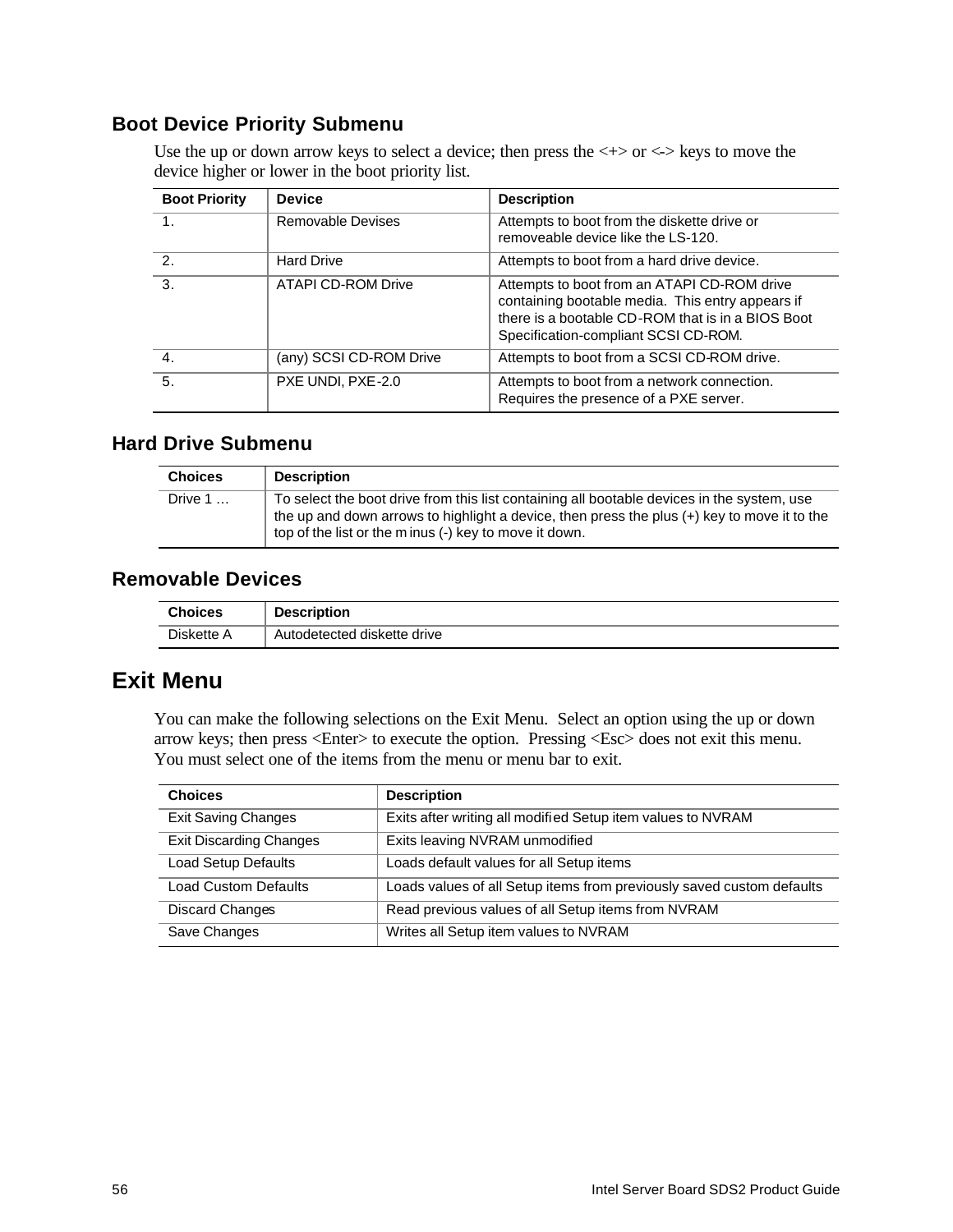### Boot Device Priority Submenu

Use the up or down arrow keys to select a device; then press the <+> or <-> keys to move the device higher or lower in the boot priority list.

| Boot Priority | Device | Description |
|---|---|---|
| 1. | Removable Devises | Attempts to boot from the diskette drive or removeable device like the LS-120. |
| 2. | Hard Drive | Attempts to boot from a hard drive device. |
| 3. | ATAPI CD-ROM Drive | Attempts to boot from an ATAPI CD-ROM drive containing bootable media. This entry appears if there is a bootable CD-ROM that is in a BIOS Boot Specification-compliant SCSI CD-ROM. |
| 4. | (any) SCSI CD-ROM Drive | Attempts to boot from a SCSI CD-ROM drive. |
| 5. | PXE UNDI, PXE-2.0 | Attempts to boot from a network connection. Requires the presence of a PXE server. |

### Hard Drive Submenu

| Choices | Description |
|---|---|
| Drive 1 … | To select the boot drive from this list containing all bootable devices in the system, use the up and down arrows to highlight a device, then press the plus (+) key to move it to the top of the list or the minus (-) key to move it down. |

### Removable Devices

| Choices | Description |
|---|---|
| Diskette A | Autodetected diskette drive |

## Exit Menu

You can make the following selections on the Exit Menu. Select an option using the up or down arrow keys; then press <Enter> to execute the option. Pressing <Esc> does not exit this menu. You must select one of the items from the menu or menu bar to exit.

| Choices | Description |
|---|---|
| Exit Saving Changes | Exits after writing all modified Setup item values to NVRAM |
| Exit Discarding Changes | Exits leaving NVRAM unmodified |
| Load Setup Defaults | Loads default values for all Setup items |
| Load Custom Defaults | Loads values of all Setup items from previously saved custom defaults |
| Discard Changes | Read previous values of all Setup items from NVRAM |
| Save Changes | Writes all Setup item values to NVRAM |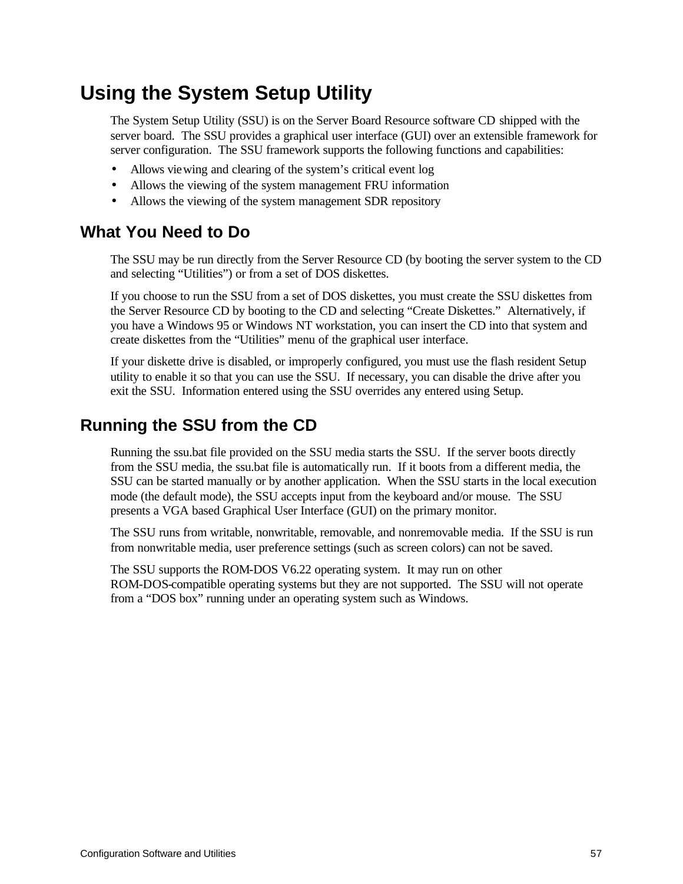# Using the System Setup Utility

The System Setup Utility (SSU) is on the Server Board Resource software CD shipped with the server board. The SSU provides a graphical user interface (GUI) over an extensible framework for server configuration. The SSU framework supports the following functions and capabilities:

- Allows viewing and clearing of the system's critical event log
- Allows the viewing of the system management FRU information
- Allows the viewing of the system management SDR repository

## What You Need to Do

The SSU may be run directly from the Server Resource CD (by booting the server system to the CD and selecting "Utilities") or from a set of DOS diskettes.

If you choose to run the SSU from a set of DOS diskettes, you must create the SSU diskettes from the Server Resource CD by booting to the CD and selecting "Create Diskettes." Alternatively, if you have a Windows 95 or Windows NT workstation, you can insert the CD into that system and create diskettes from the "Utilities" menu of the graphical user interface.

If your diskette drive is disabled, or improperly configured, you must use the flash resident Setup utility to enable it so that you can use the SSU. If necessary, you can disable the drive after you exit the SSU. Information entered using the SSU overrides any entered using Setup.

## Running the SSU from the CD

Running the ssu.bat file provided on the SSU media starts the SSU. If the server boots directly from the SSU media, the ssu.bat file is automatically run. If it boots from a different media, the SSU can be started manually or by another application. When the SSU starts in the local execution mode (the default mode), the SSU accepts input from the keyboard and/or mouse. The SSU presents a VGA based Graphical User Interface (GUI) on the primary monitor.

The SSU runs from writable, nonwritable, removable, and nonremovable media. If the SSU is run from nonwritable media, user preference settings (such as screen colors) can not be saved.

The SSU supports the ROM-DOS V6.22 operating system. It may run on other ROM-DOS-compatible operating systems but they are not supported. The SSU will not operate from a "DOS box" running under an operating system such as Windows.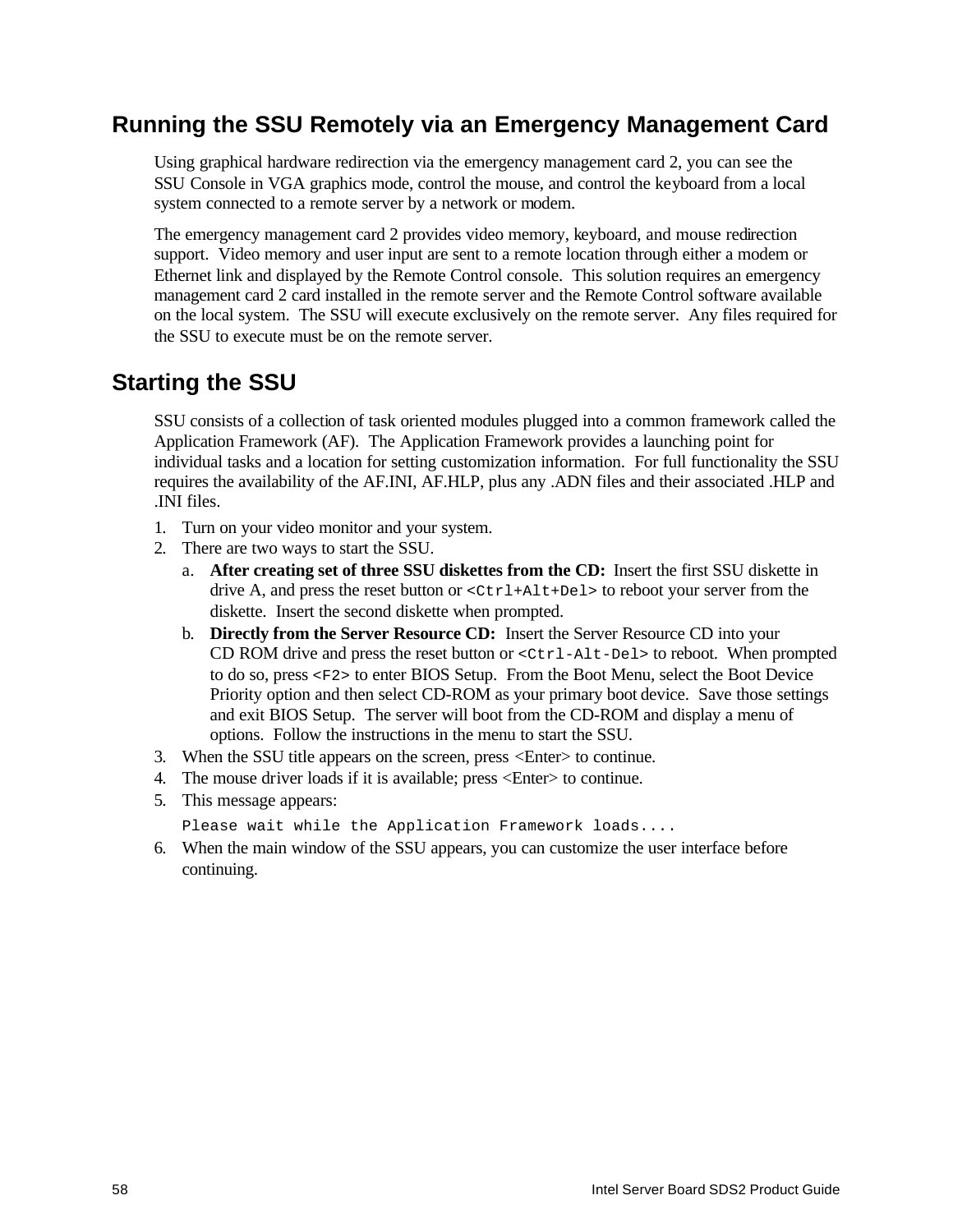## Running the SSU Remotely via an Emergency Management Card

Using graphical hardware redirection via the emergency management card 2, you can see the SSU Console in VGA graphics mode, control the mouse, and control the keyboard from a local system connected to a remote server by a network or modem.

The emergency management card 2 provides video memory, keyboard, and mouse redirection support. Video memory and user input are sent to a remote location through either a modem or Ethernet link and displayed by the Remote Control console. This solution requires an emergency management card 2 card installed in the remote server and the Remote Control software available on the local system. The SSU will execute exclusively on the remote server. Any files required for the SSU to execute must be on the remote server.

## Starting the SSU

SSU consists of a collection of task oriented modules plugged into a common framework called the Application Framework (AF). The Application Framework provides a launching point for individual tasks and a location for setting customization information. For full functionality the SSU requires the availability of the AF.INI, AF.HLP, plus any .ADN files and their associated .HLP and .INI files.

1. Turn on your video monitor and your system.
2. There are two ways to start the SSU.
   a. **After creating set of three SSU diskettes from the CD:** Insert the first SSU diskette in drive A, and press the reset button or `<Ctrl+Alt+Del>` to reboot your server from the diskette. Insert the second diskette when prompted.
   b. **Directly from the Server Resource CD:** Insert the Server Resource CD into your CD ROM drive and press the reset button or `<Ctrl-Alt-Del>` to reboot. When prompted to do so, press `<F2>` to enter BIOS Setup. From the Boot Menu, select the Boot Device Priority option and then select CD-ROM as your primary boot device. Save those settings and exit BIOS Setup. The server will boot from the CD-ROM and display a menu of options. Follow the instructions in the menu to start the SSU.
3. When the SSU title appears on the screen, press <Enter> to continue.
4. The mouse driver loads if it is available; press <Enter> to continue.
5. This message appears:

   ```
   Please wait while the Application Framework loads....
   ```
6. When the main window of the SSU appears, you can customize the user interface before continuing.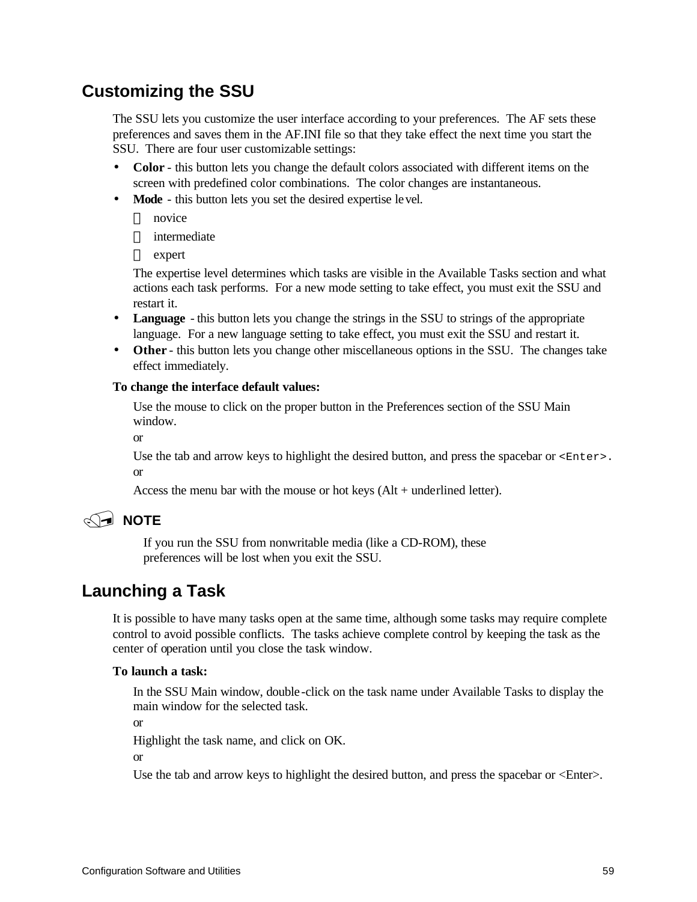## Customizing the SSU

The SSU lets you customize the user interface according to your preferences. The AF sets these preferences and saves them in the AF.INI file so that they take effect the next time you start the SSU. There are four user customizable settings:

- **Color** - this button lets you change the default colors associated with different items on the screen with predefined color combinations. The color changes are instantaneous.
- **Mode** - this button lets you set the desired expertise level.
  - novice
  - intermediate
  - expert

  The expertise level determines which tasks are visible in the Available Tasks section and what actions each task performs. For a new mode setting to take effect, you must exit the SSU and restart it.
- **Language** - this button lets you change the strings in the SSU to strings of the appropriate language. For a new language setting to take effect, you must exit the SSU and restart it.
- **Other** - this button lets you change other miscellaneous options in the SSU. The changes take effect immediately.

**To change the interface default values:**

Use the mouse to click on the proper button in the Preferences section of the SSU Main window.

or

Use the tab and arrow keys to highlight the desired button, and press the spacebar or `<Enter>`.

or

Access the menu bar with the mouse or hot keys (Alt + underlined letter).

**NOTE**

If you run the SSU from nonwritable media (like a CD-ROM), these preferences will be lost when you exit the SSU.

## Launching a Task

It is possible to have many tasks open at the same time, although some tasks may require complete control to avoid possible conflicts. The tasks achieve complete control by keeping the task as the center of operation until you close the task window.

**To launch a task:**

In the SSU Main window, double-click on the task name under Available Tasks to display the main window for the selected task.

or

Highlight the task name, and click on OK.

or

Use the tab and arrow keys to highlight the desired button, and press the spacebar or <Enter>.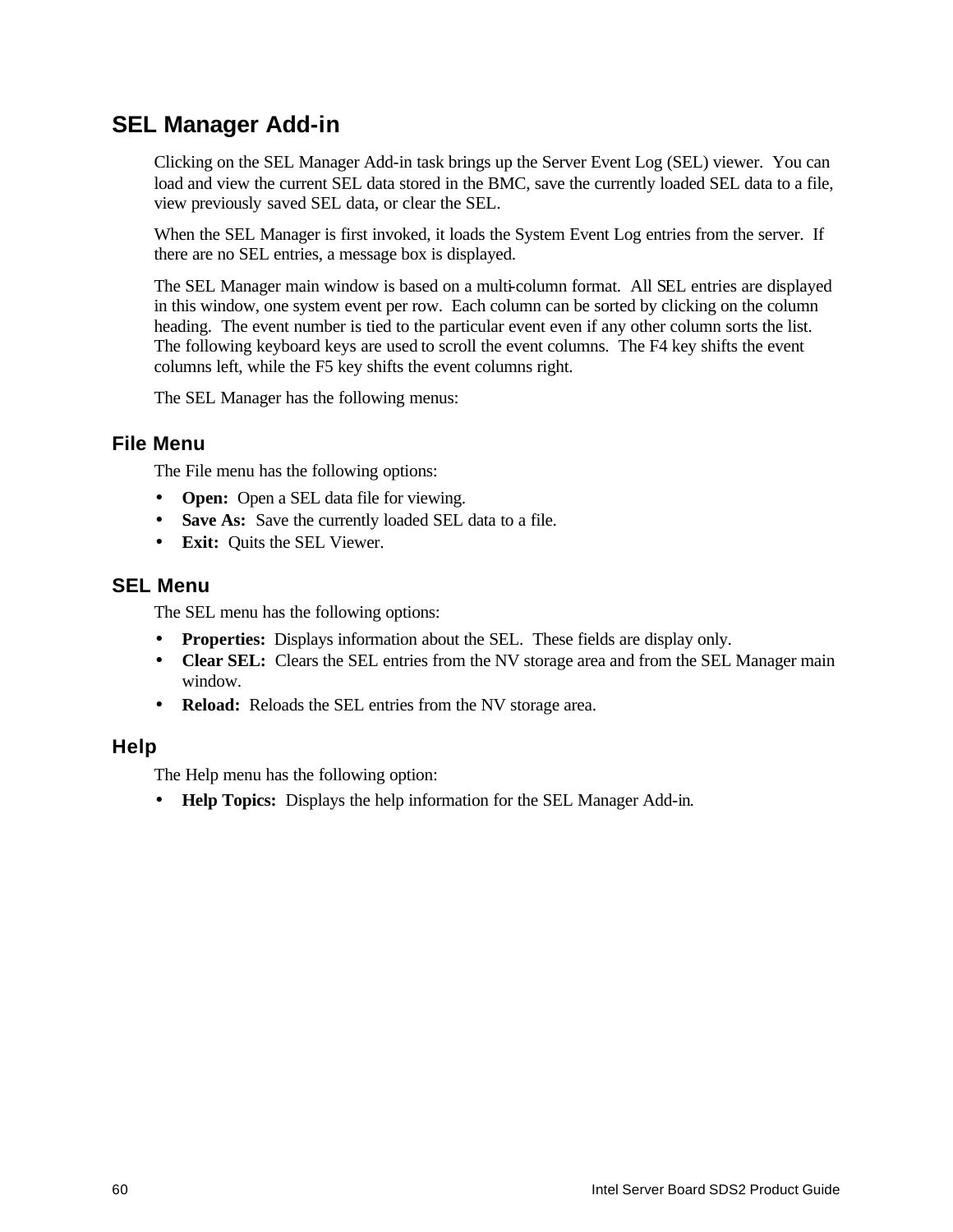## SEL Manager Add-in

Clicking on the SEL Manager Add-in task brings up the Server Event Log (SEL) viewer. You can load and view the current SEL data stored in the BMC, save the currently loaded SEL data to a file, view previously saved SEL data, or clear the SEL.

When the SEL Manager is first invoked, it loads the System Event Log entries from the server. If there are no SEL entries, a message box is displayed.

The SEL Manager main window is based on a multi-column format. All SEL entries are displayed in this window, one system event per row. Each column can be sorted by clicking on the column heading. The event number is tied to the particular event even if any other column sorts the list. The following keyboard keys are used to scroll the event columns. The F4 key shifts the event columns left, while the F5 key shifts the event columns right.

The SEL Manager has the following menus:

### File Menu

The File menu has the following options:

- **Open:** Open a SEL data file for viewing.
- **Save As:** Save the currently loaded SEL data to a file.
- **Exit:** Quits the SEL Viewer.

### SEL Menu

The SEL menu has the following options:

- **Properties:** Displays information about the SEL. These fields are display only.
- **Clear SEL:** Clears the SEL entries from the NV storage area and from the SEL Manager main window.
- **Reload:** Reloads the SEL entries from the NV storage area.

### Help

The Help menu has the following option:

- **Help Topics:** Displays the help information for the SEL Manager Add-in.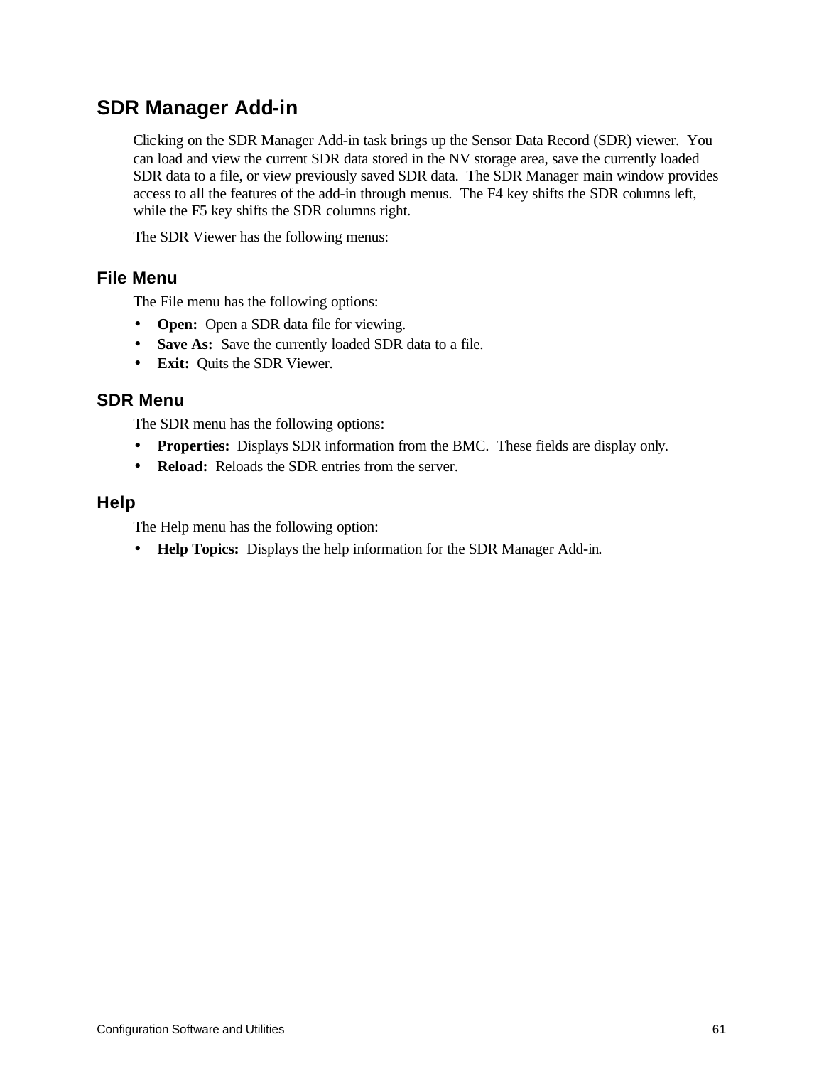## SDR Manager Add-in

Clicking on the SDR Manager Add-in task brings up the Sensor Data Record (SDR) viewer. You can load and view the current SDR data stored in the NV storage area, save the currently loaded SDR data to a file, or view previously saved SDR data. The SDR Manager main window provides access to all the features of the add-in through menus. The F4 key shifts the SDR columns left, while the F5 key shifts the SDR columns right.

The SDR Viewer has the following menus:

### File Menu

The File menu has the following options:

- **Open:** Open a SDR data file for viewing.
- **Save As:** Save the currently loaded SDR data to a file.
- **Exit:** Quits the SDR Viewer.

### SDR Menu

The SDR menu has the following options:

- **Properties:** Displays SDR information from the BMC. These fields are display only.
- **Reload:** Reloads the SDR entries from the server.

### Help

The Help menu has the following option:

- **Help Topics:** Displays the help information for the SDR Manager Add-in.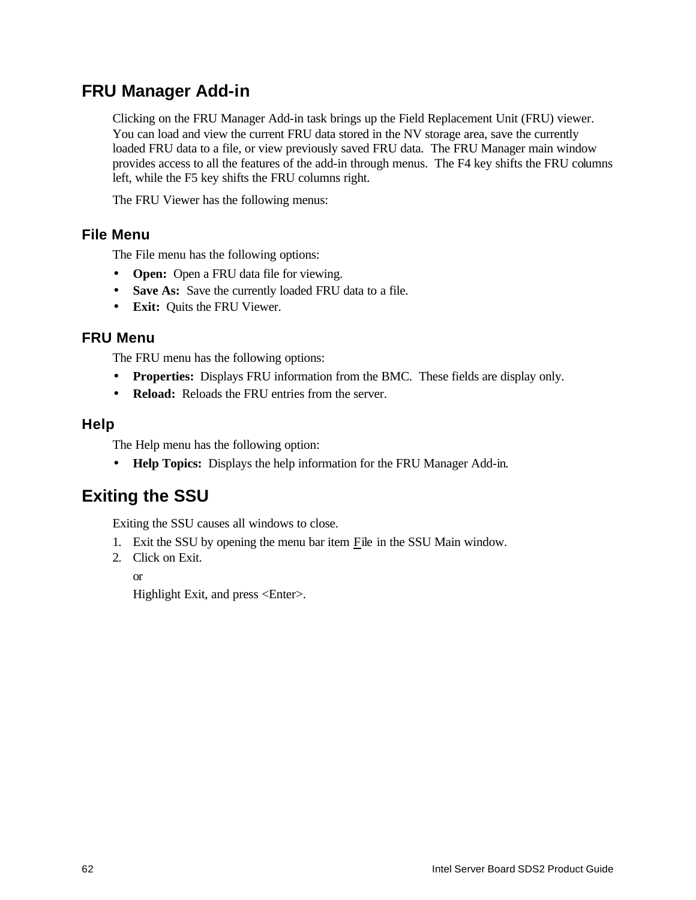## FRU Manager Add-in

Clicking on the FRU Manager Add-in task brings up the Field Replacement Unit (FRU) viewer. You can load and view the current FRU data stored in the NV storage area, save the currently loaded FRU data to a file, or view previously saved FRU data. The FRU Manager main window provides access to all the features of the add-in through menus. The F4 key shifts the FRU columns left, while the F5 key shifts the FRU columns right.

The FRU Viewer has the following menus:

### File Menu

The File menu has the following options:

- **Open:** Open a FRU data file for viewing.
- **Save As:** Save the currently loaded FRU data to a file.
- **Exit:** Quits the FRU Viewer.

### FRU Menu

The FRU menu has the following options:

- **Properties:** Displays FRU information from the BMC. These fields are display only.
- **Reload:** Reloads the FRU entries from the server.

### Help

The Help menu has the following option:

- **Help Topics:** Displays the help information for the FRU Manager Add-in.

## Exiting the SSU

Exiting the SSU causes all windows to close.

1. Exit the SSU by opening the menu bar item File in the SSU Main window.
2. Click on Exit.

   or

   Highlight Exit, and press <Enter>.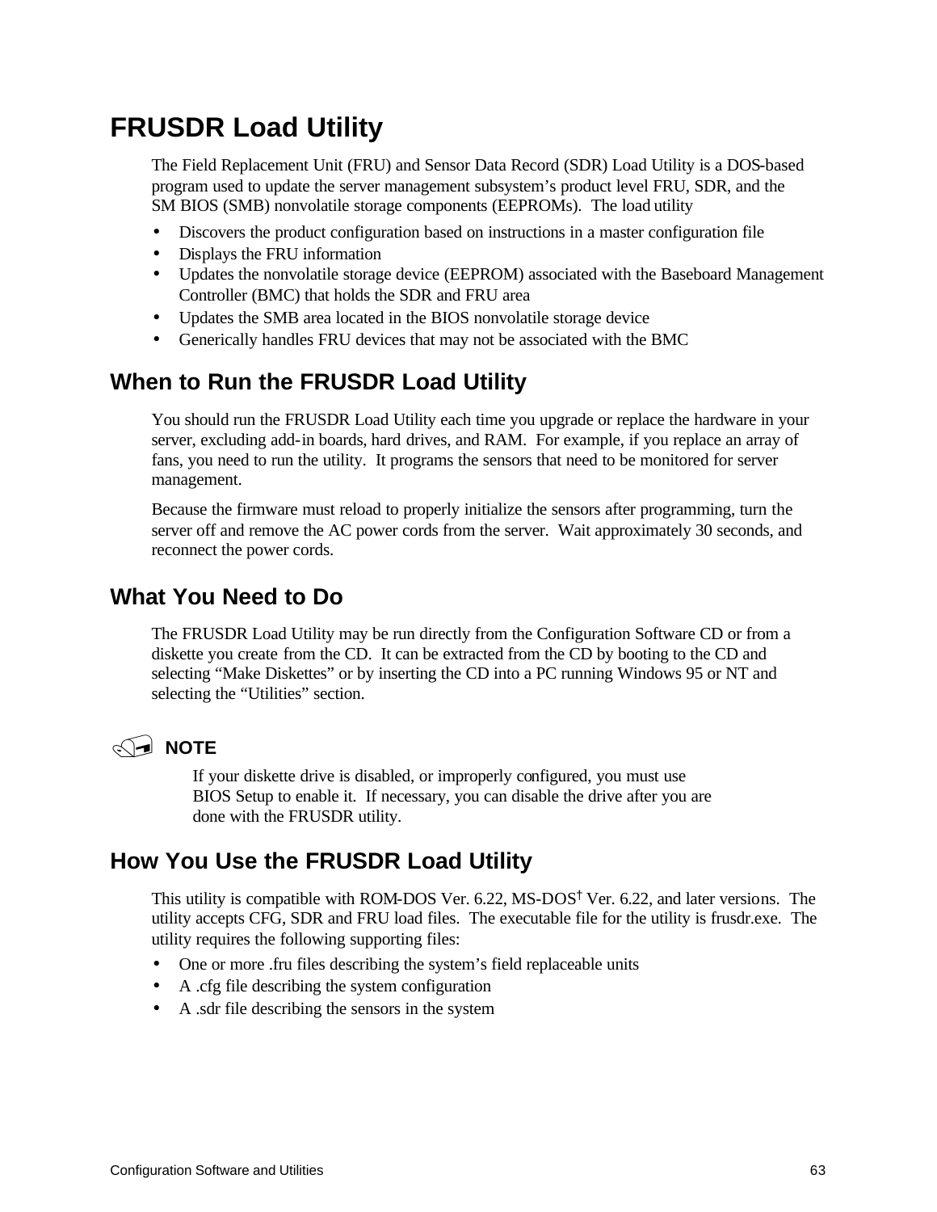# FRUSDR Load Utility

The Field Replacement Unit (FRU) and Sensor Data Record (SDR) Load Utility is a DOS-based program used to update the server management subsystem's product level FRU, SDR, and the SM BIOS (SMB) nonvolatile storage components (EEPROMs). The load utility

- Discovers the product configuration based on instructions in a master configuration file
- Displays the FRU information
- Updates the nonvolatile storage device (EEPROM) associated with the Baseboard Management Controller (BMC) that holds the SDR and FRU area
- Updates the SMB area located in the BIOS nonvolatile storage device
- Generically handles FRU devices that may not be associated with the BMC

## When to Run the FRUSDR Load Utility

You should run the FRUSDR Load Utility each time you upgrade or replace the hardware in your server, excluding add-in boards, hard drives, and RAM. For example, if you replace an array of fans, you need to run the utility. It programs the sensors that need to be monitored for server management.

Because the firmware must reload to properly initialize the sensors after programming, turn the server off and remove the AC power cords from the server. Wait approximately 30 seconds, and reconnect the power cords.

## What You Need to Do

The FRUSDR Load Utility may be run directly from the Configuration Software CD or from a diskette you create from the CD. It can be extracted from the CD by booting to the CD and selecting "Make Diskettes" or by inserting the CD into a PC running Windows 95 or NT and selecting the "Utilities" section.

**NOTE**

If your diskette drive is disabled, or improperly configured, you must use BIOS Setup to enable it. If necessary, you can disable the drive after you are done with the FRUSDR utility.

## How You Use the FRUSDR Load Utility

This utility is compatible with ROM-DOS Ver. 6.22, MS-DOS† Ver. 6.22, and later versions. The utility accepts CFG, SDR and FRU load files. The executable file for the utility is frusdr.exe. The utility requires the following supporting files:

- One or more .fru files describing the system's field replaceable units
- A .cfg file describing the system configuration
- A .sdr file describing the sensors in the system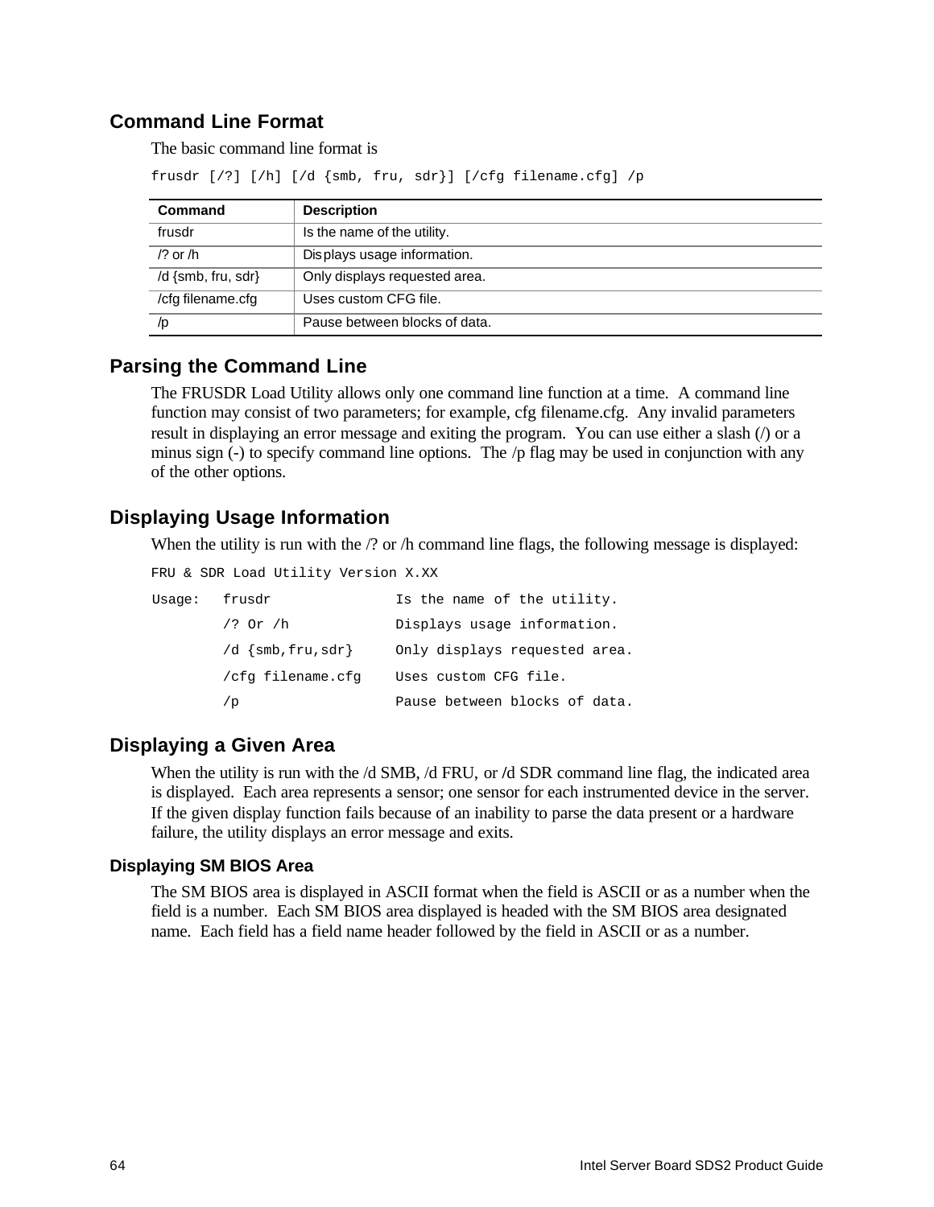## Command Line Format

The basic command line format is

```
frusdr [/?] [/h] [/d {smb, fru, sdr}] [/cfg filename.cfg] /p
```

| Command | Description |
|---|---|
| frusdr | Is the name of the utility. |
| /? or /h | Displays usage information. |
| /d {smb, fru, sdr} | Only displays requested area. |
| /cfg filename.cfg | Uses custom CFG file. |
| /p | Pause between blocks of data. |

## Parsing the Command Line

The FRUSDR Load Utility allows only one command line function at a time. A command line function may consist of two parameters; for example, cfg filename.cfg. Any invalid parameters result in displaying an error message and exiting the program. You can use either a slash (/) or a minus sign (-) to specify command line options. The /p flag may be used in conjunction with any of the other options.

## Displaying Usage Information

When the utility is run with the /? or /h command line flags, the following message is displayed:

```
FRU & SDR Load Utility Version X.XX

Usage:  frusdr               Is the name of the utility.
        /? Or /h             Displays usage information.
        /d {smb,fru,sdr}     Only displays requested area.
        /cfg filename.cfg    Uses custom CFG file.
        /p                   Pause between blocks of data.
```

## Displaying a Given Area

When the utility is run with the /d SMB, /d FRU, or /d SDR command line flag, the indicated area is displayed. Each area represents a sensor; one sensor for each instrumented device in the server. If the given display function fails because of an inability to parse the data present or a hardware failure, the utility displays an error message and exits.

### Displaying SM BIOS Area

The SM BIOS area is displayed in ASCII format when the field is ASCII or as a number when the field is a number. Each SM BIOS area displayed is headed with the SM BIOS area designated name. Each field has a field name header followed by the field in ASCII or as a number.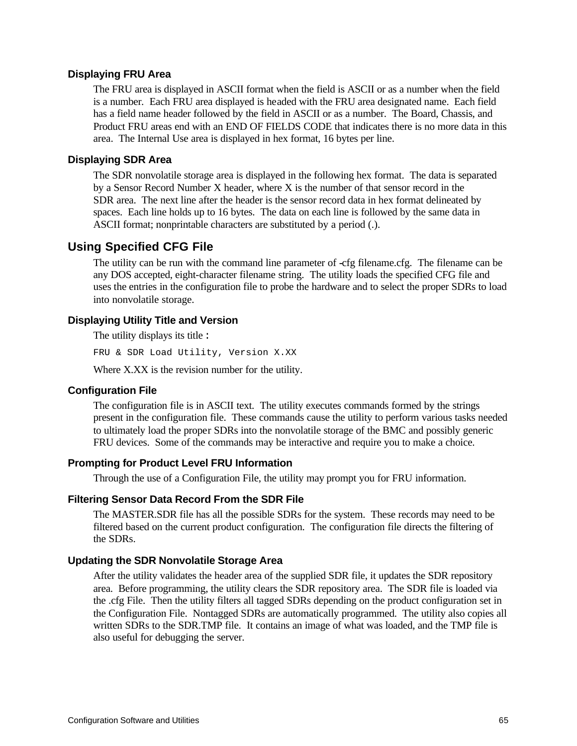### Displaying FRU Area

The FRU area is displayed in ASCII format when the field is ASCII or as a number when the field is a number. Each FRU area displayed is headed with the FRU area designated name. Each field has a field name header followed by the field in ASCII or as a number. The Board, Chassis, and Product FRU areas end with an END OF FIELDS CODE that indicates there is no more data in this area. The Internal Use area is displayed in hex format, 16 bytes per line.

### Displaying SDR Area

The SDR nonvolatile storage area is displayed in the following hex format. The data is separated by a Sensor Record Number X header, where X is the number of that sensor record in the SDR area. The next line after the header is the sensor record data in hex format delineated by spaces. Each line holds up to 16 bytes. The data on each line is followed by the same data in ASCII format; nonprintable characters are substituted by a period (.).

## Using Specified CFG File

The utility can be run with the command line parameter of -cfg filename.cfg. The filename can be any DOS accepted, eight-character filename string. The utility loads the specified CFG file and uses the entries in the configuration file to probe the hardware and to select the proper SDRs to load into nonvolatile storage.

### Displaying Utility Title and Version

The utility displays its title :

```
FRU & SDR Load Utility, Version X.XX
```

Where X.XX is the revision number for the utility.

### Configuration File

The configuration file is in ASCII text. The utility executes commands formed by the strings present in the configuration file. These commands cause the utility to perform various tasks needed to ultimately load the proper SDRs into the nonvolatile storage of the BMC and possibly generic FRU devices. Some of the commands may be interactive and require you to make a choice.

### Prompting for Product Level FRU Information

Through the use of a Configuration File, the utility may prompt you for FRU information.

### Filtering Sensor Data Record From the SDR File

The MASTER.SDR file has all the possible SDRs for the system. These records may need to be filtered based on the current product configuration. The configuration file directs the filtering of the SDRs.

### Updating the SDR Nonvolatile Storage Area

After the utility validates the header area of the supplied SDR file, it updates the SDR repository area. Before programming, the utility clears the SDR repository area. The SDR file is loaded via the .cfg File. Then the utility filters all tagged SDRs depending on the product configuration set in the Configuration File. Nontagged SDRs are automatically programmed. The utility also copies all written SDRs to the SDR.TMP file. It contains an image of what was loaded, and the TMP file is also useful for debugging the server.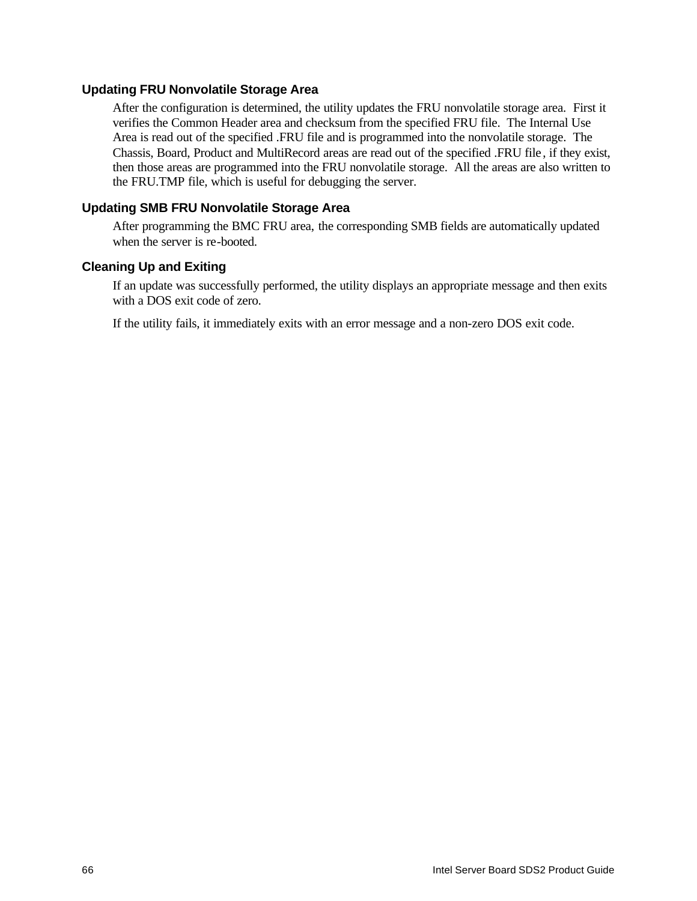### Updating FRU Nonvolatile Storage Area

After the configuration is determined, the utility updates the FRU nonvolatile storage area. First it verifies the Common Header area and checksum from the specified FRU file. The Internal Use Area is read out of the specified .FRU file and is programmed into the nonvolatile storage. The Chassis, Board, Product and MultiRecord areas are read out of the specified .FRU file, if they exist, then those areas are programmed into the FRU nonvolatile storage. All the areas are also written to the FRU.TMP file, which is useful for debugging the server.

### Updating SMB FRU Nonvolatile Storage Area

After programming the BMC FRU area, the corresponding SMB fields are automatically updated when the server is re-booted.

### Cleaning Up and Exiting

If an update was successfully performed, the utility displays an appropriate message and then exits with a DOS exit code of zero.

If the utility fails, it immediately exits with an error message and a non-zero DOS exit code.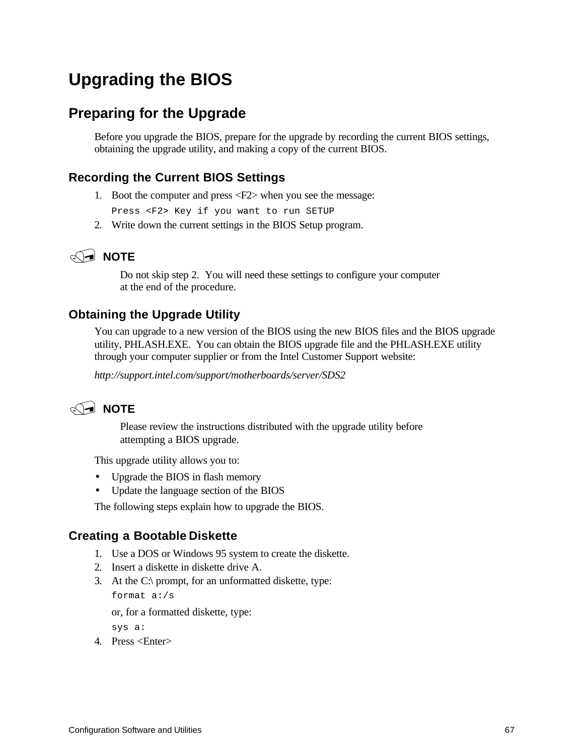# Upgrading the BIOS

## Preparing for the Upgrade

Before you upgrade the BIOS, prepare for the upgrade by recording the current BIOS settings, obtaining the upgrade utility, and making a copy of the current BIOS.

### Recording the Current BIOS Settings

1. Boot the computer and press <F2> when you see the message:

   ```
   Press <F2> Key if you want to run SETUP
   ```

2. Write down the current settings in the BIOS Setup program.

> **NOTE**
>
> Do not skip step 2. You will need these settings to configure your computer at the end of the procedure.

### Obtaining the Upgrade Utility

You can upgrade to a new version of the BIOS using the new BIOS files and the BIOS upgrade utility, PHLASH.EXE. You can obtain the BIOS upgrade file and the PHLASH.EXE utility through your computer supplier or from the Intel Customer Support website:

*http://support.intel.com/support/motherboards/server/SDS2*

> **NOTE**
>
> Please review the instructions distributed with the upgrade utility before attempting a BIOS upgrade.

This upgrade utility allows you to:

- Upgrade the BIOS in flash memory
- Update the language section of the BIOS

The following steps explain how to upgrade the BIOS.

### Creating a Bootable Diskette

1. Use a DOS or Windows 95 system to create the diskette.
2. Insert a diskette in diskette drive A.
3. At the C:\ prompt, for an unformatted diskette, type:

   ```
   format a:/s
   ```

   or, for a formatted diskette, type:

   ```
   sys a:
   ```

4. Press <Enter>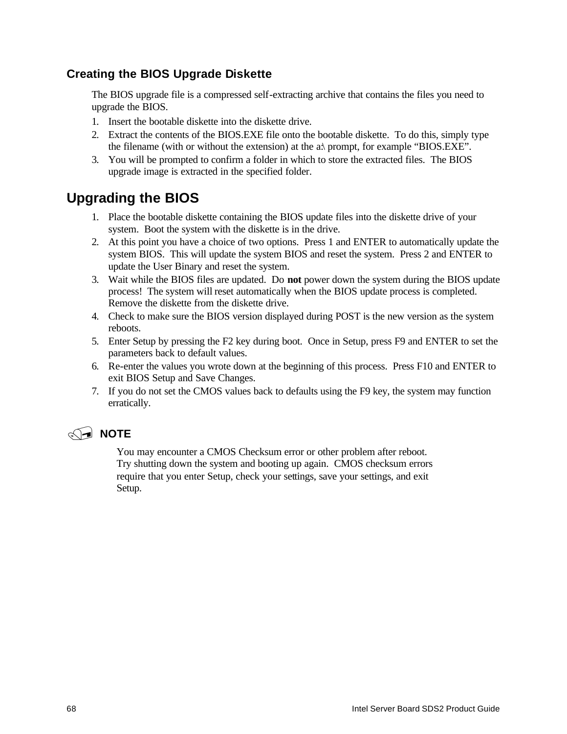### Creating the BIOS Upgrade Diskette

The BIOS upgrade file is a compressed self-extracting archive that contains the files you need to upgrade the BIOS.

1. Insert the bootable diskette into the diskette drive.
2. Extract the contents of the BIOS.EXE file onto the bootable diskette. To do this, simply type the filename (with or without the extension) at the a:\ prompt, for example "BIOS.EXE".
3. You will be prompted to confirm a folder in which to store the extracted files. The BIOS upgrade image is extracted in the specified folder.

## Upgrading the BIOS

1. Place the bootable diskette containing the BIOS update files into the diskette drive of your system. Boot the system with the diskette is in the drive.
2. At this point you have a choice of two options. Press 1 and ENTER to automatically update the system BIOS. This will update the system BIOS and reset the system. Press 2 and ENTER to update the User Binary and reset the system.
3. Wait while the BIOS files are updated. Do **not** power down the system during the BIOS update process! The system will reset automatically when the BIOS update process is completed. Remove the diskette from the diskette drive.
4. Check to make sure the BIOS version displayed during POST is the new version as the system reboots.
5. Enter Setup by pressing the F2 key during boot. Once in Setup, press F9 and ENTER to set the parameters back to default values.
6. Re-enter the values you wrote down at the beginning of this process. Press F10 and ENTER to exit BIOS Setup and Save Changes.
7. If you do not set the CMOS values back to defaults using the F9 key, the system may function erratically.

**NOTE**

You may encounter a CMOS Checksum error or other problem after reboot. Try shutting down the system and booting up again. CMOS checksum errors require that you enter Setup, check your settings, save your settings, and exit Setup.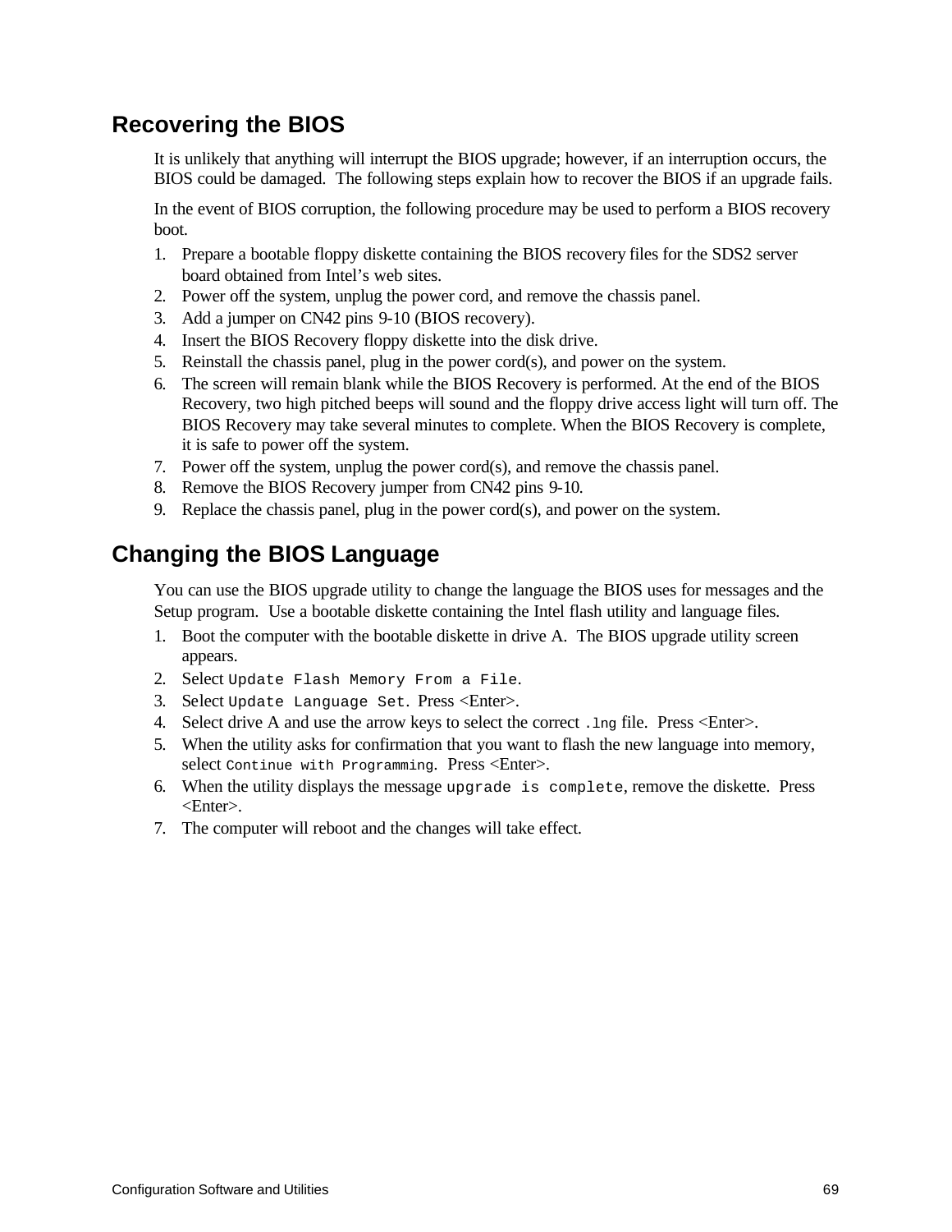## Recovering the BIOS

It is unlikely that anything will interrupt the BIOS upgrade; however, if an interruption occurs, the BIOS could be damaged. The following steps explain how to recover the BIOS if an upgrade fails.

In the event of BIOS corruption, the following procedure may be used to perform a BIOS recovery boot.

1. Prepare a bootable floppy diskette containing the BIOS recovery files for the SDS2 server board obtained from Intel's web sites.
2. Power off the system, unplug the power cord, and remove the chassis panel.
3. Add a jumper on CN42 pins 9-10 (BIOS recovery).
4. Insert the BIOS Recovery floppy diskette into the disk drive.
5. Reinstall the chassis panel, plug in the power cord(s), and power on the system.
6. The screen will remain blank while the BIOS Recovery is performed. At the end of the BIOS Recovery, two high pitched beeps will sound and the floppy drive access light will turn off. The BIOS Recovery may take several minutes to complete. When the BIOS Recovery is complete, it is safe to power off the system.
7. Power off the system, unplug the power cord(s), and remove the chassis panel.
8. Remove the BIOS Recovery jumper from CN42 pins 9-10.
9. Replace the chassis panel, plug in the power cord(s), and power on the system.

## Changing the BIOS Language

You can use the BIOS upgrade utility to change the language the BIOS uses for messages and the Setup program. Use a bootable diskette containing the Intel flash utility and language files.

1. Boot the computer with the bootable diskette in drive A. The BIOS upgrade utility screen appears.
2. Select `Update Flash Memory From a File`.
3. Select `Update Language Set`. Press <Enter>.
4. Select drive A and use the arrow keys to select the correct `.lng` file. Press <Enter>.
5. When the utility asks for confirmation that you want to flash the new language into memory, select `Continue with Programming`. Press <Enter>.
6. When the utility displays the message `upgrade is complete`, remove the diskette. Press <Enter>.
7. The computer will reboot and the changes will take effect.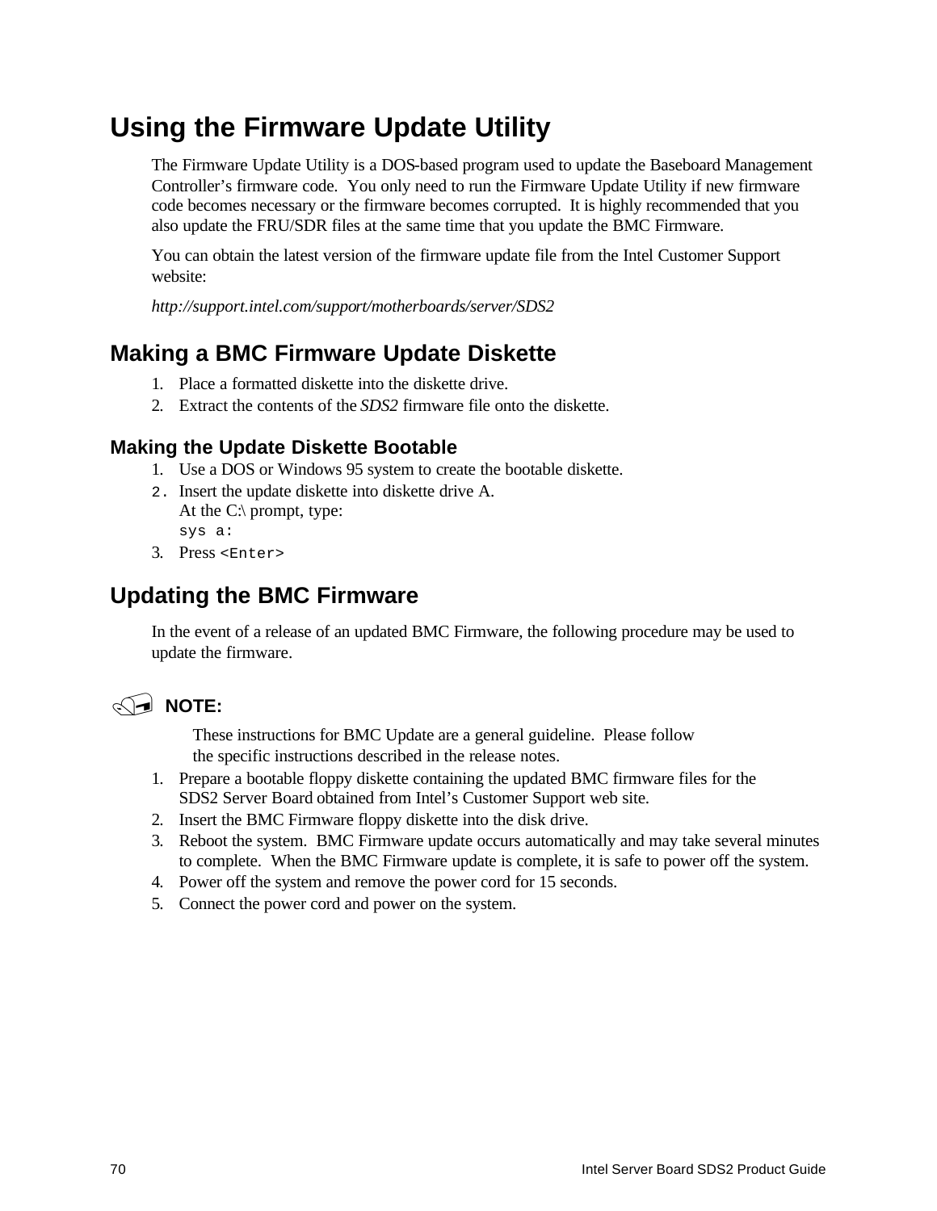# Using the Firmware Update Utility

The Firmware Update Utility is a DOS-based program used to update the Baseboard Management Controller's firmware code. You only need to run the Firmware Update Utility if new firmware code becomes necessary or the firmware becomes corrupted. It is highly recommended that you also update the FRU/SDR files at the same time that you update the BMC Firmware.

You can obtain the latest version of the firmware update file from the Intel Customer Support website:

*http://support.intel.com/support/motherboards/server/SDS2*

## Making a BMC Firmware Update Diskette

1. Place a formatted diskette into the diskette drive.
2. Extract the contents of the *SDS2* firmware file onto the diskette.

### Making the Update Diskette Bootable

1. Use a DOS or Windows 95 system to create the bootable diskette.
2. Insert the update diskette into diskette drive A.
   At the C:\ prompt, type:
   `sys a:`
3. Press `<Enter>`

## Updating the BMC Firmware

In the event of a release of an updated BMC Firmware, the following procedure may be used to update the firmware.

**NOTE:**

These instructions for BMC Update are a general guideline. Please follow the specific instructions described in the release notes.

1. Prepare a bootable floppy diskette containing the updated BMC firmware files for the SDS2 Server Board obtained from Intel's Customer Support web site.
2. Insert the BMC Firmware floppy diskette into the disk drive.
3. Reboot the system. BMC Firmware update occurs automatically and may take several minutes to complete. When the BMC Firmware update is complete, it is safe to power off the system.
4. Power off the system and remove the power cord for 15 seconds.
5. Connect the power cord and power on the system.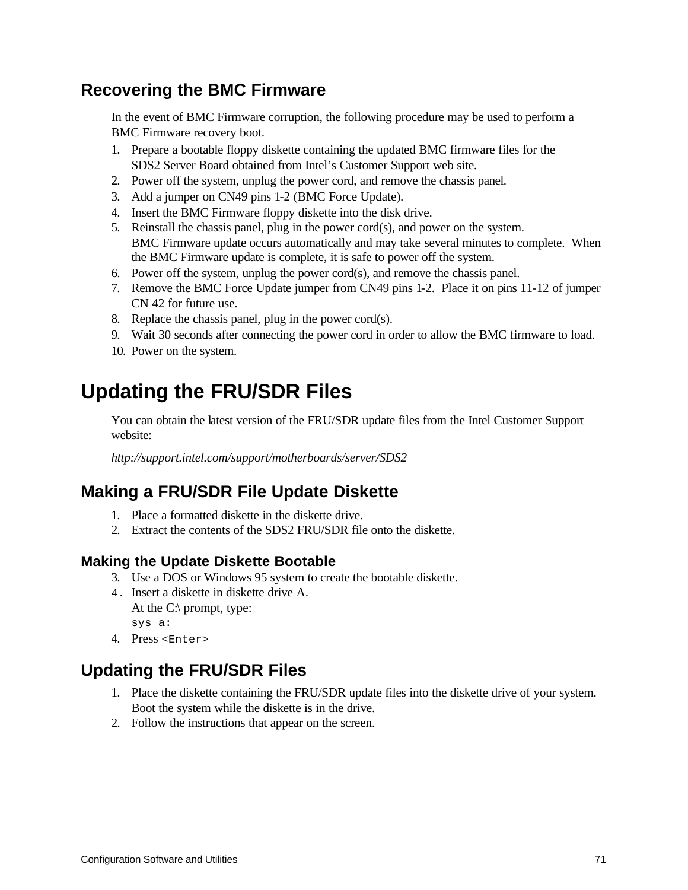## Recovering the BMC Firmware

In the event of BMC Firmware corruption, the following procedure may be used to perform a BMC Firmware recovery boot.

1. Prepare a bootable floppy diskette containing the updated BMC firmware files for the SDS2 Server Board obtained from Intel's Customer Support web site.
2. Power off the system, unplug the power cord, and remove the chassis panel.
3. Add a jumper on CN49 pins 1-2 (BMC Force Update).
4. Insert the BMC Firmware floppy diskette into the disk drive.
5. Reinstall the chassis panel, plug in the power cord(s), and power on the system.
   BMC Firmware update occurs automatically and may take several minutes to complete. When the BMC Firmware update is complete, it is safe to power off the system.
6. Power off the system, unplug the power cord(s), and remove the chassis panel.
7. Remove the BMC Force Update jumper from CN49 pins 1-2. Place it on pins 11-12 of jumper CN 42 for future use.
8. Replace the chassis panel, plug in the power cord(s).
9. Wait 30 seconds after connecting the power cord in order to allow the BMC firmware to load.
10. Power on the system.

# Updating the FRU/SDR Files

You can obtain the latest version of the FRU/SDR update files from the Intel Customer Support website:

*http://support.intel.com/support/motherboards/server/SDS2*

## Making a FRU/SDR File Update Diskette

1. Place a formatted diskette in the diskette drive.
2. Extract the contents of the SDS2 FRU/SDR file onto the diskette.

### Making the Update Diskette Bootable

3. Use a DOS or Windows 95 system to create the bootable diskette.
4. Insert a diskette in diskette drive A.
   At the C:\ prompt, type:
   `sys a:`
4. Press `<Enter>`

## Updating the FRU/SDR Files

1. Place the diskette containing the FRU/SDR update files into the diskette drive of your system. Boot the system while the diskette is in the drive.
2. Follow the instructions that appear on the screen.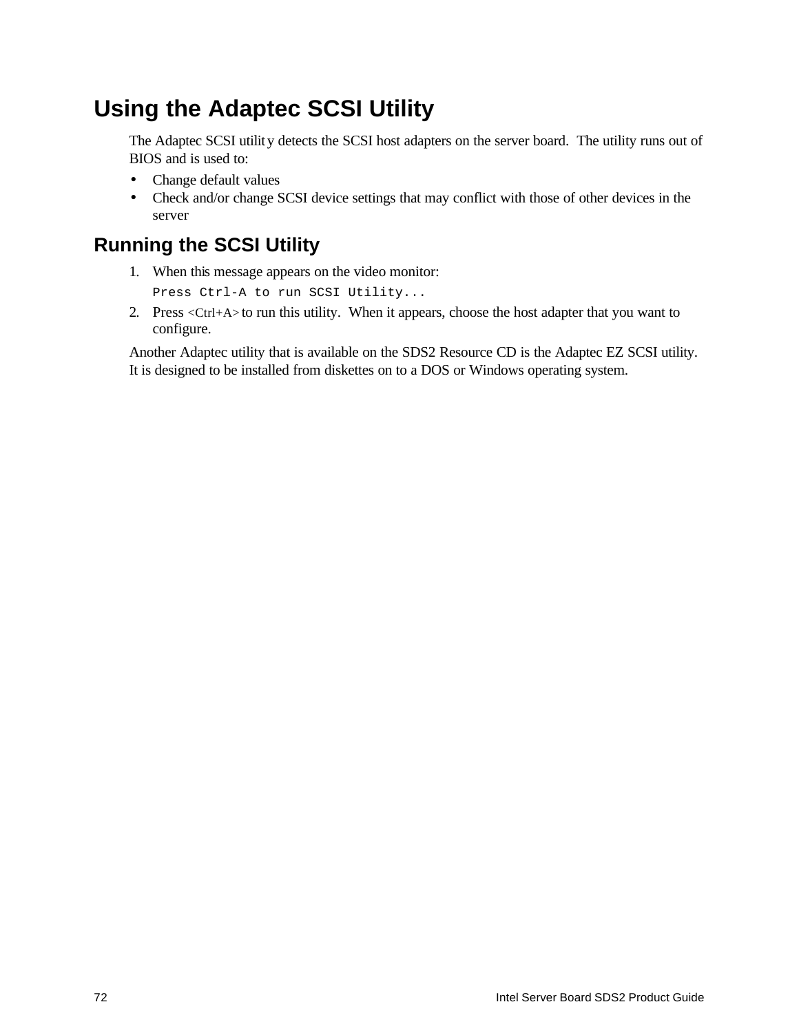# Using the Adaptec SCSI Utility

The Adaptec SCSI utility detects the SCSI host adapters on the server board. The utility runs out of BIOS and is used to:

- Change default values
- Check and/or change SCSI device settings that may conflict with those of other devices in the server

## Running the SCSI Utility

1. When this message appears on the video monitor:

   ```
   Press Ctrl-A to run SCSI Utility...
   ```

2. Press <Ctrl+A> to run this utility. When it appears, choose the host adapter that you want to configure.

Another Adaptec utility that is available on the SDS2 Resource CD is the Adaptec EZ SCSI utility. It is designed to be installed from diskettes on to a DOS or Windows operating system.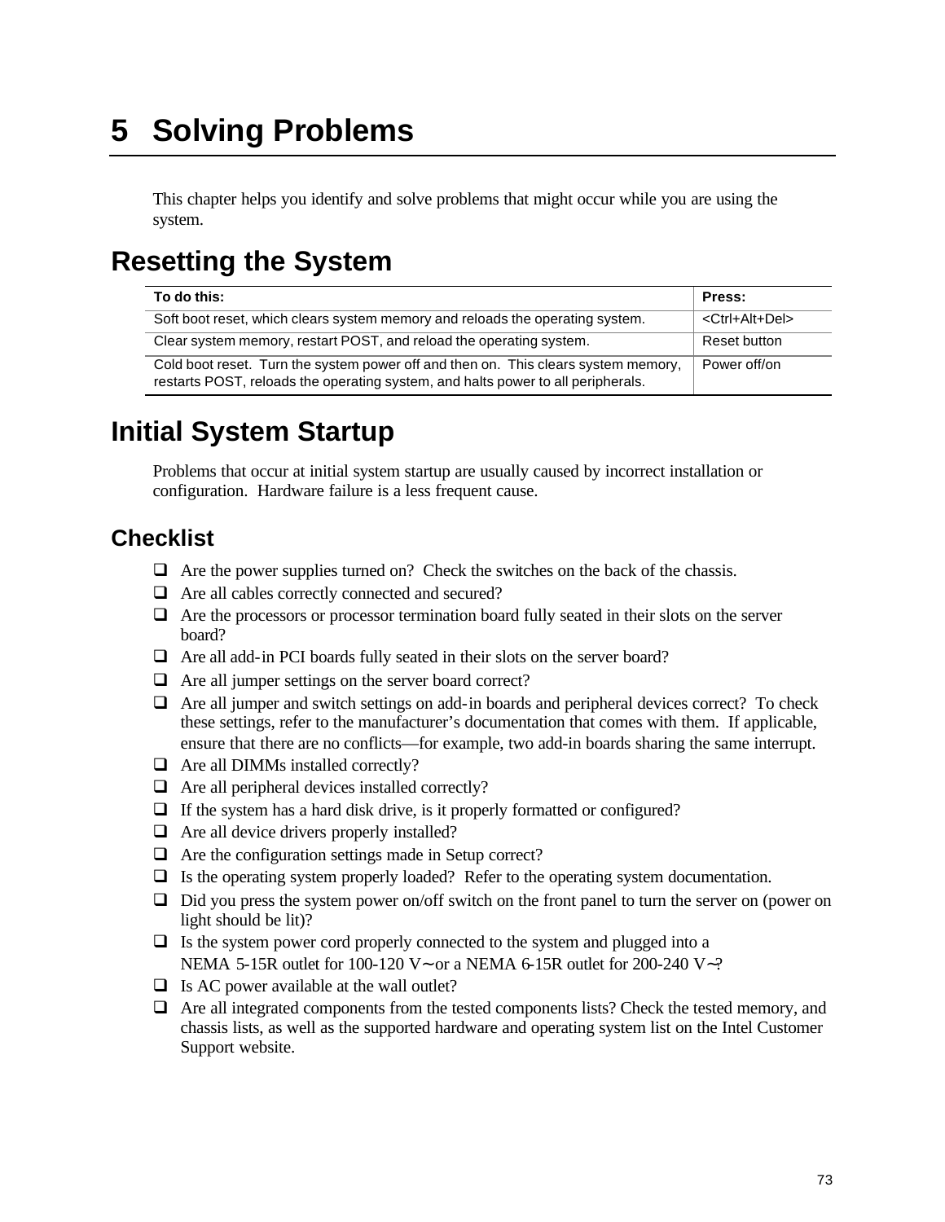# 5 Solving Problems

This chapter helps you identify and solve problems that might occur while you are using the system.

## Resetting the System

| To do this: | Press: |
|---|---|
| Soft boot reset, which clears system memory and reloads the operating system. | <Ctrl+Alt+Del> |
| Clear system memory, restart POST, and reload the operating system. | Reset button |
| Cold boot reset. Turn the system power off and then on. This clears system memory, restarts POST, reloads the operating system, and halts power to all peripherals. | Power off/on |

## Initial System Startup

Problems that occur at initial system startup are usually caused by incorrect installation or configuration. Hardware failure is a less frequent cause.

### Checklist

- ❑ Are the power supplies turned on? Check the switches on the back of the chassis.
- ❑ Are all cables correctly connected and secured?
- ❑ Are the processors or processor termination board fully seated in their slots on the server board?
- ❑ Are all add-in PCI boards fully seated in their slots on the server board?
- ❑ Are all jumper settings on the server board correct?
- ❑ Are all jumper and switch settings on add-in boards and peripheral devices correct? To check these settings, refer to the manufacturer's documentation that comes with them. If applicable, ensure that there are no conflicts—for example, two add-in boards sharing the same interrupt.
- ❑ Are all DIMMs installed correctly?
- ❑ Are all peripheral devices installed correctly?
- ❑ If the system has a hard disk drive, is it properly formatted or configured?
- ❑ Are all device drivers properly installed?
- ❑ Are the configuration settings made in Setup correct?
- ❑ Is the operating system properly loaded? Refer to the operating system documentation.
- ❑ Did you press the system power on/off switch on the front panel to turn the server on (power on light should be lit)?
- ❑ Is the system power cord properly connected to the system and plugged into a NEMA 5-15R outlet for 100-120 V∼ or a NEMA 6-15R outlet for 200-240 V∼?
- ❑ Is AC power available at the wall outlet?
- ❑ Are all integrated components from the tested components lists? Check the tested memory, and chassis lists, as well as the supported hardware and operating system list on the Intel Customer Support website.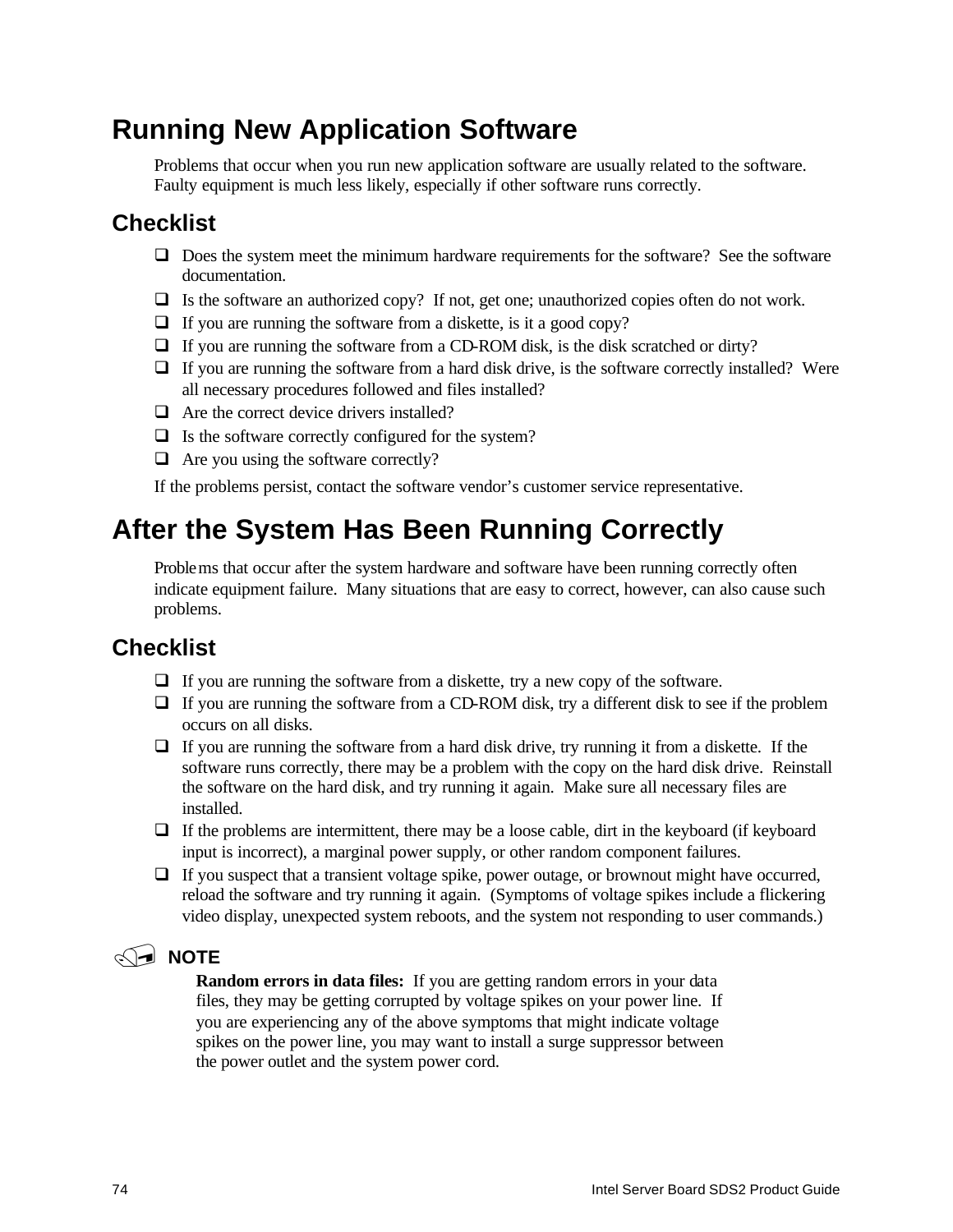# Running New Application Software

Problems that occur when you run new application software are usually related to the software. Faulty equipment is much less likely, especially if other software runs correctly.

## Checklist

- ❑ Does the system meet the minimum hardware requirements for the software? See the software documentation.
- ❑ Is the software an authorized copy? If not, get one; unauthorized copies often do not work.
- ❑ If you are running the software from a diskette, is it a good copy?
- ❑ If you are running the software from a CD-ROM disk, is the disk scratched or dirty?
- ❑ If you are running the software from a hard disk drive, is the software correctly installed? Were all necessary procedures followed and files installed?
- ❑ Are the correct device drivers installed?
- ❑ Is the software correctly configured for the system?
- ❑ Are you using the software correctly?

If the problems persist, contact the software vendor's customer service representative.

# After the System Has Been Running Correctly

Problems that occur after the system hardware and software have been running correctly often indicate equipment failure. Many situations that are easy to correct, however, can also cause such problems.

## Checklist

- ❑ If you are running the software from a diskette, try a new copy of the software.
- ❑ If you are running the software from a CD-ROM disk, try a different disk to see if the problem occurs on all disks.
- ❑ If you are running the software from a hard disk drive, try running it from a diskette. If the software runs correctly, there may be a problem with the copy on the hard disk drive. Reinstall the software on the hard disk, and try running it again. Make sure all necessary files are installed.
- ❑ If the problems are intermittent, there may be a loose cable, dirt in the keyboard (if keyboard input is incorrect), a marginal power supply, or other random component failures.
- ❑ If you suspect that a transient voltage spike, power outage, or brownout might have occurred, reload the software and try running it again. (Symptoms of voltage spikes include a flickering video display, unexpected system reboots, and the system not responding to user commands.)

**NOTE**

**Random errors in data files:** If you are getting random errors in your data files, they may be getting corrupted by voltage spikes on your power line. If you are experiencing any of the above symptoms that might indicate voltage spikes on the power line, you may want to install a surge suppressor between the power outlet and the system power cord.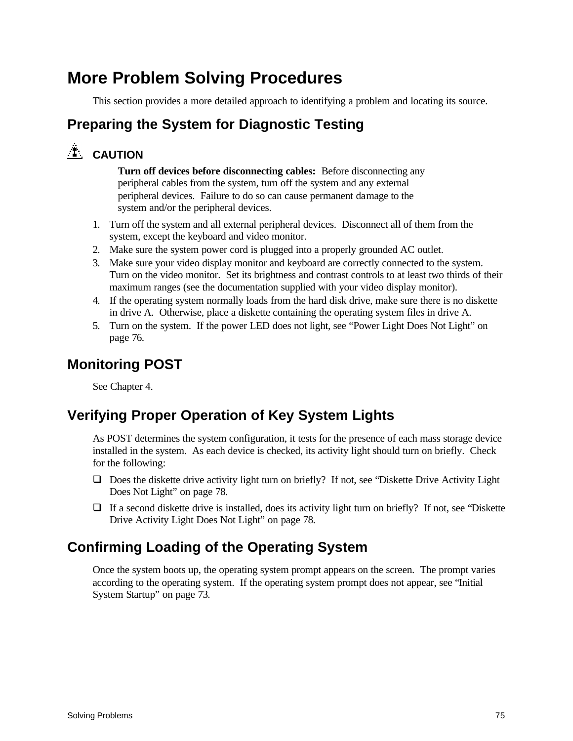# More Problem Solving Procedures

This section provides a more detailed approach to identifying a problem and locating its source.

## Preparing the System for Diagnostic Testing

**CAUTION**

**Turn off devices before disconnecting cables:** Before disconnecting any peripheral cables from the system, turn off the system and any external peripheral devices. Failure to do so can cause permanent damage to the system and/or the peripheral devices.

1. Turn off the system and all external peripheral devices. Disconnect all of them from the system, except the keyboard and video monitor.
2. Make sure the system power cord is plugged into a properly grounded AC outlet.
3. Make sure your video display monitor and keyboard are correctly connected to the system. Turn on the video monitor. Set its brightness and contrast controls to at least two thirds of their maximum ranges (see the documentation supplied with your video display monitor).
4. If the operating system normally loads from the hard disk drive, make sure there is no diskette in drive A. Otherwise, place a diskette containing the operating system files in drive A.
5. Turn on the system. If the power LED does not light, see “Power Light Does Not Light” on page 76.

## Monitoring POST

See Chapter 4.

## Verifying Proper Operation of Key System Lights

As POST determines the system configuration, it tests for the presence of each mass storage device installed in the system. As each device is checked, its activity light should turn on briefly. Check for the following:

- Does the diskette drive activity light turn on briefly? If not, see “Diskette Drive Activity Light Does Not Light” on page 78.
- If a second diskette drive is installed, does its activity light turn on briefly? If not, see “Diskette Drive Activity Light Does Not Light” on page 78.

## Confirming Loading of the Operating System

Once the system boots up, the operating system prompt appears on the screen. The prompt varies according to the operating system. If the operating system prompt does not appear, see “Initial System Startup” on page 73.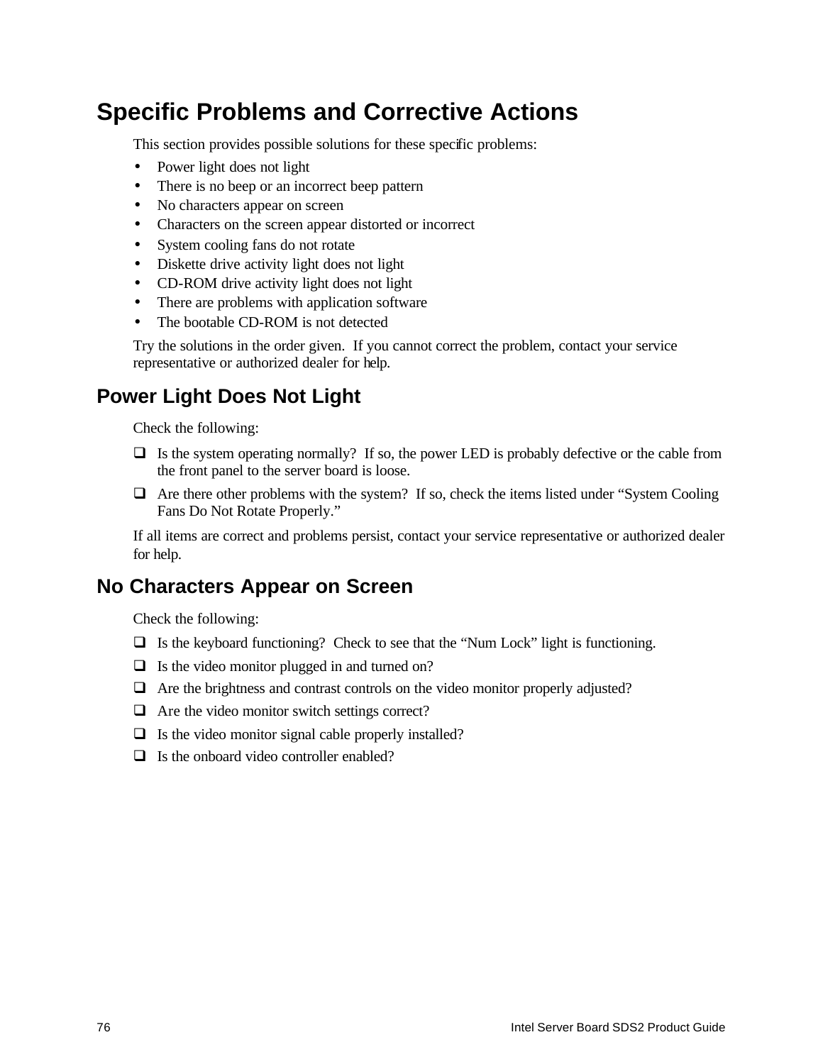# Specific Problems and Corrective Actions

This section provides possible solutions for these specific problems:

- Power light does not light
- There is no beep or an incorrect beep pattern
- No characters appear on screen
- Characters on the screen appear distorted or incorrect
- System cooling fans do not rotate
- Diskette drive activity light does not light
- CD-ROM drive activity light does not light
- There are problems with application software
- The bootable CD-ROM is not detected

Try the solutions in the order given. If you cannot correct the problem, contact your service representative or authorized dealer for help.

## Power Light Does Not Light

Check the following:

- [ ] Is the system operating normally? If so, the power LED is probably defective or the cable from the front panel to the server board is loose.
- [ ] Are there other problems with the system? If so, check the items listed under "System Cooling Fans Do Not Rotate Properly."

If all items are correct and problems persist, contact your service representative or authorized dealer for help.

## No Characters Appear on Screen

Check the following:

- [ ] Is the keyboard functioning? Check to see that the "Num Lock" light is functioning.
- [ ] Is the video monitor plugged in and turned on?
- [ ] Are the brightness and contrast controls on the video monitor properly adjusted?
- [ ] Are the video monitor switch settings correct?
- [ ] Is the video monitor signal cable properly installed?
- [ ] Is the onboard video controller enabled?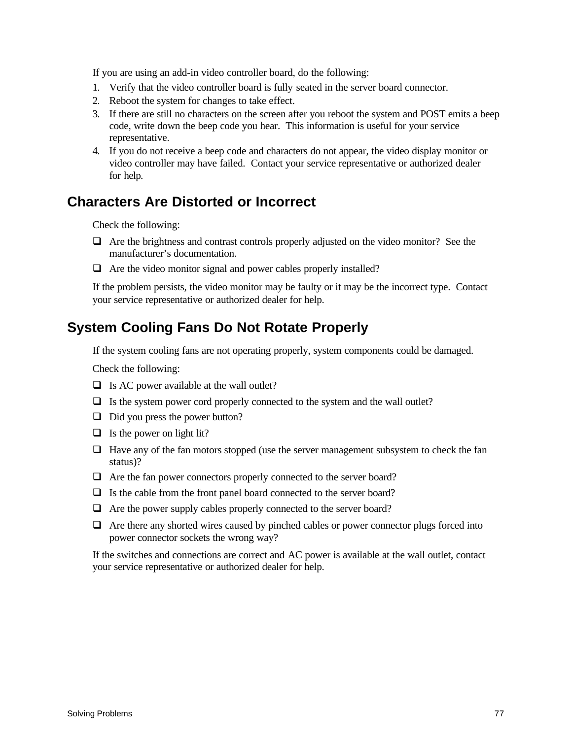If you are using an add-in video controller board, do the following:

1. Verify that the video controller board is fully seated in the server board connector.
2. Reboot the system for changes to take effect.
3. If there are still no characters on the screen after you reboot the system and POST emits a beep code, write down the beep code you hear. This information is useful for your service representative.
4. If you do not receive a beep code and characters do not appear, the video display monitor or video controller may have failed. Contact your service representative or authorized dealer for help.

## Characters Are Distorted or Incorrect

Check the following:

- ❑ Are the brightness and contrast controls properly adjusted on the video monitor? See the manufacturer's documentation.
- ❑ Are the video monitor signal and power cables properly installed?

If the problem persists, the video monitor may be faulty or it may be the incorrect type. Contact your service representative or authorized dealer for help.

## System Cooling Fans Do Not Rotate Properly

If the system cooling fans are not operating properly, system components could be damaged.

Check the following:

- ❑ Is AC power available at the wall outlet?
- ❑ Is the system power cord properly connected to the system and the wall outlet?
- ❑ Did you press the power button?
- ❑ Is the power on light lit?
- ❑ Have any of the fan motors stopped (use the server management subsystem to check the fan status)?
- ❑ Are the fan power connectors properly connected to the server board?
- ❑ Is the cable from the front panel board connected to the server board?
- ❑ Are the power supply cables properly connected to the server board?
- ❑ Are there any shorted wires caused by pinched cables or power connector plugs forced into power connector sockets the wrong way?

If the switches and connections are correct and AC power is available at the wall outlet, contact your service representative or authorized dealer for help.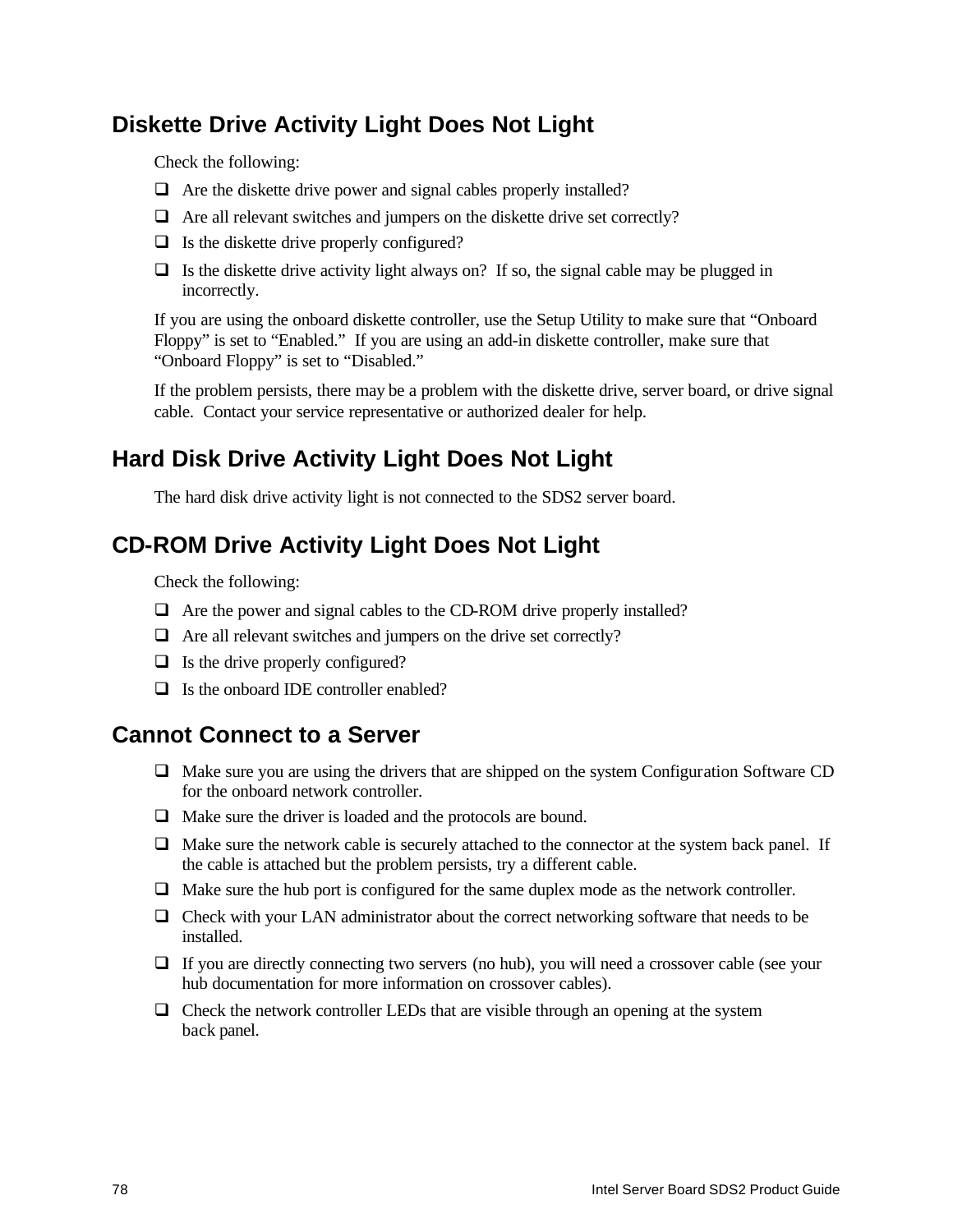## Diskette Drive Activity Light Does Not Light

Check the following:

- Are the diskette drive power and signal cables properly installed?
- Are all relevant switches and jumpers on the diskette drive set correctly?
- Is the diskette drive properly configured?
- Is the diskette drive activity light always on? If so, the signal cable may be plugged in incorrectly.

If you are using the onboard diskette controller, use the Setup Utility to make sure that "Onboard Floppy" is set to "Enabled." If you are using an add-in diskette controller, make sure that "Onboard Floppy" is set to "Disabled."

If the problem persists, there may be a problem with the diskette drive, server board, or drive signal cable. Contact your service representative or authorized dealer for help.

## Hard Disk Drive Activity Light Does Not Light

The hard disk drive activity light is not connected to the SDS2 server board.

## CD-ROM Drive Activity Light Does Not Light

Check the following:

- Are the power and signal cables to the CD-ROM drive properly installed?
- Are all relevant switches and jumpers on the drive set correctly?
- Is the drive properly configured?
- Is the onboard IDE controller enabled?

## Cannot Connect to a Server

- Make sure you are using the drivers that are shipped on the system Configuration Software CD for the onboard network controller.
- Make sure the driver is loaded and the protocols are bound.
- Make sure the network cable is securely attached to the connector at the system back panel. If the cable is attached but the problem persists, try a different cable.
- Make sure the hub port is configured for the same duplex mode as the network controller.
- Check with your LAN administrator about the correct networking software that needs to be installed.
- If you are directly connecting two servers (no hub), you will need a crossover cable (see your hub documentation for more information on crossover cables).
- Check the network controller LEDs that are visible through an opening at the system back panel.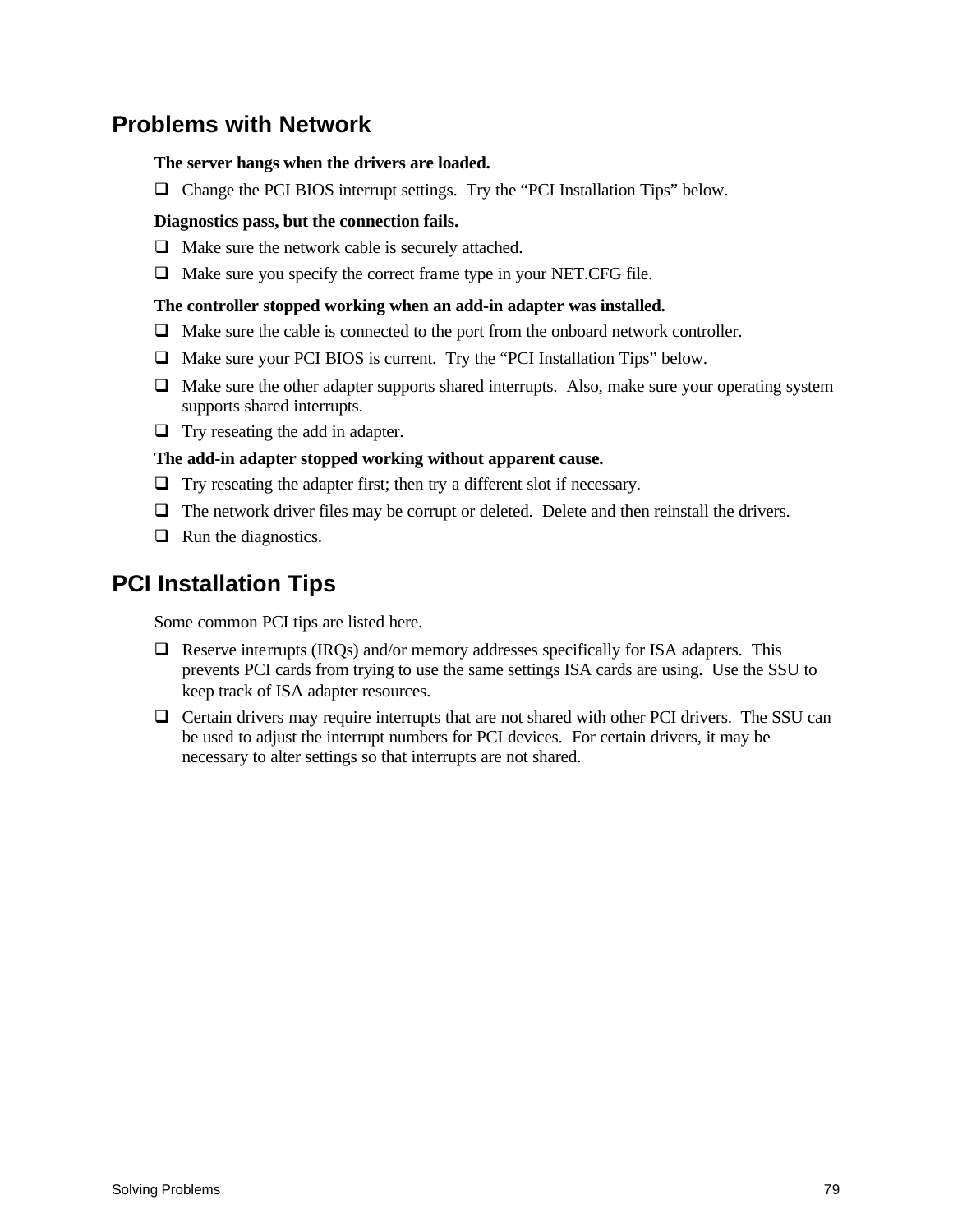## Problems with Network

**The server hangs when the drivers are loaded.**

- Change the PCI BIOS interrupt settings. Try the "PCI Installation Tips" below.

**Diagnostics pass, but the connection fails.**

- Make sure the network cable is securely attached.
- Make sure you specify the correct frame type in your NET.CFG file.

**The controller stopped working when an add-in adapter was installed.**

- Make sure the cable is connected to the port from the onboard network controller.
- Make sure your PCI BIOS is current. Try the "PCI Installation Tips" below.
- Make sure the other adapter supports shared interrupts. Also, make sure your operating system supports shared interrupts.
- Try reseating the add in adapter.

**The add-in adapter stopped working without apparent cause.**

- Try reseating the adapter first; then try a different slot if necessary.
- The network driver files may be corrupt or deleted. Delete and then reinstall the drivers.
- Run the diagnostics.

## PCI Installation Tips

Some common PCI tips are listed here.

- Reserve interrupts (IRQs) and/or memory addresses specifically for ISA adapters. This prevents PCI cards from trying to use the same settings ISA cards are using. Use the SSU to keep track of ISA adapter resources.
- Certain drivers may require interrupts that are not shared with other PCI drivers. The SSU can be used to adjust the interrupt numbers for PCI devices. For certain drivers, it may be necessary to alter settings so that interrupts are not shared.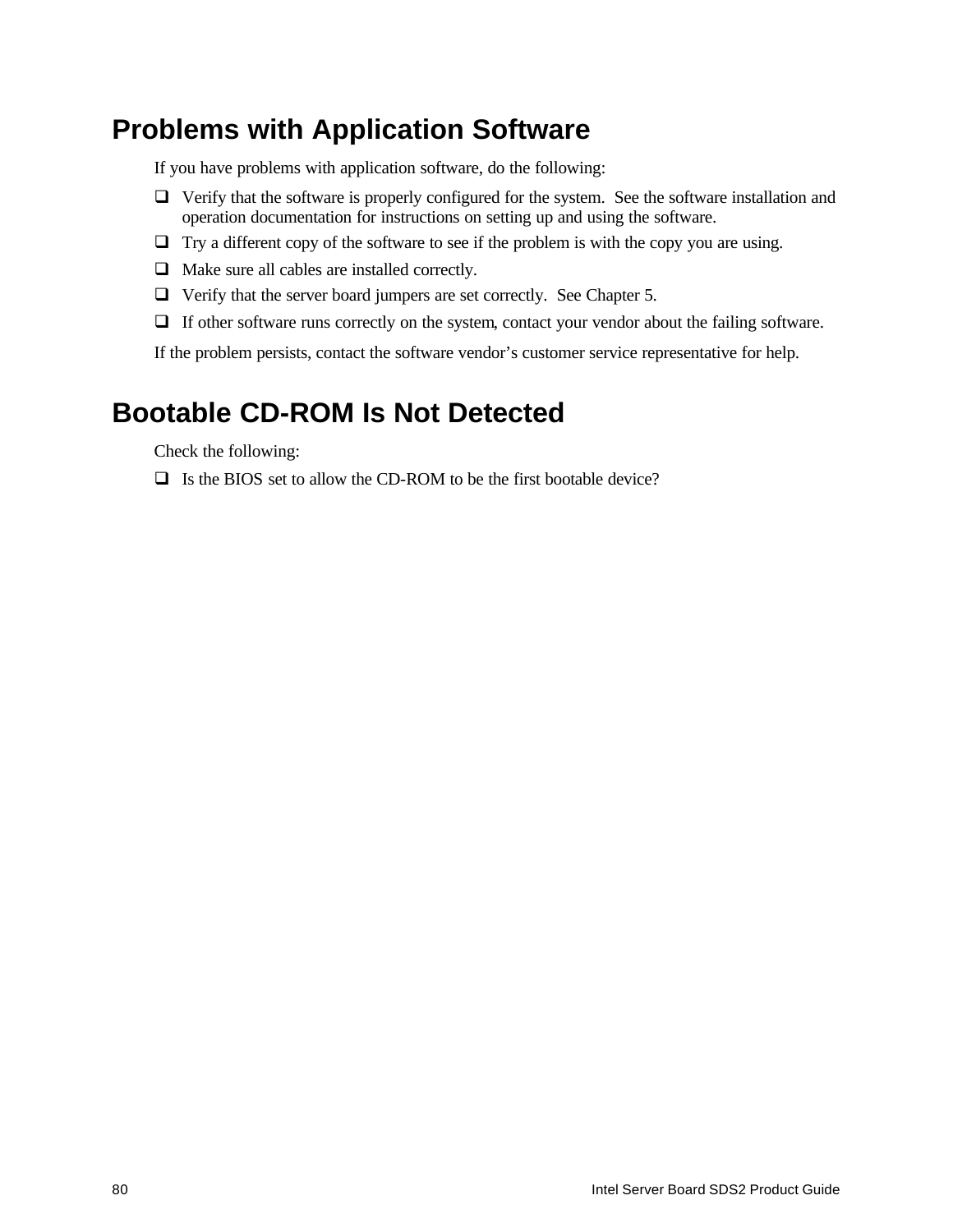## Problems with Application Software

If you have problems with application software, do the following:

- Verify that the software is properly configured for the system. See the software installation and operation documentation for instructions on setting up and using the software.
- Try a different copy of the software to see if the problem is with the copy you are using.
- Make sure all cables are installed correctly.
- Verify that the server board jumpers are set correctly. See Chapter 5.
- If other software runs correctly on the system, contact your vendor about the failing software.

If the problem persists, contact the software vendor's customer service representative for help.

## Bootable CD-ROM Is Not Detected

Check the following:

- Is the BIOS set to allow the CD-ROM to be the first bootable device?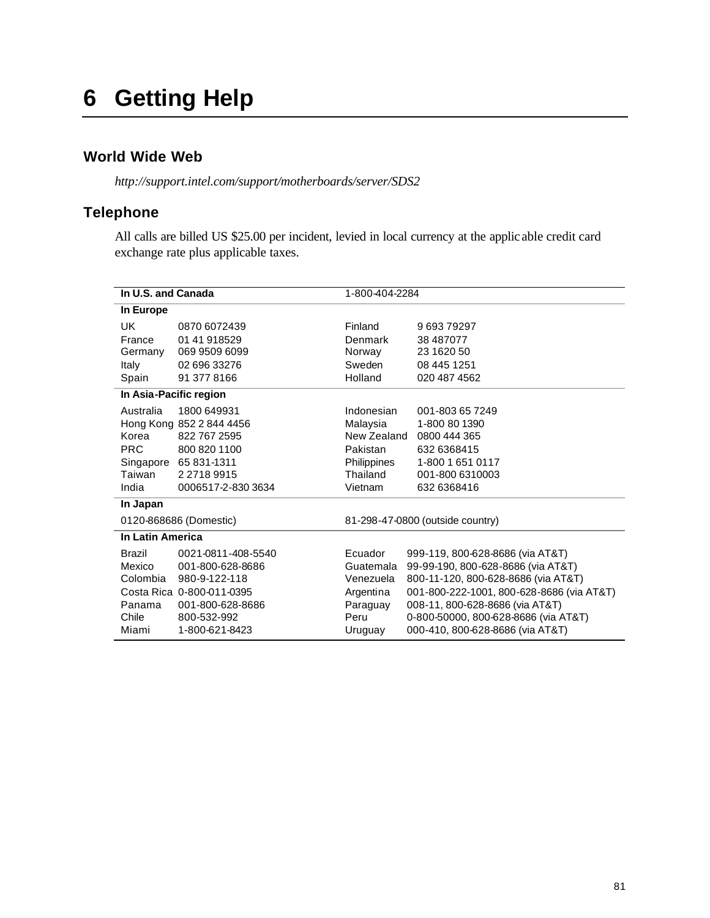# 6 Getting Help

## World Wide Web

*http://support.intel.com/support/motherboards/server/SDS2*

## Telephone

All calls are billed US $25.00 per incident, levied in local currency at the applicable credit card exchange rate plus applicable taxes.

| **In U.S. and Canada** | | 1-800-404-2284 | |
|---|---|---|---|
| **In Europe** | | | |
| UK | 0870 6072439 | Finland | 9 693 79297 |
| France | 01 41 918529 | Denmark | 38 487077 |
| Germany | 069 9509 6099 | Norway | 23 1620 50 |
| Italy | 02 696 33276 | Sweden | 08 445 1251 |
| Spain | 91 377 8166 | Holland | 020 487 4562 |
| **In Asia-Pacific region** | | | |
| Australia | 1800 649931 | Indonesian | 001-803 65 7249 |
| Hong Kong | 852 2 844 4456 | Malaysia | 1-800 80 1390 |
| Korea | 822 767 2595 | New Zealand | 0800 444 365 |
| PRC | 800 820 1100 | Pakistan | 632 6368415 |
| Singapore | 65 831-1311 | Philippines | 1-800 1 651 0117 |
| Taiwan | 2 2718 9915 | Thailand | 001-800 6310003 |
| India | 0006517-2-830 3634 | Vietnam | 632 6368416 |
| **In Japan** | | | |
| 0120-868686 (Domestic) | | 81-298-47-0800 (outside country) | |
| **In Latin America** | | | |
| Brazil | 0021-0811-408-5540 | Ecuador | 999-119, 800-628-8686 (via AT&T) |
| Mexico | 001-800-628-8686 | Guatemala | 99-99-190, 800-628-8686 (via AT&T) |
| Colombia | 980-9-122-118 | Venezuela | 800-11-120, 800-628-8686 (via AT&T) |
| Costa Rica | 0-800-011-0395 | Argentina | 001-800-222-1001, 800-628-8686 (via AT&T) |
| Panama | 001-800-628-8686 | Paraguay | 008-11, 800-628-8686 (via AT&T) |
| Chile | 800-532-992 | Peru | 0-800-50000, 800-628-8686 (via AT&T) |
| Miami | 1-800-621-8423 | Uruguay | 000-410, 800-628-8686 (via AT&T) |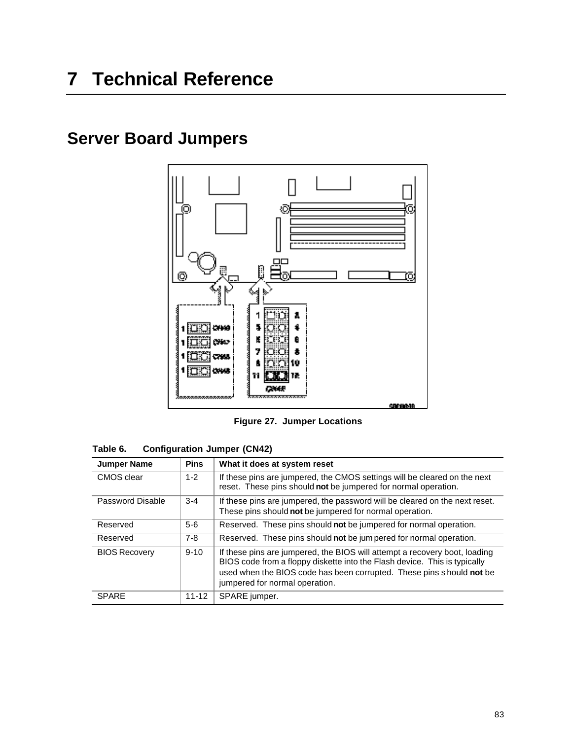# 7 Technical Reference

## Server Board Jumpers

Figure 27. Jumper Locations

**Table 6. Configuration Jumper (CN42)**

| Jumper Name | Pins | What it does at system reset |
|---|---|---|
| CMOS clear | 1-2 | If these pins are jumpered, the CMOS settings will be cleared on the next reset. These pins should **not** be jumpered for normal operation. |
| Password Disable | 3-4 | If these pins are jumpered, the password will be cleared on the next reset. These pins should **not** be jumpered for normal operation. |
| Reserved | 5-6 | Reserved. These pins should **not** be jumpered for normal operation. |
| Reserved | 7-8 | Reserved. These pins should **not** be jumpered for normal operation. |
| BIOS Recovery | 9-10 | If these pins are jumpered, the BIOS will attempt a recovery boot, loading BIOS code from a floppy diskette into the Flash device. This is typically used when the BIOS code has been corrupted. These pins should **not** be jumpered for normal operation. |
| SPARE | 11-12 | SPARE jumper. |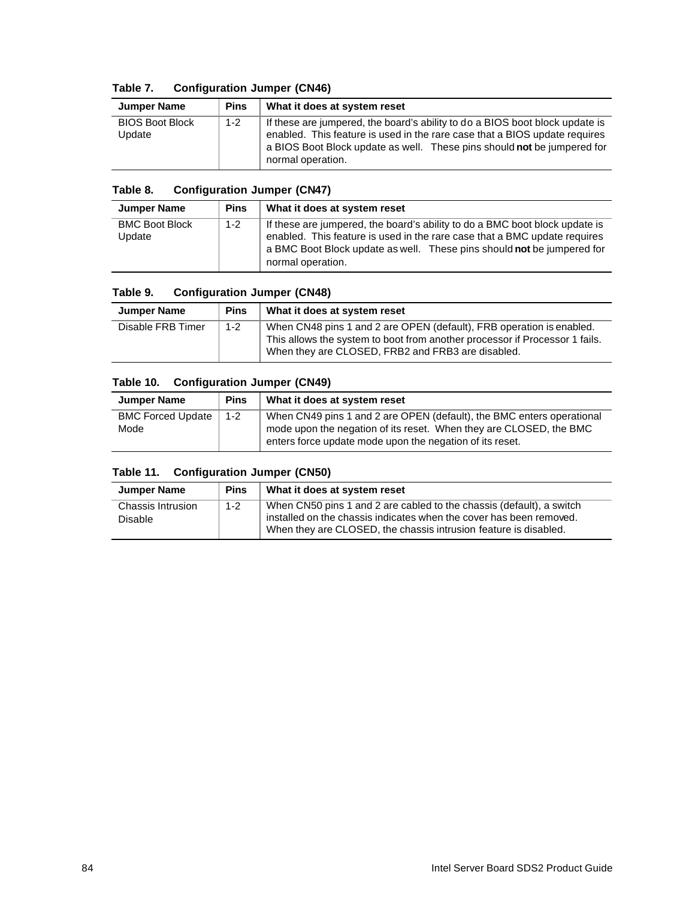**Table 7. Configuration Jumper (CN46)**

| Jumper Name | Pins | What it does at system reset |
|---|---|---|
| BIOS Boot Block Update | 1-2 | If these are jumpered, the board's ability to do a BIOS boot block update is enabled. This feature is used in the rare case that a BIOS update requires a BIOS Boot Block update as well. These pins should **not** be jumpered for normal operation. |

**Table 8. Configuration Jumper (CN47)**

| Jumper Name | Pins | What it does at system reset |
|---|---|---|
| BMC Boot Block Update | 1-2 | If these are jumpered, the board's ability to do a BMC boot block update is enabled. This feature is used in the rare case that a BMC update requires a BMC Boot Block update as well. These pins should **not** be jumpered for normal operation. |

**Table 9. Configuration Jumper (CN48)**

| Jumper Name | Pins | What it does at system reset |
|---|---|---|
| Disable FRB Timer | 1-2 | When CN48 pins 1 and 2 are OPEN (default), FRB operation is enabled. This allows the system to boot from another processor if Processor 1 fails. When they are CLOSED, FRB2 and FRB3 are disabled. |

**Table 10. Configuration Jumper (CN49)**

| Jumper Name | Pins | What it does at system reset |
|---|---|---|
| BMC Forced Update Mode | 1-2 | When CN49 pins 1 and 2 are OPEN (default), the BMC enters operational mode upon the negation of its reset. When they are CLOSED, the BMC enters force update mode upon the negation of its reset. |

**Table 11. Configuration Jumper (CN50)**

| Jumper Name | Pins | What it does at system reset |
|---|---|---|
| Chassis Intrusion Disable | 1-2 | When CN50 pins 1 and 2 are cabled to the chassis (default), a switch installed on the chassis indicates when the cover has been removed. When they are CLOSED, the chassis intrusion feature is disabled. |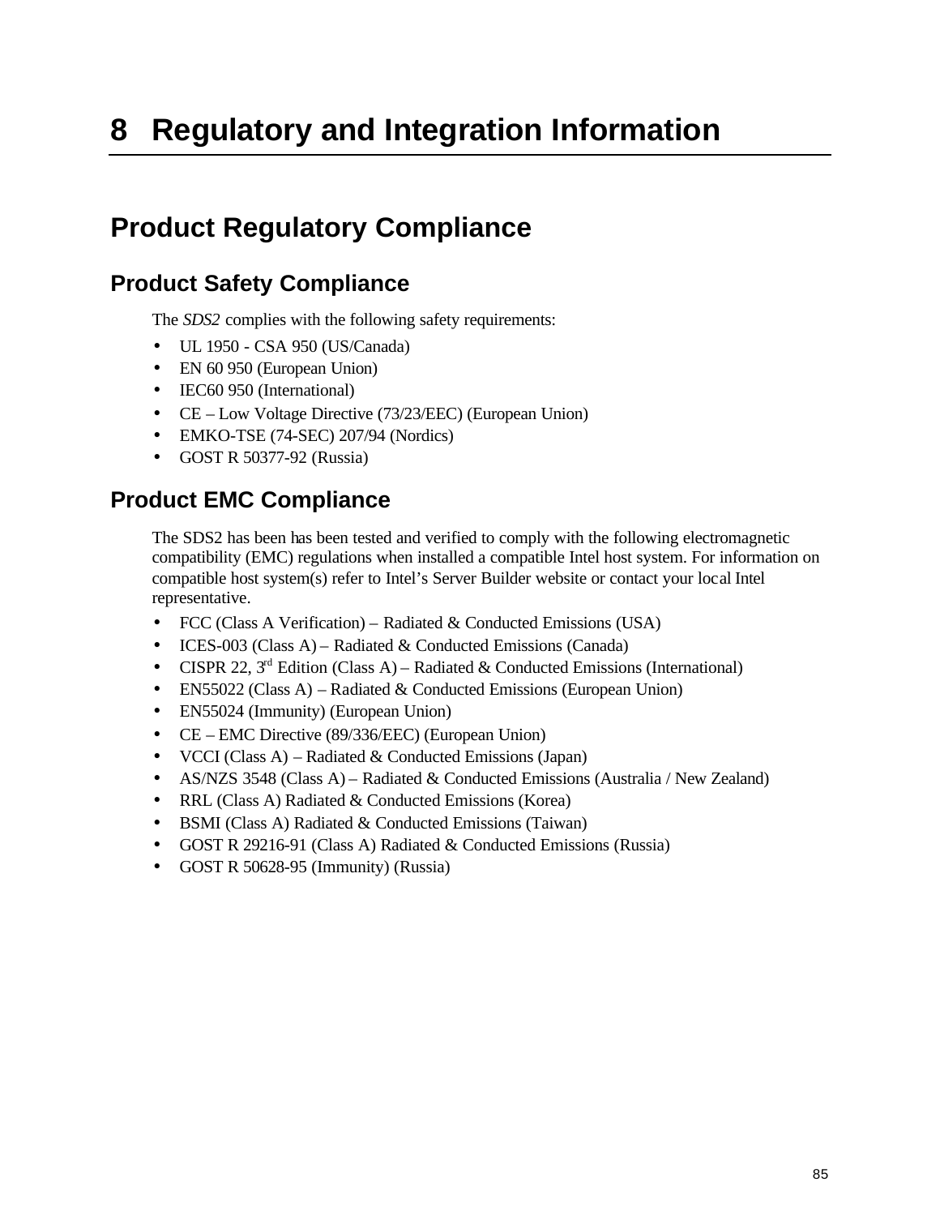# 8 Regulatory and Integration Information

## Product Regulatory Compliance

### Product Safety Compliance

The *SDS2* complies with the following safety requirements:

- UL 1950 - CSA 950 (US/Canada)
- EN 60 950 (European Union)
- IEC60 950 (International)
- CE – Low Voltage Directive (73/23/EEC) (European Union)
- EMKO-TSE (74-SEC) 207/94 (Nordics)
- GOST R 50377-92 (Russia)

### Product EMC Compliance

The SDS2 has been has been tested and verified to comply with the following electromagnetic compatibility (EMC) regulations when installed a compatible Intel host system. For information on compatible host system(s) refer to Intel's Server Builder website or contact your local Intel representative.

- FCC (Class A Verification) – Radiated & Conducted Emissions (USA)
- ICES-003 (Class A) – Radiated & Conducted Emissions (Canada)
- CISPR 22, 3rd Edition (Class A) – Radiated & Conducted Emissions (International)
- EN55022 (Class A) – Radiated & Conducted Emissions (European Union)
- EN55024 (Immunity) (European Union)
- CE – EMC Directive (89/336/EEC) (European Union)
- VCCI (Class A) – Radiated & Conducted Emissions (Japan)
- AS/NZS 3548 (Class A) – Radiated & Conducted Emissions (Australia / New Zealand)
- RRL (Class A) Radiated & Conducted Emissions (Korea)
- BSMI (Class A) Radiated & Conducted Emissions (Taiwan)
- GOST R 29216-91 (Class A) Radiated & Conducted Emissions (Russia)
- GOST R 50628-95 (Immunity) (Russia)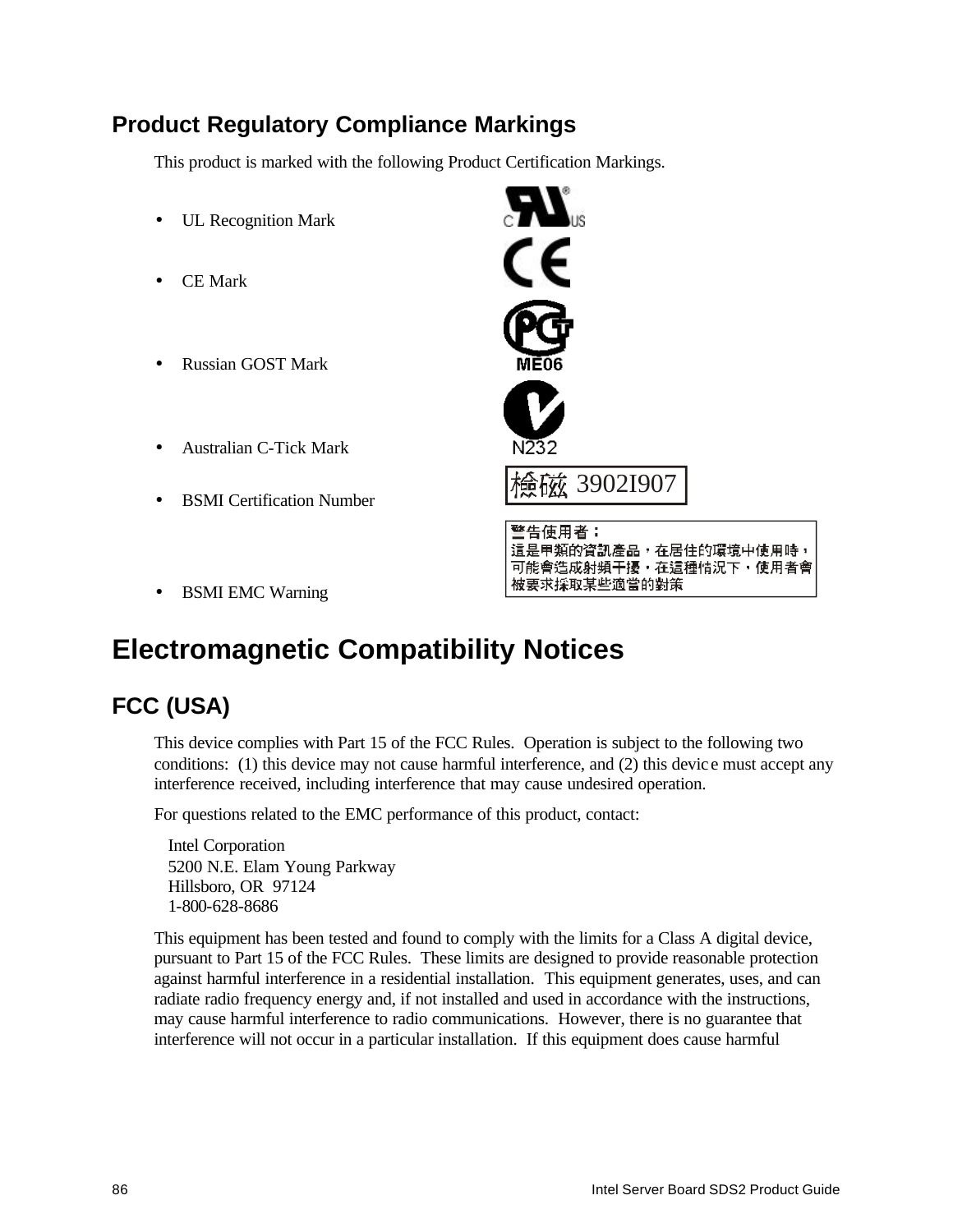## Product Regulatory Compliance Markings

This product is marked with the following Product Certification Markings.

- UL Recognition Mark
- CE Mark
- Russian GOST Mark
- Australian C-Tick Mark
- BSMI Certification Number
- BSMI EMC Warning

檢磁 3902I907

警告使用者：
這是甲類的資訊產品，在居住的環境中使用時，可能會造成射頻干擾，在這種情況下，使用者會被要求採取某些適當的對策

# Electromagnetic Compatibility Notices

## FCC (USA)

This device complies with Part 15 of the FCC Rules. Operation is subject to the following two conditions: (1) this device may not cause harmful interference, and (2) this device must accept any interference received, including interference that may cause undesired operation.

For questions related to the EMC performance of this product, contact:

Intel Corporation
5200 N.E. Elam Young Parkway
Hillsboro, OR 97124
1-800-628-8686

This equipment has been tested and found to comply with the limits for a Class A digital device, pursuant to Part 15 of the FCC Rules. These limits are designed to provide reasonable protection against harmful interference in a residential installation. This equipment generates, uses, and can radiate radio frequency energy and, if not installed and used in accordance with the instructions, may cause harmful interference to radio communications. However, there is no guarantee that interference will not occur in a particular installation. If this equipment does cause harmful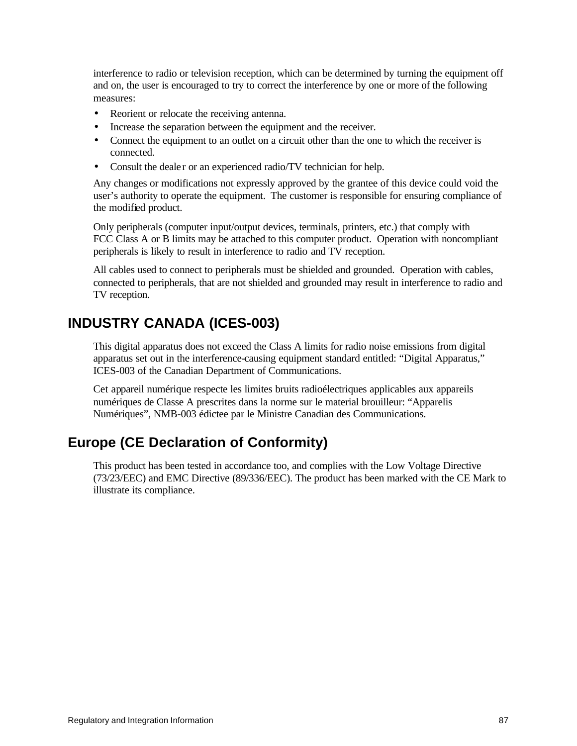interference to radio or television reception, which can be determined by turning the equipment off and on, the user is encouraged to try to correct the interference by one or more of the following measures:

- Reorient or relocate the receiving antenna.
- Increase the separation between the equipment and the receiver.
- Connect the equipment to an outlet on a circuit other than the one to which the receiver is connected.
- Consult the dealer or an experienced radio/TV technician for help.

Any changes or modifications not expressly approved by the grantee of this device could void the user's authority to operate the equipment. The customer is responsible for ensuring compliance of the modified product.

Only peripherals (computer input/output devices, terminals, printers, etc.) that comply with FCC Class A or B limits may be attached to this computer product. Operation with noncompliant peripherals is likely to result in interference to radio and TV reception.

All cables used to connect to peripherals must be shielded and grounded. Operation with cables, connected to peripherals, that are not shielded and grounded may result in interference to radio and TV reception.

## INDUSTRY CANADA (ICES-003)

This digital apparatus does not exceed the Class A limits for radio noise emissions from digital apparatus set out in the interference-causing equipment standard entitled: "Digital Apparatus," ICES-003 of the Canadian Department of Communications.

Cet appareil numérique respecte les limites bruits radioélectriques applicables aux appareils numériques de Classe A prescrites dans la norme sur le material brouilleur: "Apparelis Numériques", NMB-003 édictee par le Ministre Canadian des Communications.

## Europe (CE Declaration of Conformity)

This product has been tested in accordance too, and complies with the Low Voltage Directive (73/23/EEC) and EMC Directive (89/336/EEC). The product has been marked with the CE Mark to illustrate its compliance.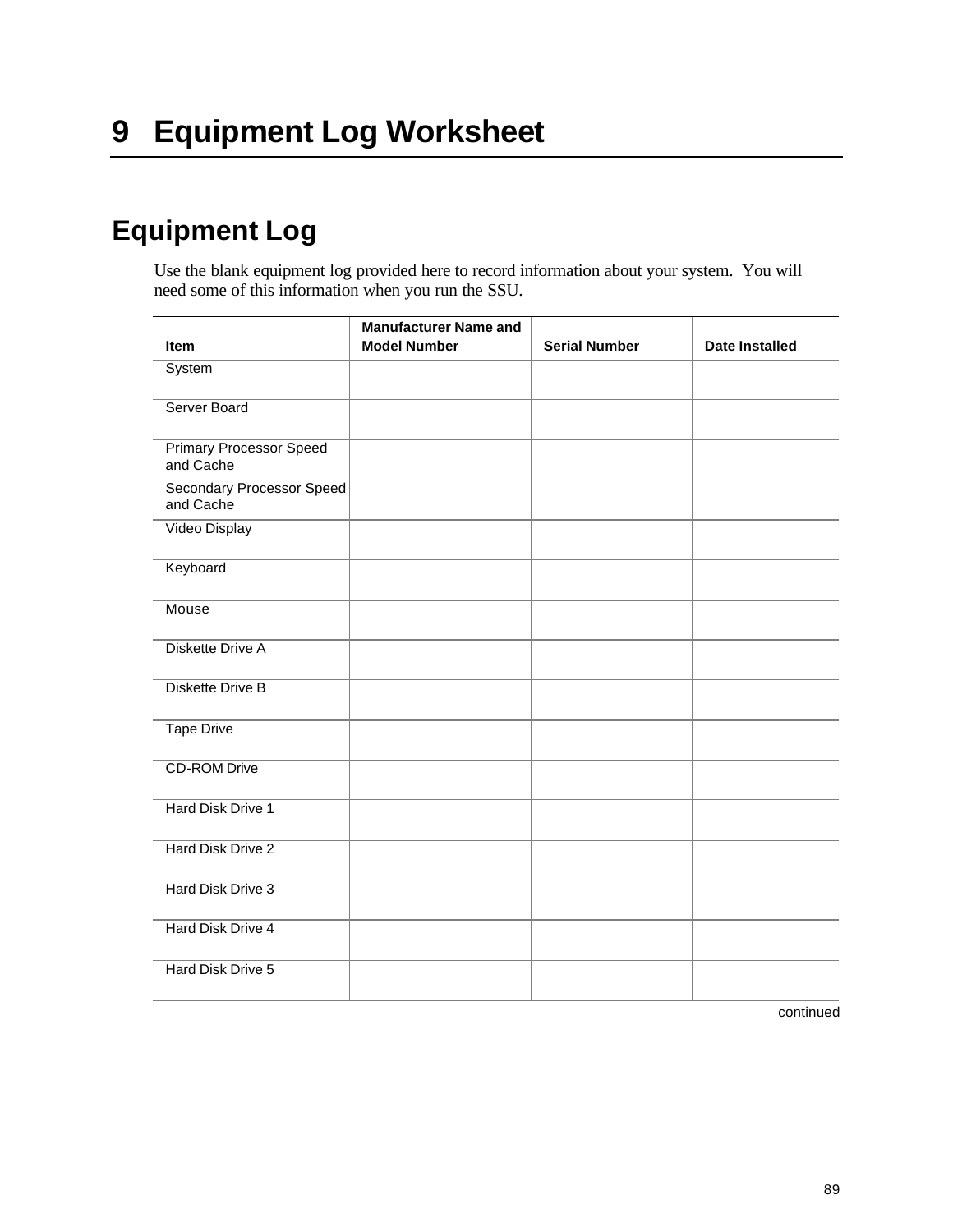# 9 Equipment Log Worksheet

## Equipment Log

Use the blank equipment log provided here to record information about your system. You will need some of this information when you run the SSU.

| Item | Manufacturer Name and Model Number | Serial Number | Date Installed |
|---|---|---|---|
| System | | | |
| Server Board | | | |
| Primary Processor Speed and Cache | | | |
| Secondary Processor Speed and Cache | | | |
| Video Display | | | |
| Keyboard | | | |
| Mouse | | | |
| Diskette Drive A | | | |
| Diskette Drive B | | | |
| Tape Drive | | | |
| CD-ROM Drive | | | |
| Hard Disk Drive 1 | | | |
| Hard Disk Drive 2 | | | |
| Hard Disk Drive 3 | | | |
| Hard Disk Drive 4 | | | |
| Hard Disk Drive 5 | | | |

continued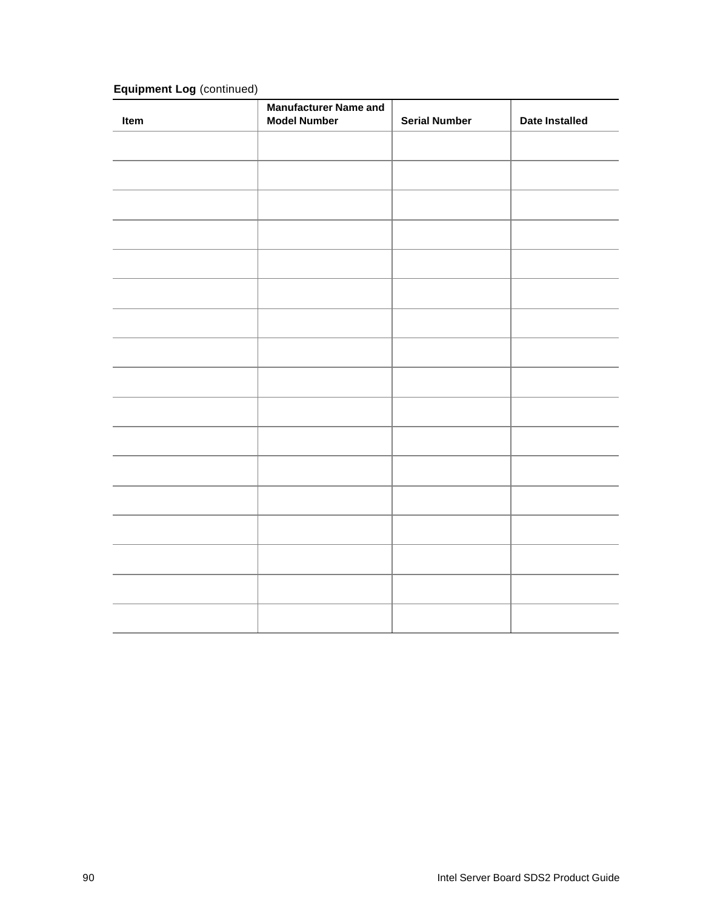**Equipment Log** (continued)

| Item | Manufacturer Name and Model Number | Serial Number | Date Installed |
|---|---|---|---|
| | | | |
| | | | |
| | | | |
| | | | |
| | | | |
| | | | |
| | | | |
| | | | |
| | | | |
| | | | |
| | | | |
| | | | |
| | | | |
| | | | |
| | | | |
| | | | |
| | | | |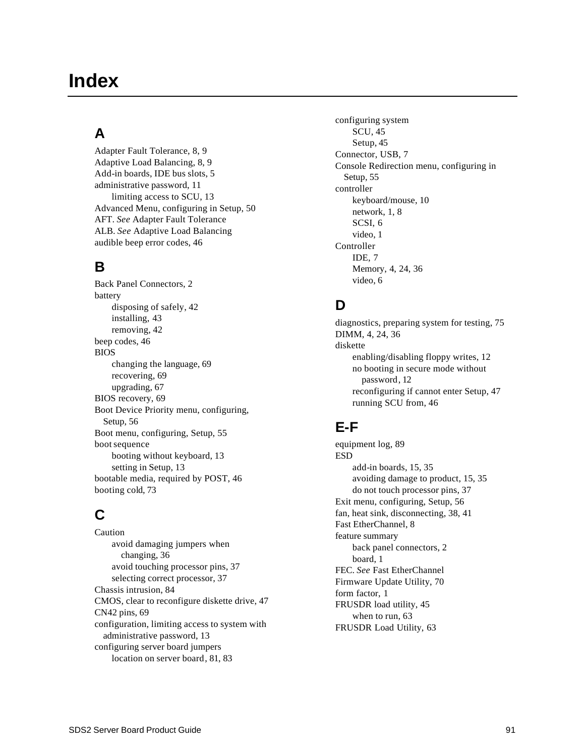# Index

## A

Adapter Fault Tolerance, 8, 9
Adaptive Load Balancing, 8, 9
Add-in boards, IDE bus slots, 5
administrative password, 11
- limiting access to SCU, 13

Advanced Menu, configuring in Setup, 50
AFT. *See* Adapter Fault Tolerance
ALB. *See* Adaptive Load Balancing
audible beep error codes, 46

## B

Back Panel Connectors, 2
battery
- disposing of safely, 42
- installing, 43
- removing, 42

beep codes, 46
BIOS
- changing the language, 69
- recovering, 69
- upgrading, 67

BIOS recovery, 69
Boot Device Priority menu, configuring, Setup, 56
Boot menu, configuring, Setup, 55
boot sequence
- booting without keyboard, 13
- setting in Setup, 13

bootable media, required by POST, 46
booting cold, 73

## C

Caution
- avoid damaging jumpers when changing, 36
- avoid touching processor pins, 37
- selecting correct processor, 37

Chassis intrusion, 84
CMOS, clear to reconfigure diskette drive, 47
CN42 pins, 69
configuration, limiting access to system with administrative password, 13
configuring server board jumpers
- location on server board, 81, 83

configuring system
- SCU, 45
- Setup, 45

Connector, USB, 7
Console Redirection menu, configuring in Setup, 55
controller
- keyboard/mouse, 10
- network, 1, 8
- SCSI, 6
- video, 1

Controller
- IDE, 7
- Memory, 4, 24, 36
- video, 6

## D

diagnostics, preparing system for testing, 75
DIMM, 4, 24, 36
diskette
- enabling/disabling floppy writes, 12
- no booting in secure mode without password, 12
- reconfiguring if cannot enter Setup, 47
- running SCU from, 46

## E-F

equipment log, 89
ESD
- add-in boards, 15, 35
- avoiding damage to product, 15, 35
- do not touch processor pins, 37

Exit menu, configuring, Setup, 56
fan, heat sink, disconnecting, 38, 41
Fast EtherChannel, 8
feature summary
- back panel connectors, 2
- board, 1

FEC. *See* Fast EtherChannel
Firmware Update Utility, 70
form factor, 1
FRUSDR load utility, 45
- when to run, 63

FRUSDR Load Utility, 63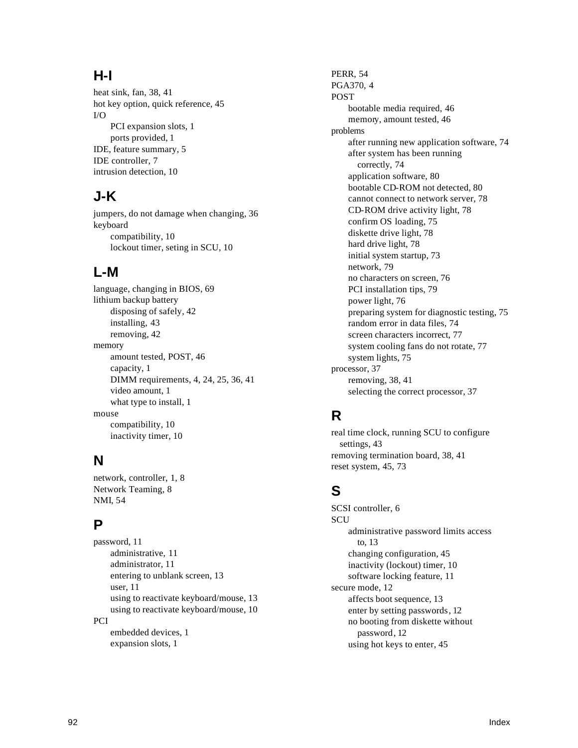## H-I

heat sink, fan, 38, 41
hot key option, quick reference, 45
I/O
  PCI expansion slots, 1
  ports provided, 1
IDE, feature summary, 5
IDE controller, 7
intrusion detection, 10

## J-K

jumpers, do not damage when changing, 36
keyboard
  compatibility, 10
  lockout timer, seting in SCU, 10

## L-M

language, changing in BIOS, 69
lithium backup battery
  disposing of safely, 42
  installing, 43
  removing, 42
memory
  amount tested, POST, 46
  capacity, 1
  DIMM requirements, 4, 24, 25, 36, 41
  video amount, 1
  what type to install, 1
mouse
  compatibility, 10
  inactivity timer, 10

## N

network, controller, 1, 8
Network Teaming, 8
NMI, 54

## P

password, 11
  administrative, 11
  administrator, 11
  entering to unblank screen, 13
  user, 11
  using to reactivate keyboard/mouse, 13
  using to reactivate keyboard/mouse, 10
PCI
  embedded devices, 1
  expansion slots, 1
PERR, 54
PGA370, 4
POST
  bootable media required, 46
  memory, amount tested, 46
problems
  after running new application software, 74
  after system has been running correctly, 74
  application software, 80
  bootable CD-ROM not detected, 80
  cannot connect to network server, 78
  CD-ROM drive activity light, 78
  confirm OS loading, 75
  diskette drive light, 78
  hard drive light, 78
  initial system startup, 73
  network, 79
  no characters on screen, 76
  PCI installation tips, 79
  power light, 76
  preparing system for diagnostic testing, 75
  random error in data files, 74
  screen characters incorrect, 77
  system cooling fans do not rotate, 77
  system lights, 75
processor, 37
  removing, 38, 41
  selecting the correct processor, 37

## R

real time clock, running SCU to configure settings, 43
removing termination board, 38, 41
reset system, 45, 73

## S

SCSI controller, 6
SCU
  administrative password limits access to, 13
  changing configuration, 45
  inactivity (lockout) timer, 10
  software locking feature, 11
secure mode, 12
  affects boot sequence, 13
  enter by setting passwords, 12
  no booting from diskette without password, 12
  using hot keys to enter, 45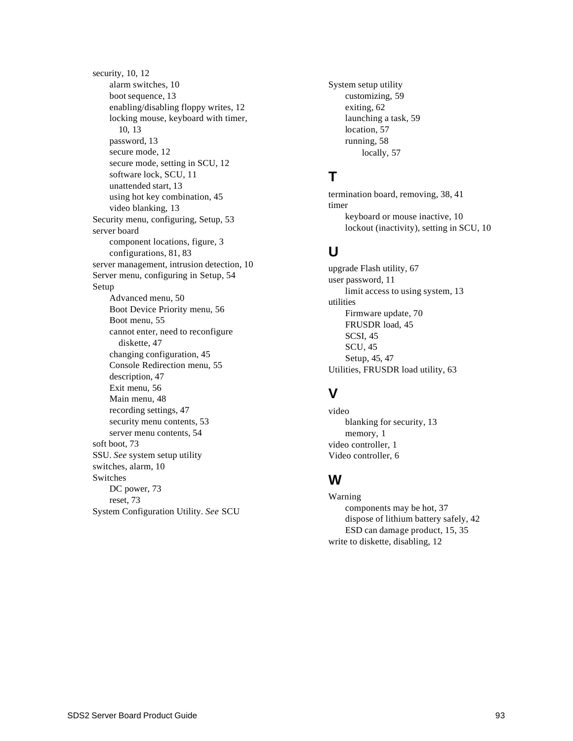security, 10, 12
- alarm switches, 10
- boot sequence, 13
- enabling/disabling floppy writes, 12
- locking mouse, keyboard with timer, 10, 13
- password, 13
- secure mode, 12
- secure mode, setting in SCU, 12
- software lock, SCU, 11
- unattended start, 13
- using hot key combination, 45
- video blanking, 13

Security menu, configuring, Setup, 53
server board
- component locations, figure, 3
- configurations, 81, 83

server management, intrusion detection, 10
Server menu, configuring in Setup, 54
Setup
- Advanced menu, 50
- Boot Device Priority menu, 56
- Boot menu, 55
- cannot enter, need to reconfigure diskette, 47
- changing configuration, 45
- Console Redirection menu, 55
- description, 47
- Exit menu, 56
- Main menu, 48
- recording settings, 47
- security menu contents, 53
- server menu contents, 54

soft boot, 73
SSU. *See* system setup utility
switches, alarm, 10
Switches
- DC power, 73
- reset, 73

System Configuration Utility. *See* SCU
System setup utility
- customizing, 59
- exiting, 62
- launching a task, 59
- location, 57
- running, 58
  - locally, 57

## T

termination board, removing, 38, 41
timer
- keyboard or mouse inactive, 10
- lockout (inactivity), setting in SCU, 10

## U

upgrade Flash utility, 67
user password, 11
- limit access to using system, 13

utilities
- Firmware update, 70
- FRUSDR load, 45
- SCSI, 45
- SCU, 45
- Setup, 45, 47

Utilities, FRUSDR load utility, 63

## V

video
- blanking for security, 13
- memory, 1

video controller, 1
Video controller, 6

## W

Warning
- components may be hot, 37
- dispose of lithium battery safely, 42
- ESD can damage product, 15, 35

write to diskette, disabling, 12